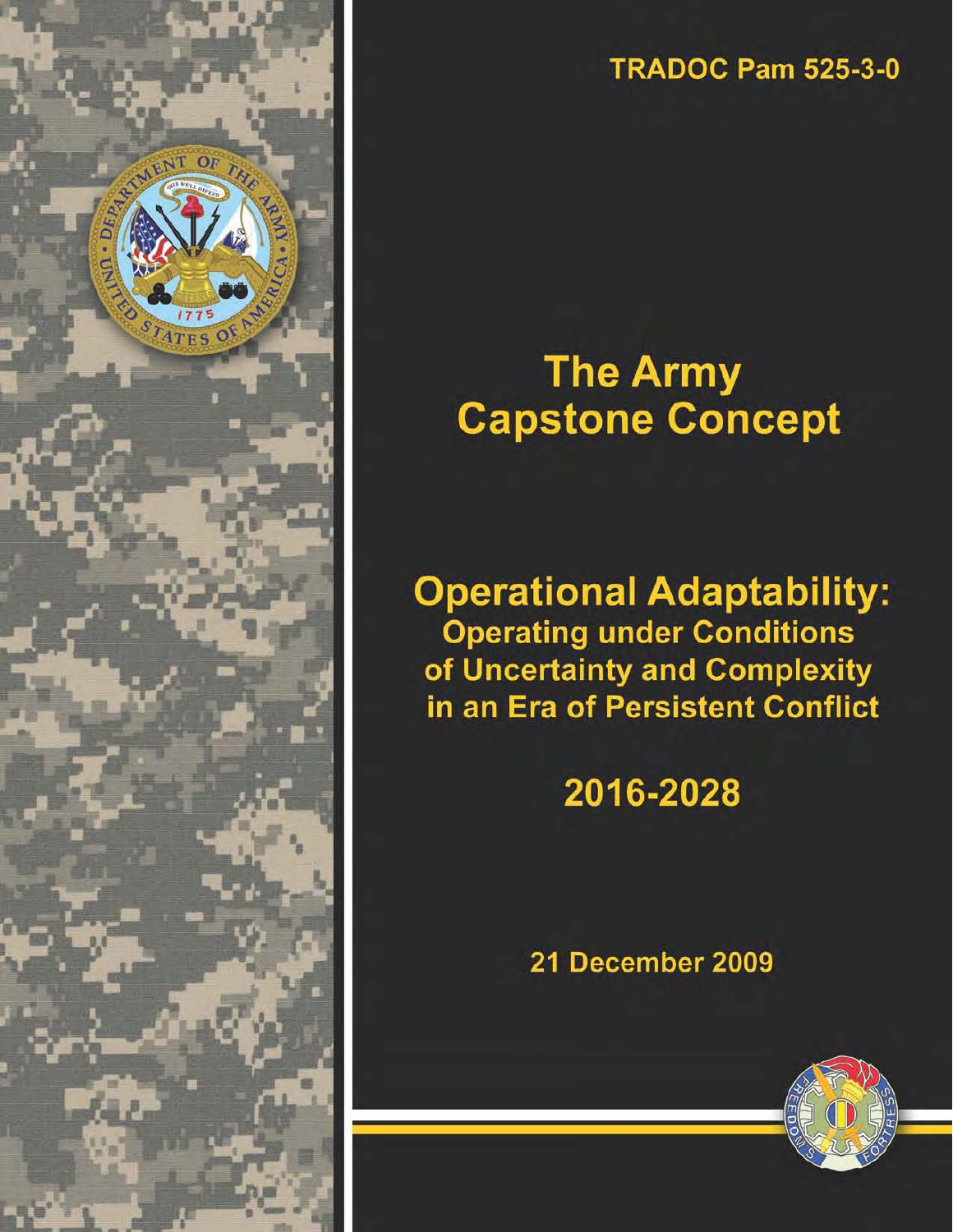TRADOC Pam 525-3-0

# The Army Capstone Concept

## Operational Adaptability:

### Operating under Conditions of Uncertainty and Complexity in an Era of Persistent Conflict

## 2016-2028

21 December 2009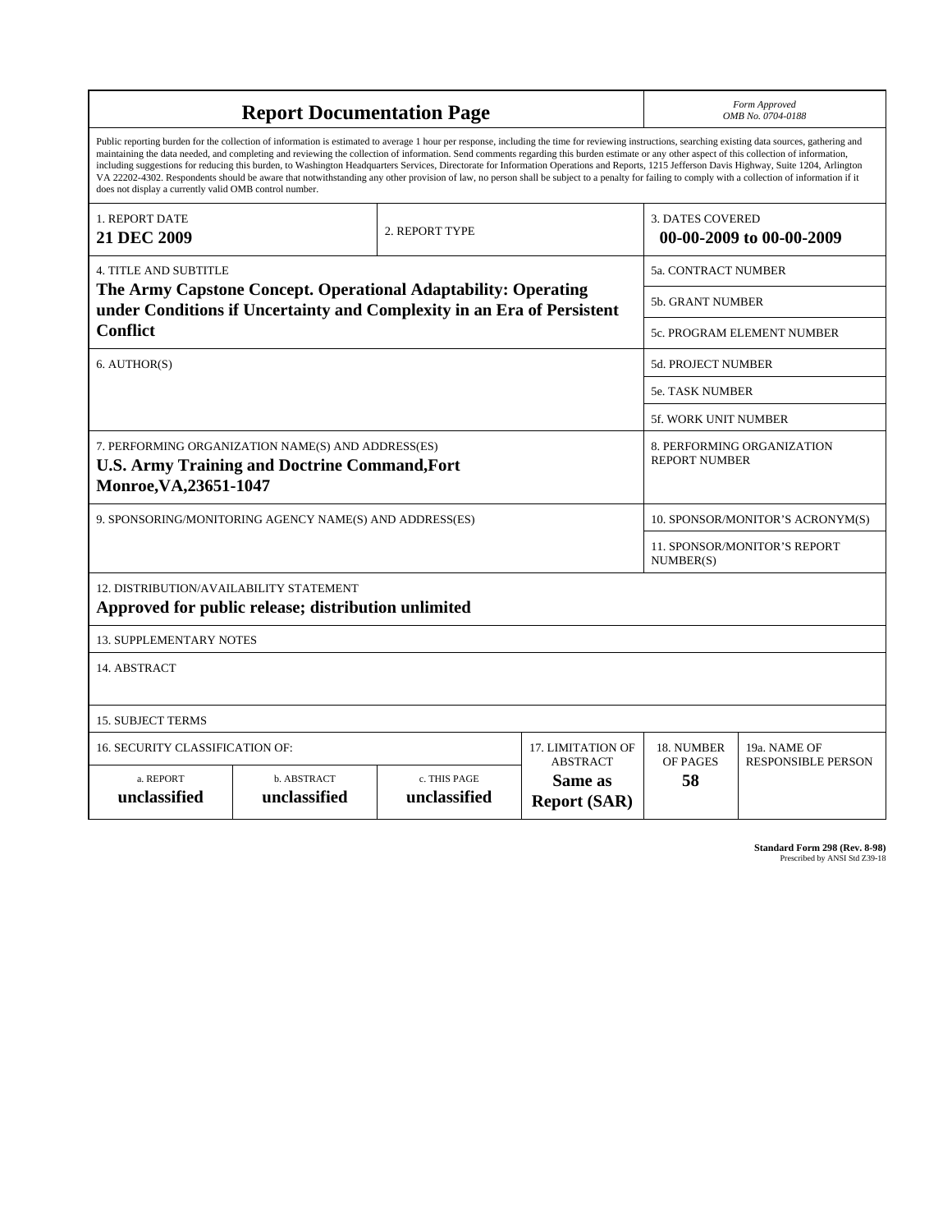# Report Documentation Page

*Form Approved*
*OMB No. 0704-0188*

Public reporting burden for the collection of information is estimated to average 1 hour per response, including the time for reviewing instructions, searching existing data sources, gathering and maintaining the data needed, and completing and reviewing the collection of information. Send comments regarding this burden estimate or any other aspect of this collection of information, including suggestions for reducing this burden, to Washington Headquarters Services, Directorate for Information Operations and Reports, 1215 Jefferson Davis Highway, Suite 1204, Arlington VA 22202-4302. Respondents should be aware that notwithstanding any other provision of law, no person shall be subject to a penalty for failing to comply with a collection of information if it does not display a currently valid OMB control number.

| 1. REPORT DATE | 2. REPORT TYPE | 3. DATES COVERED |
|---|---|---|
| **21 DEC 2009** | | **00-00-2009 to 00-00-2009** |

| 4. TITLE AND SUBTITLE | |
|---|---|
| **The Army Capstone Concept. Operational Adaptability: Operating under Conditions if Uncertainty and Complexity in an Era of Persistent Conflict** | 5a. CONTRACT NUMBER |
| | 5b. GRANT NUMBER |
| | 5c. PROGRAM ELEMENT NUMBER |
| 6. AUTHOR(S) | 5d. PROJECT NUMBER |
| | 5e. TASK NUMBER |
| | 5f. WORK UNIT NUMBER |
| 7. PERFORMING ORGANIZATION NAME(S) AND ADDRESS(ES) **U.S. Army Training and Doctrine Command,Fort Monroe,VA,23651-1047** | 8. PERFORMING ORGANIZATION REPORT NUMBER |
| 9. SPONSORING/MONITORING AGENCY NAME(S) AND ADDRESS(ES) | 10. SPONSOR/MONITOR'S ACRONYM(S) |
| | 11. SPONSOR/MONITOR'S REPORT NUMBER(S) |

12. DISTRIBUTION/AVAILABILITY STATEMENT
**Approved for public release; distribution unlimited**

13. SUPPLEMENTARY NOTES

14. ABSTRACT

15. SUBJECT TERMS

| 16. SECURITY CLASSIFICATION OF: | | | 17. LIMITATION OF ABSTRACT | 18. NUMBER OF PAGES | 19a. NAME OF RESPONSIBLE PERSON |
|---|---|---|---|---|---|
| a. REPORT **unclassified** | b. ABSTRACT **unclassified** | c. THIS PAGE **unclassified** | **Same as Report (SAR)** | **58** | |

**Standard Form 298 (Rev. 8-98)**
Prescribed by ANSI Std Z39-18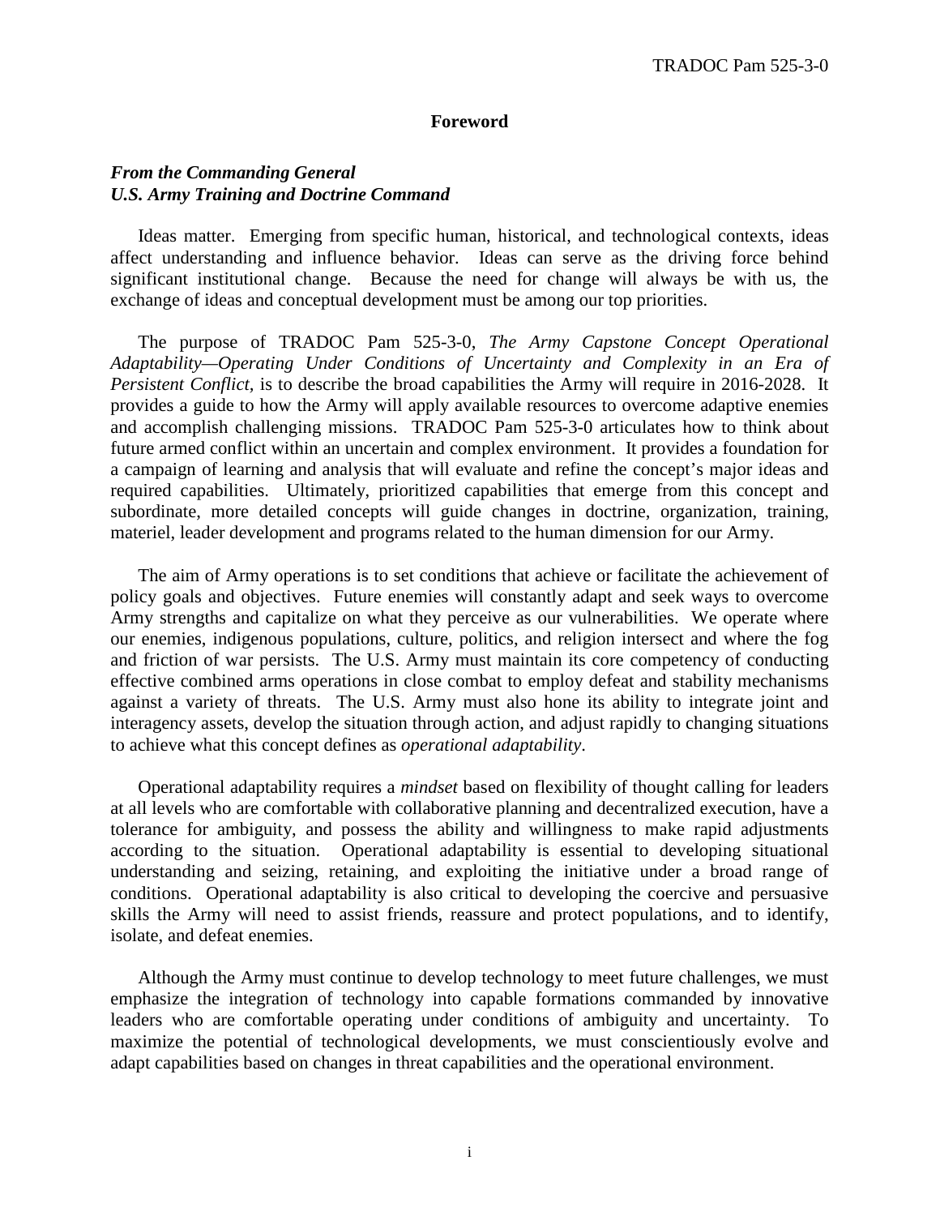## Foreword

***From the Commanding General***
***U.S. Army Training and Doctrine Command***

Ideas matter. Emerging from specific human, historical, and technological contexts, ideas affect understanding and influence behavior. Ideas can serve as the driving force behind significant institutional change. Because the need for change will always be with us, the exchange of ideas and conceptual development must be among our top priorities.

The purpose of TRADOC Pam 525-3-0, *The Army Capstone Concept Operational Adaptability—Operating Under Conditions of Uncertainty and Complexity in an Era of Persistent Conflict*, is to describe the broad capabilities the Army will require in 2016-2028. It provides a guide to how the Army will apply available resources to overcome adaptive enemies and accomplish challenging missions. TRADOC Pam 525-3-0 articulates how to think about future armed conflict within an uncertain and complex environment. It provides a foundation for a campaign of learning and analysis that will evaluate and refine the concept's major ideas and required capabilities. Ultimately, prioritized capabilities that emerge from this concept and subordinate, more detailed concepts will guide changes in doctrine, organization, training, materiel, leader development and programs related to the human dimension for our Army.

The aim of Army operations is to set conditions that achieve or facilitate the achievement of policy goals and objectives. Future enemies will constantly adapt and seek ways to overcome Army strengths and capitalize on what they perceive as our vulnerabilities. We operate where our enemies, indigenous populations, culture, politics, and religion intersect and where the fog and friction of war persists. The U.S. Army must maintain its core competency of conducting effective combined arms operations in close combat to employ defeat and stability mechanisms against a variety of threats. The U.S. Army must also hone its ability to integrate joint and interagency assets, develop the situation through action, and adjust rapidly to changing situations to achieve what this concept defines as *operational adaptability*.

Operational adaptability requires a *mindset* based on flexibility of thought calling for leaders at all levels who are comfortable with collaborative planning and decentralized execution, have a tolerance for ambiguity, and possess the ability and willingness to make rapid adjustments according to the situation. Operational adaptability is essential to developing situational understanding and seizing, retaining, and exploiting the initiative under a broad range of conditions. Operational adaptability is also critical to developing the coercive and persuasive skills the Army will need to assist friends, reassure and protect populations, and to identify, isolate, and defeat enemies.

Although the Army must continue to develop technology to meet future challenges, we must emphasize the integration of technology into capable formations commanded by innovative leaders who are comfortable operating under conditions of ambiguity and uncertainty. To maximize the potential of technological developments, we must conscientiously evolve and adapt capabilities based on changes in threat capabilities and the operational environment.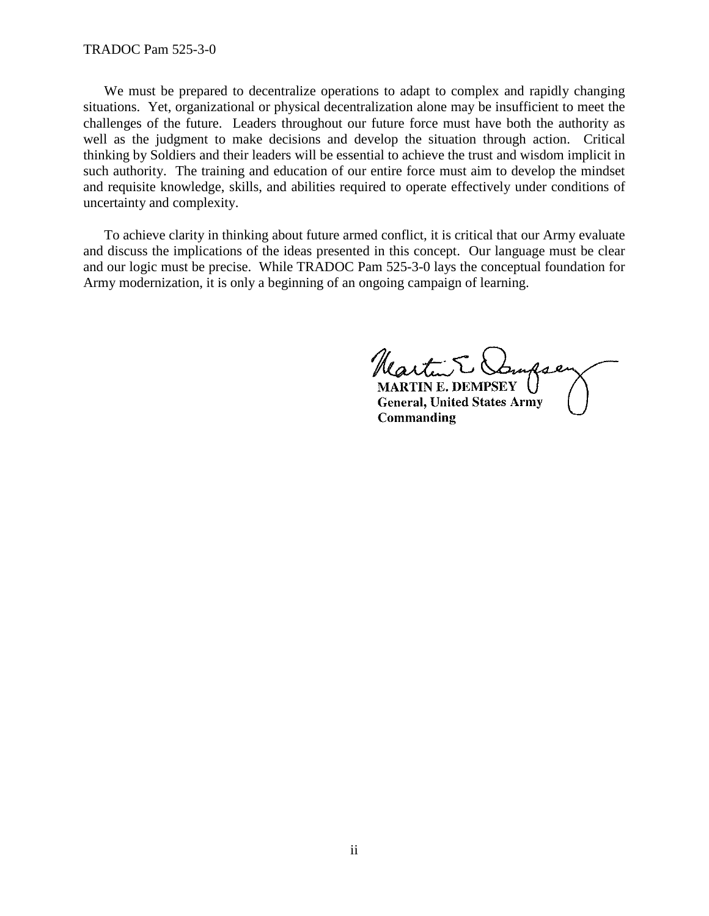We must be prepared to decentralize operations to adapt to complex and rapidly changing situations. Yet, organizational or physical decentralization alone may be insufficient to meet the challenges of the future. Leaders throughout our future force must have both the authority as well as the judgment to make decisions and develop the situation through action. Critical thinking by Soldiers and their leaders will be essential to achieve the trust and wisdom implicit in such authority. The training and education of our entire force must aim to develop the mindset and requisite knowledge, skills, and abilities required to operate effectively under conditions of uncertainty and complexity.

To achieve clarity in thinking about future armed conflict, it is critical that our Army evaluate and discuss the implications of the ideas presented in this concept. Our language must be clear and our logic must be precise. While TRADOC Pam 525-3-0 lays the conceptual foundation for Army modernization, it is only a beginning of an ongoing campaign of learning.

MARTIN E. DEMPSEY
General, United States Army
Commanding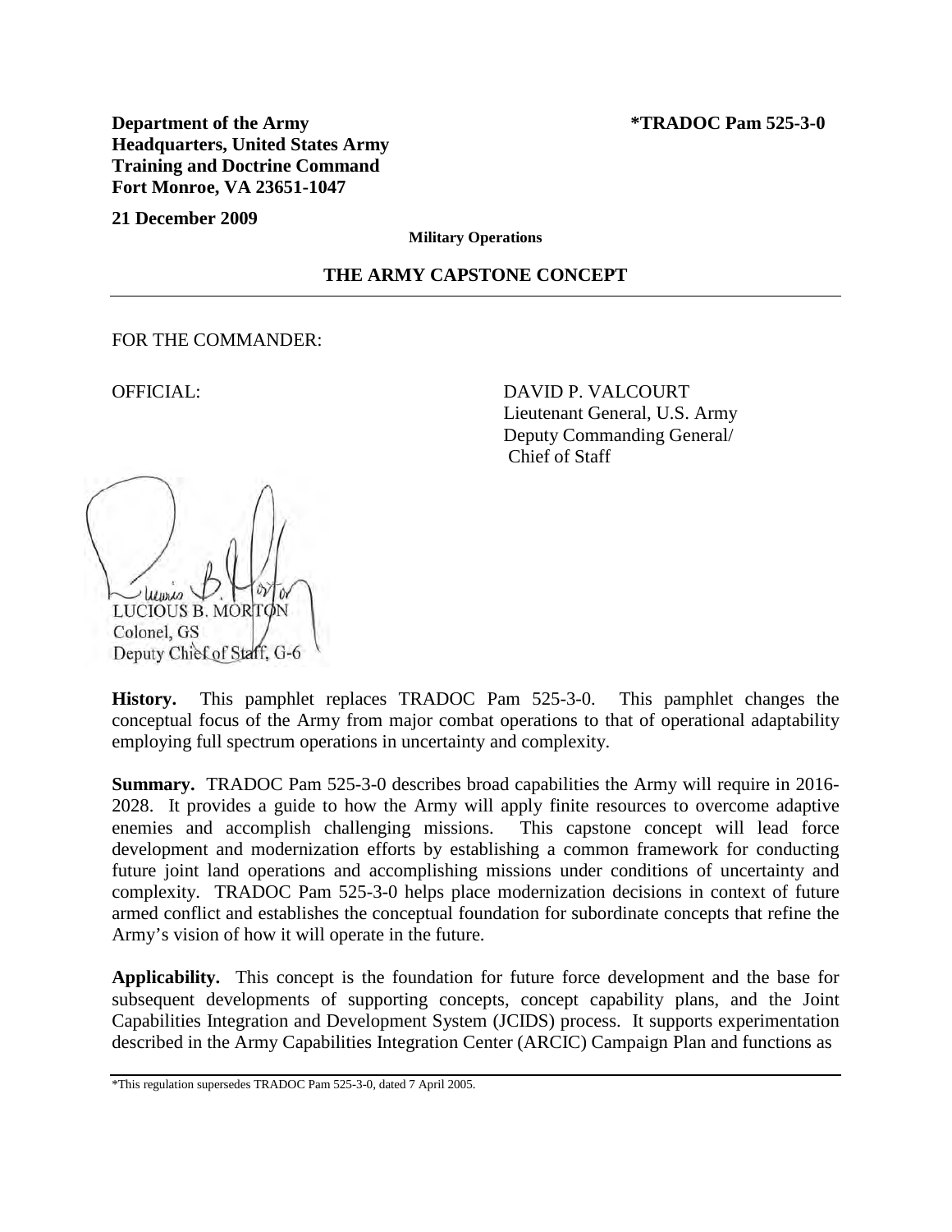**Department of the Army**
**Headquarters, United States Army**
**Training and Doctrine Command**
**Fort Monroe, VA 23651-1047**

**\*TRADOC Pam 525-3-0**

**21 December 2009**

**Military Operations**

## THE ARMY CAPSTONE CONCEPT

FOR THE COMMANDER:

OFFICIAL:

DAVID P. VALCOURT
Lieutenant General, U.S. Army
Deputy Commanding General/
Chief of Staff

LUCIOUS B. MORTON
Colonel, GS
Deputy Chief of Staff, G-6

**History.** This pamphlet replaces TRADOC Pam 525-3-0. This pamphlet changes the conceptual focus of the Army from major combat operations to that of operational adaptability employing full spectrum operations in uncertainty and complexity.

**Summary.** TRADOC Pam 525-3-0 describes broad capabilities the Army will require in 2016-2028. It provides a guide to how the Army will apply finite resources to overcome adaptive enemies and accomplish challenging missions. This capstone concept will lead force development and modernization efforts by establishing a common framework for conducting future joint land operations and accomplishing missions under conditions of uncertainty and complexity. TRADOC Pam 525-3-0 helps place modernization decisions in context of future armed conflict and establishes the conceptual foundation for subordinate concepts that refine the Army's vision of how it will operate in the future.

**Applicability.** This concept is the foundation for future force development and the base for subsequent developments of supporting concepts, concept capability plans, and the Joint Capabilities Integration and Development System (JCIDS) process. It supports experimentation described in the Army Capabilities Integration Center (ARCIC) Campaign Plan and functions as

\*This regulation supersedes TRADOC Pam 525-3-0, dated 7 April 2005.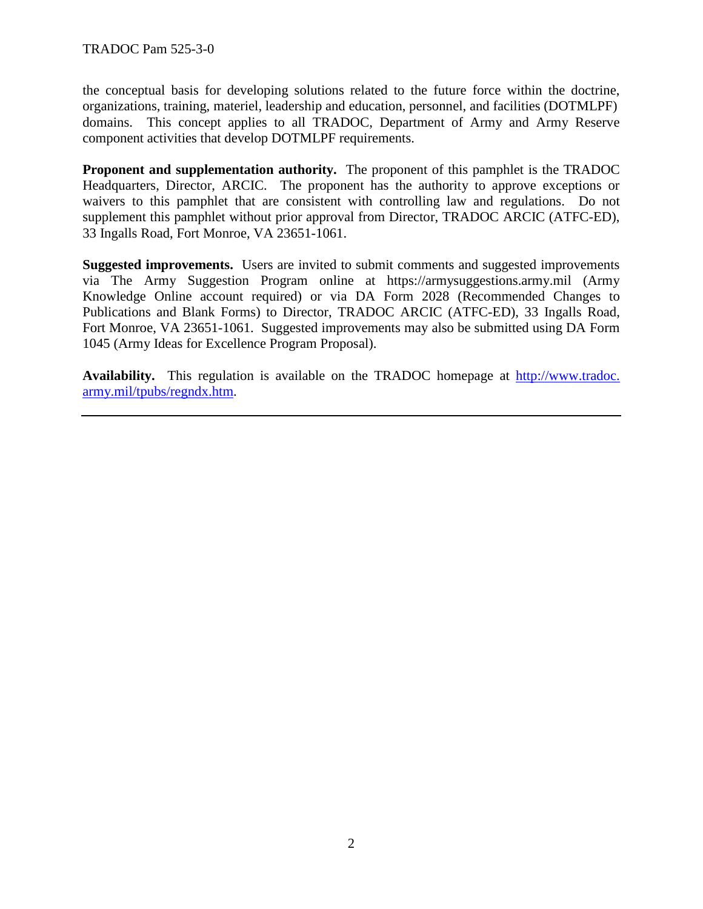the conceptual basis for developing solutions related to the future force within the doctrine, organizations, training, materiel, leadership and education, personnel, and facilities (DOTMLPF) domains. This concept applies to all TRADOC, Department of Army and Army Reserve component activities that develop DOTMLPF requirements.

**Proponent and supplementation authority.** The proponent of this pamphlet is the TRADOC Headquarters, Director, ARCIC. The proponent has the authority to approve exceptions or waivers to this pamphlet that are consistent with controlling law and regulations. Do not supplement this pamphlet without prior approval from Director, TRADOC ARCIC (ATFC-ED), 33 Ingalls Road, Fort Monroe, VA 23651-1061.

**Suggested improvements.** Users are invited to submit comments and suggested improvements via The Army Suggestion Program online at https://armysuggestions.army.mil (Army Knowledge Online account required) or via DA Form 2028 (Recommended Changes to Publications and Blank Forms) to Director, TRADOC ARCIC (ATFC-ED), 33 Ingalls Road, Fort Monroe, VA 23651-1061. Suggested improvements may also be submitted using DA Form 1045 (Army Ideas for Excellence Program Proposal).

**Availability.** This regulation is available on the TRADOC homepage at [http://www.tradoc.army.mil/tpubs/regndx.htm](http://www.tradoc.army.mil/tpubs/regndx.htm).

---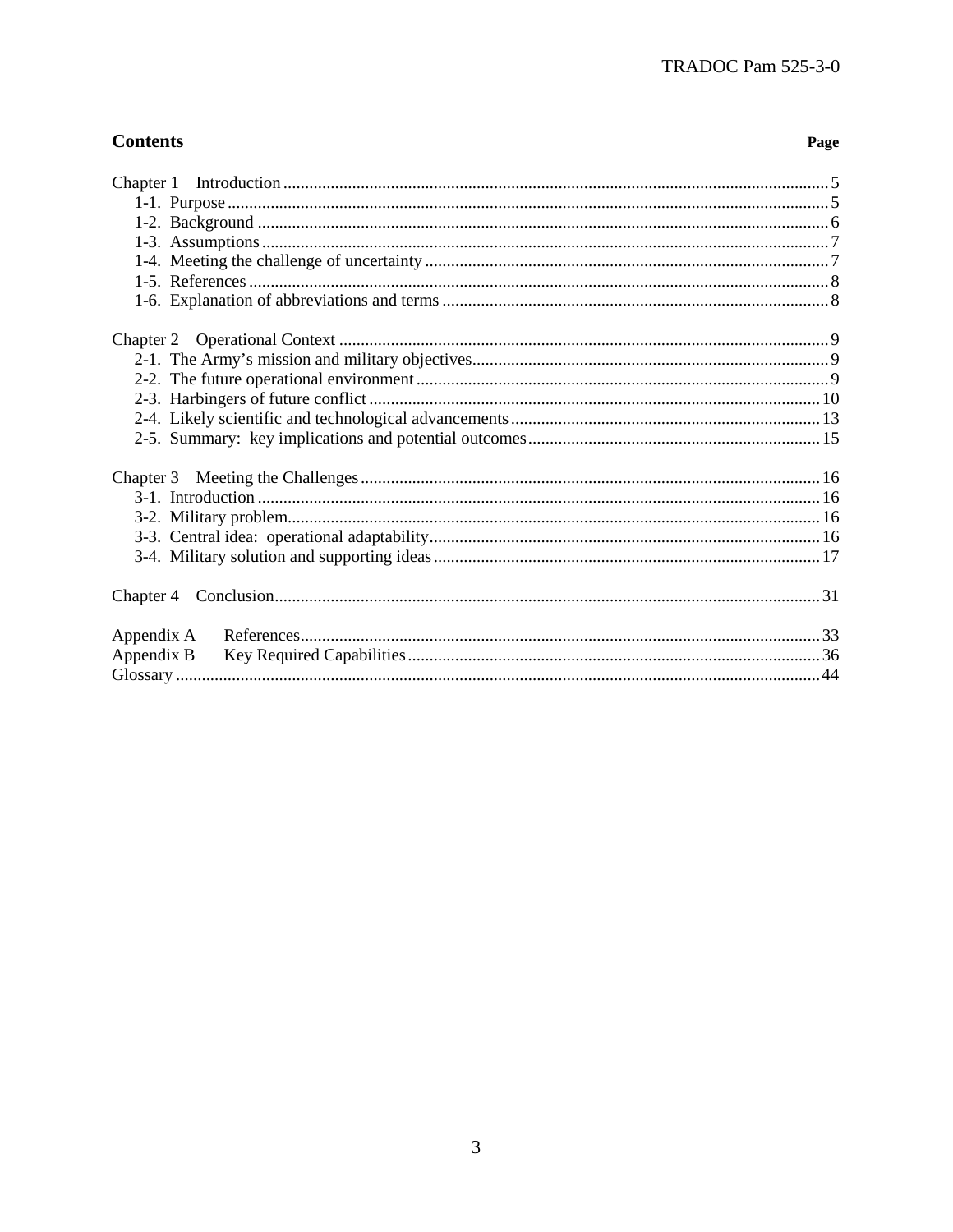## Contents

| | Page |
|---|---|
| Chapter 1 Introduction | 5 |
| 1-1. Purpose | 5 |
| 1-2. Background | 6 |
| 1-3. Assumptions | 7 |
| 1-4. Meeting the challenge of uncertainty | 7 |
| 1-5. References | 8 |
| 1-6. Explanation of abbreviations and terms | 8 |
| Chapter 2 Operational Context | 9 |
| 2-1. The Army's mission and military objectives | 9 |
| 2-2. The future operational environment | 9 |
| 2-3. Harbingers of future conflict | 10 |
| 2-4. Likely scientific and technological advancements | 13 |
| 2-5. Summary: key implications and potential outcomes | 15 |
| Chapter 3 Meeting the Challenges | 16 |
| 3-1. Introduction | 16 |
| 3-2. Military problem | 16 |
| 3-3. Central idea: operational adaptability | 16 |
| 3-4. Military solution and supporting ideas | 17 |
| Chapter 4 Conclusion | 31 |
| Appendix A References | 33 |
| Appendix B Key Required Capabilities | 36 |
| Glossary | 44 |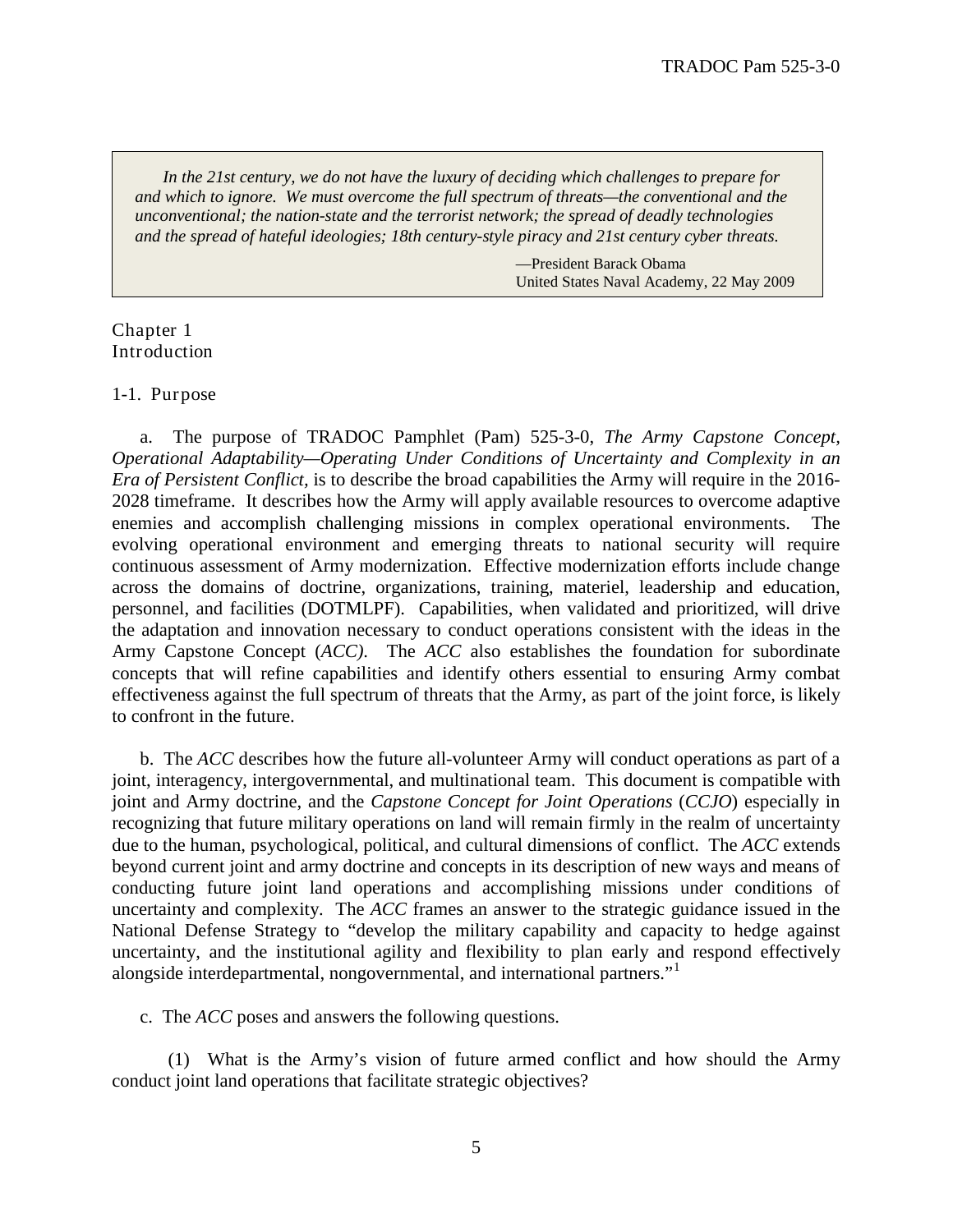> *In the 21st century, we do not have the luxury of deciding which challenges to prepare for and which to ignore. We must overcome the full spectrum of threats—the conventional and the unconventional; the nation-state and the terrorist network; the spread of deadly technologies and the spread of hateful ideologies; 18th century-style piracy and 21st century cyber threats.*
>
> —President Barack Obama
> United States Naval Academy, 22 May 2009

# Chapter 1
# Introduction

## 1-1. Purpose

a. The purpose of TRADOC Pamphlet (Pam) 525-3-0, *The Army Capstone Concept, Operational Adaptability—Operating Under Conditions of Uncertainty and Complexity in an Era of Persistent Conflict,* is to describe the broad capabilities the Army will require in the 2016-2028 timeframe. It describes how the Army will apply available resources to overcome adaptive enemies and accomplish challenging missions in complex operational environments. The evolving operational environment and emerging threats to national security will require continuous assessment of Army modernization. Effective modernization efforts include change across the domains of doctrine, organizations, training, materiel, leadership and education, personnel, and facilities (DOTMLPF). Capabilities, when validated and prioritized, will drive the adaptation and innovation necessary to conduct operations consistent with the ideas in the Army Capstone Concept (*ACC).* The *ACC* also establishes the foundation for subordinate concepts that will refine capabilities and identify others essential to ensuring Army combat effectiveness against the full spectrum of threats that the Army, as part of the joint force, is likely to confront in the future.

b. The *ACC* describes how the future all-volunteer Army will conduct operations as part of a joint, interagency, intergovernmental, and multinational team. This document is compatible with joint and Army doctrine, and the *Capstone Concept for Joint Operations* (*CCJO*) especially in recognizing that future military operations on land will remain firmly in the realm of uncertainty due to the human, psychological, political, and cultural dimensions of conflict. The *ACC* extends beyond current joint and army doctrine and concepts in its description of new ways and means of conducting future joint land operations and accomplishing missions under conditions of uncertainty and complexity. The *ACC* frames an answer to the strategic guidance issued in the National Defense Strategy to "develop the military capability and capacity to hedge against uncertainty, and the institutional agility and flexibility to plan early and respond effectively alongside interdepartmental, nongovernmental, and international partners."[1]

c. The *ACC* poses and answers the following questions.

(1) What is the Army's vision of future armed conflict and how should the Army conduct joint land operations that facilitate strategic objectives?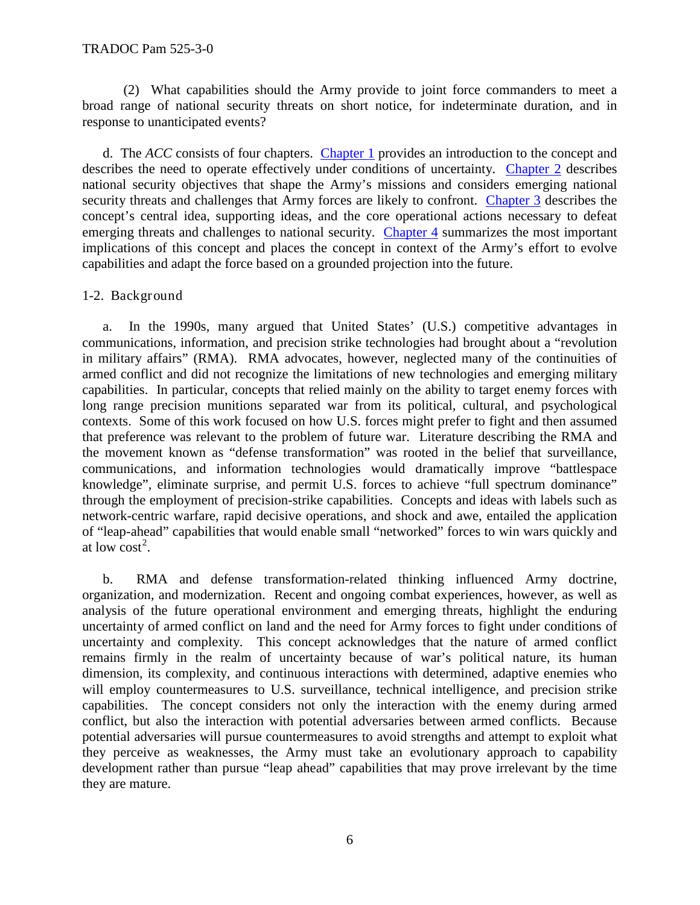(2) What capabilities should the Army provide to joint force commanders to meet a broad range of national security threats on short notice, for indeterminate duration, and in response to unanticipated events?

d. The *ACC* consists of four chapters. Chapter 1 provides an introduction to the concept and describes the need to operate effectively under conditions of uncertainty. Chapter 2 describes national security objectives that shape the Army's missions and considers emerging national security threats and challenges that Army forces are likely to confront. Chapter 3 describes the concept's central idea, supporting ideas, and the core operational actions necessary to defeat emerging threats and challenges to national security. Chapter 4 summarizes the most important implications of this concept and places the concept in context of the Army's effort to evolve capabilities and adapt the force based on a grounded projection into the future.

## 1-2. Background

a. In the 1990s, many argued that United States' (U.S.) competitive advantages in communications, information, and precision strike technologies had brought about a "revolution in military affairs" (RMA). RMA advocates, however, neglected many of the continuities of armed conflict and did not recognize the limitations of new technologies and emerging military capabilities. In particular, concepts that relied mainly on the ability to target enemy forces with long range precision munitions separated war from its political, cultural, and psychological contexts. Some of this work focused on how U.S. forces might prefer to fight and then assumed that preference was relevant to the problem of future war. Literature describing the RMA and the movement known as "defense transformation" was rooted in the belief that surveillance, communications, and information technologies would dramatically improve "battlespace knowledge", eliminate surprise, and permit U.S. forces to achieve "full spectrum dominance" through the employment of precision-strike capabilities. Concepts and ideas with labels such as network-centric warfare, rapid decisive operations, and shock and awe, entailed the application of "leap-ahead" capabilities that would enable small "networked" forces to win wars quickly and at low cost[2].

b. RMA and defense transformation-related thinking influenced Army doctrine, organization, and modernization. Recent and ongoing combat experiences, however, as well as analysis of the future operational environment and emerging threats, highlight the enduring uncertainty of armed conflict on land and the need for Army forces to fight under conditions of uncertainty and complexity. This concept acknowledges that the nature of armed conflict remains firmly in the realm of uncertainty because of war's political nature, its human dimension, its complexity, and continuous interactions with determined, adaptive enemies who will employ countermeasures to U.S. surveillance, technical intelligence, and precision strike capabilities. The concept considers not only the interaction with the enemy during armed conflict, but also the interaction with potential adversaries between armed conflicts. Because potential adversaries will pursue countermeasures to avoid strengths and attempt to exploit what they perceive as weaknesses, the Army must take an evolutionary approach to capability development rather than pursue "leap ahead" capabilities that may prove irrelevant by the time they are mature.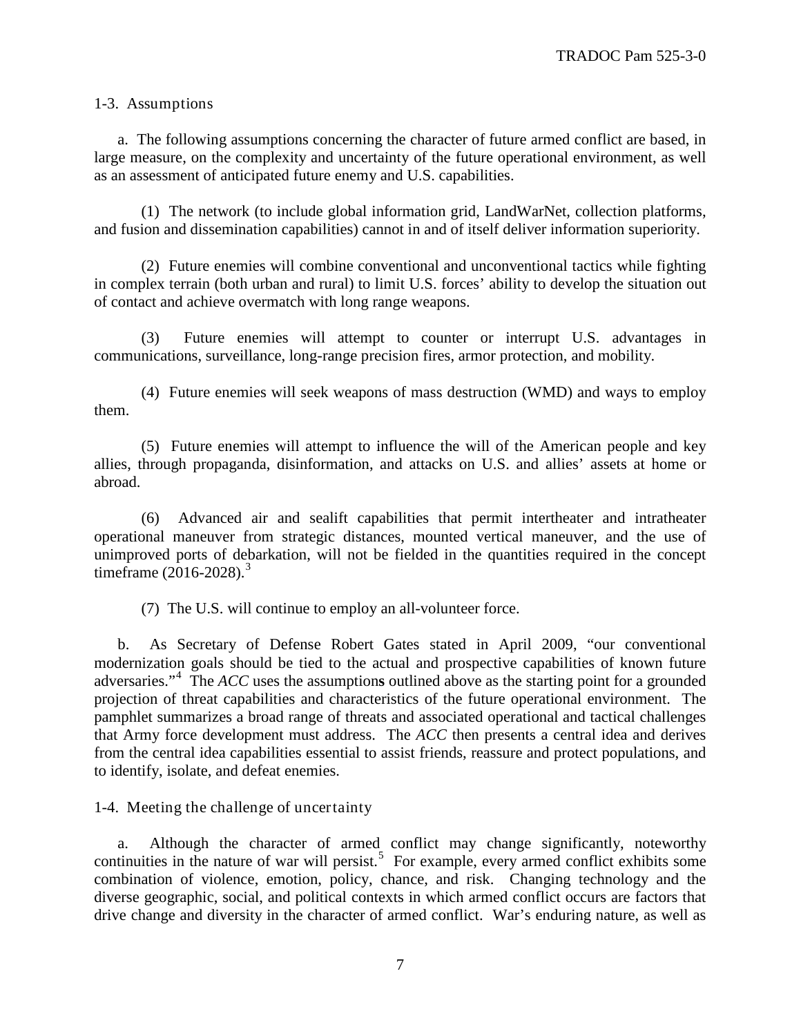## 1-3. Assumptions

a. The following assumptions concerning the character of future armed conflict are based, in large measure, on the complexity and uncertainty of the future operational environment, as well as an assessment of anticipated future enemy and U.S. capabilities.

(1) The network (to include global information grid, LandWarNet, collection platforms, and fusion and dissemination capabilities) cannot in and of itself deliver information superiority.

(2) Future enemies will combine conventional and unconventional tactics while fighting in complex terrain (both urban and rural) to limit U.S. forces' ability to develop the situation out of contact and achieve overmatch with long range weapons.

(3) Future enemies will attempt to counter or interrupt U.S. advantages in communications, surveillance, long-range precision fires, armor protection, and mobility.

(4) Future enemies will seek weapons of mass destruction (WMD) and ways to employ them.

(5) Future enemies will attempt to influence the will of the American people and key allies, through propaganda, disinformation, and attacks on U.S. and allies' assets at home or abroad.

(6) Advanced air and sealift capabilities that permit intertheater and intratheater operational maneuver from strategic distances, mounted vertical maneuver, and the use of unimproved ports of debarkation, will not be fielded in the quantities required in the concept timeframe (2016-2028).[3]

(7) The U.S. will continue to employ an all-volunteer force.

b. As Secretary of Defense Robert Gates stated in April 2009, "our conventional modernization goals should be tied to the actual and prospective capabilities of known future adversaries."[4] The *ACC* uses the assumptions outlined above as the starting point for a grounded projection of threat capabilities and characteristics of the future operational environment. The pamphlet summarizes a broad range of threats and associated operational and tactical challenges that Army force development must address. The *ACC* then presents a central idea and derives from the central idea capabilities essential to assist friends, reassure and protect populations, and to identify, isolate, and defeat enemies.

## 1-4. Meeting the challenge of uncertainty

a. Although the character of armed conflict may change significantly, noteworthy continuities in the nature of war will persist.[5] For example, every armed conflict exhibits some combination of violence, emotion, policy, chance, and risk. Changing technology and the diverse geographic, social, and political contexts in which armed conflict occurs are factors that drive change and diversity in the character of armed conflict. War's enduring nature, as well as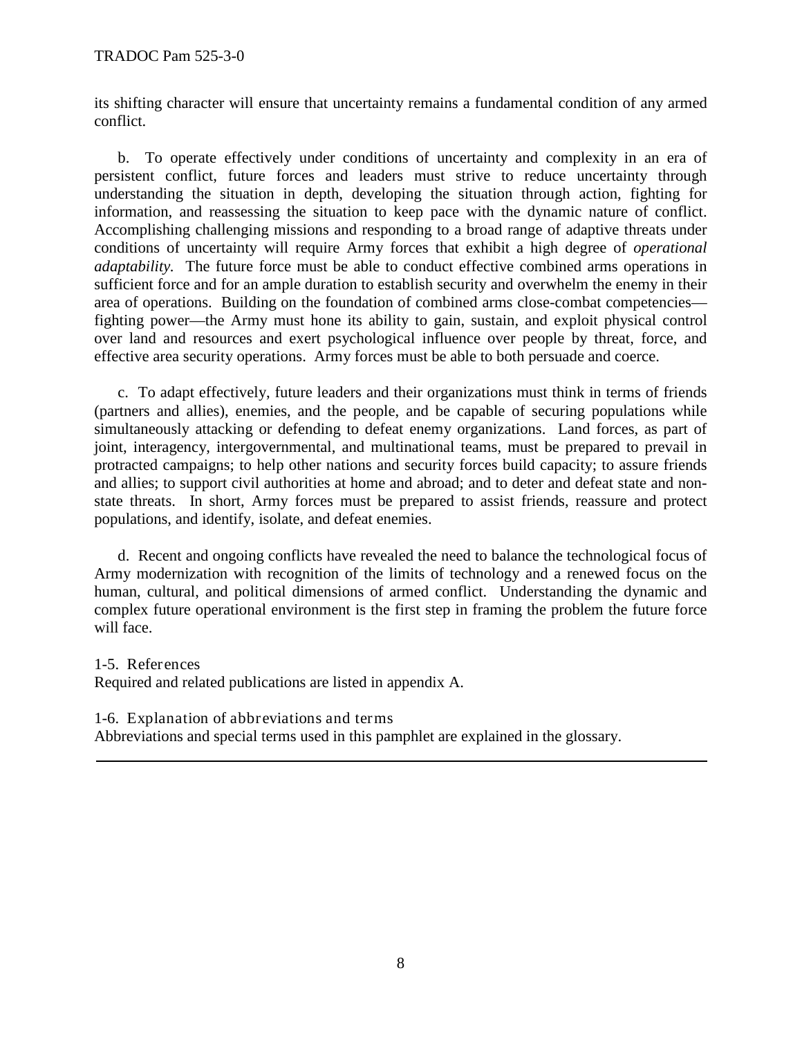its shifting character will ensure that uncertainty remains a fundamental condition of any armed conflict.

b. To operate effectively under conditions of uncertainty and complexity in an era of persistent conflict, future forces and leaders must strive to reduce uncertainty through understanding the situation in depth, developing the situation through action, fighting for information, and reassessing the situation to keep pace with the dynamic nature of conflict. Accomplishing challenging missions and responding to a broad range of adaptive threats under conditions of uncertainty will require Army forces that exhibit a high degree of *operational adaptability.* The future force must be able to conduct effective combined arms operations in sufficient force and for an ample duration to establish security and overwhelm the enemy in their area of operations. Building on the foundation of combined arms close-combat competencies—fighting power—the Army must hone its ability to gain, sustain, and exploit physical control over land and resources and exert psychological influence over people by threat, force, and effective area security operations. Army forces must be able to both persuade and coerce.

c. To adapt effectively, future leaders and their organizations must think in terms of friends (partners and allies), enemies, and the people, and be capable of securing populations while simultaneously attacking or defending to defeat enemy organizations. Land forces, as part of joint, interagency, intergovernmental, and multinational teams, must be prepared to prevail in protracted campaigns; to help other nations and security forces build capacity; to assure friends and allies; to support civil authorities at home and abroad; and to deter and defeat state and non-state threats. In short, Army forces must be prepared to assist friends, reassure and protect populations, and identify, isolate, and defeat enemies.

d. Recent and ongoing conflicts have revealed the need to balance the technological focus of Army modernization with recognition of the limits of technology and a renewed focus on the human, cultural, and political dimensions of armed conflict. Understanding the dynamic and complex future operational environment is the first step in framing the problem the future force will face.

### 1-5. References

Required and related publications are listed in appendix A.

### 1-6. Explanation of abbreviations and terms

Abbreviations and special terms used in this pamphlet are explained in the glossary.

---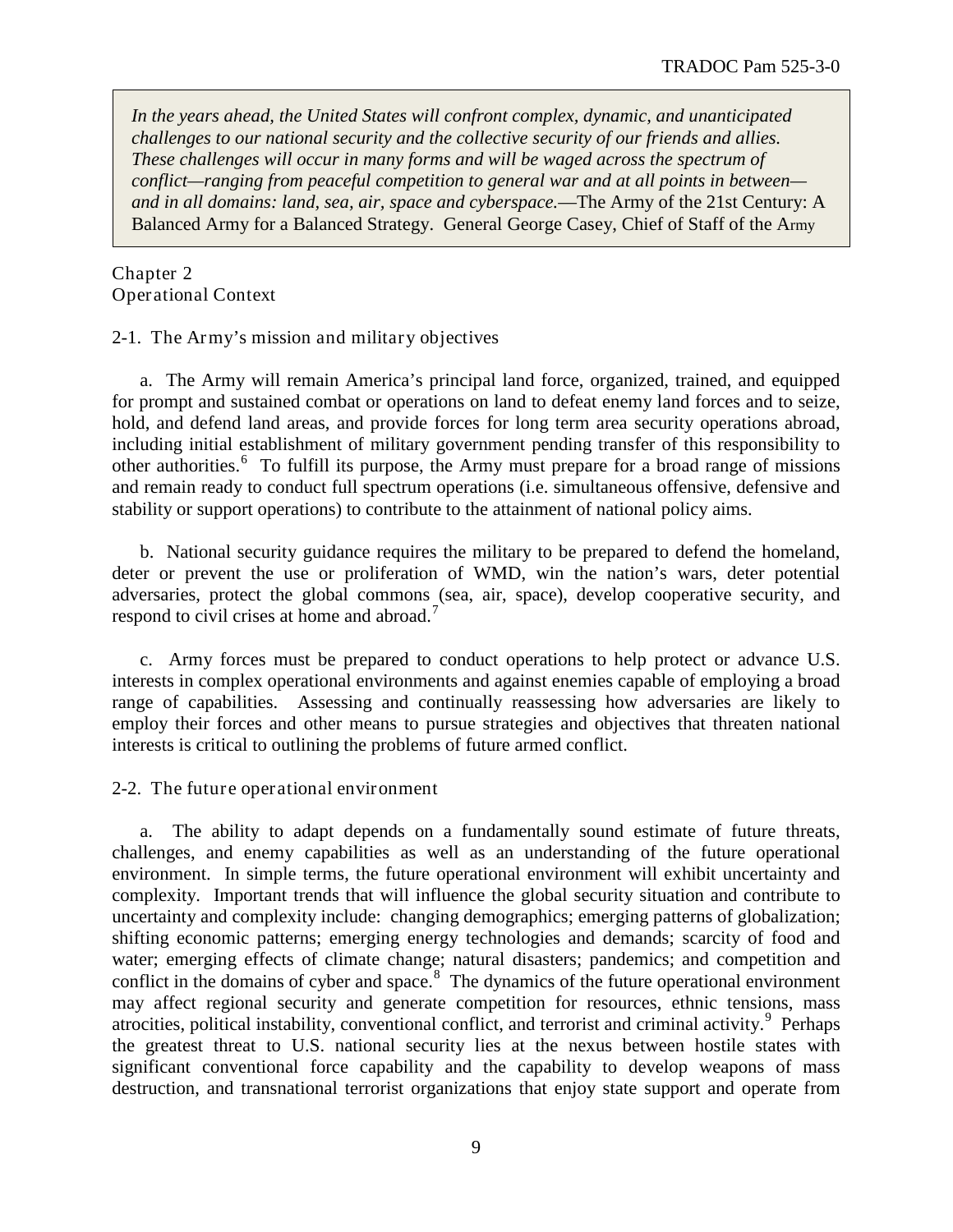> *In the years ahead, the United States will confront complex, dynamic, and unanticipated challenges to our national security and the collective security of our friends and allies. These challenges will occur in many forms and will be waged across the spectrum of conflict—ranging from peaceful competition to general war and at all points in between—and in all domains: land, sea, air, space and cyberspace.*—The Army of the 21st Century: A Balanced Army for a Balanced Strategy. General George Casey, Chief of Staff of the Army

# Chapter 2
# Operational Context

## 2-1. The Army's mission and military objectives

a. The Army will remain America's principal land force, organized, trained, and equipped for prompt and sustained combat or operations on land to defeat enemy land forces and to seize, hold, and defend land areas, and provide forces for long term area security operations abroad, including initial establishment of military government pending transfer of this responsibility to other authorities.[6] To fulfill its purpose, the Army must prepare for a broad range of missions and remain ready to conduct full spectrum operations (i.e. simultaneous offensive, defensive and stability or support operations) to contribute to the attainment of national policy aims.

b. National security guidance requires the military to be prepared to defend the homeland, deter or prevent the use or proliferation of WMD, win the nation's wars, deter potential adversaries, protect the global commons (sea, air, space), develop cooperative security, and respond to civil crises at home and abroad.[7]

c. Army forces must be prepared to conduct operations to help protect or advance U.S. interests in complex operational environments and against enemies capable of employing a broad range of capabilities. Assessing and continually reassessing how adversaries are likely to employ their forces and other means to pursue strategies and objectives that threaten national interests is critical to outlining the problems of future armed conflict.

## 2-2. The future operational environment

a. The ability to adapt depends on a fundamentally sound estimate of future threats, challenges, and enemy capabilities as well as an understanding of the future operational environment. In simple terms, the future operational environment will exhibit uncertainty and complexity. Important trends that will influence the global security situation and contribute to uncertainty and complexity include: changing demographics; emerging patterns of globalization; shifting economic patterns; emerging energy technologies and demands; scarcity of food and water; emerging effects of climate change; natural disasters; pandemics; and competition and conflict in the domains of cyber and space.[8] The dynamics of the future operational environment may affect regional security and generate competition for resources, ethnic tensions, mass atrocities, political instability, conventional conflict, and terrorist and criminal activity.[9] Perhaps the greatest threat to U.S. national security lies at the nexus between hostile states with significant conventional force capability and the capability to develop weapons of mass destruction, and transnational terrorist organizations that enjoy state support and operate from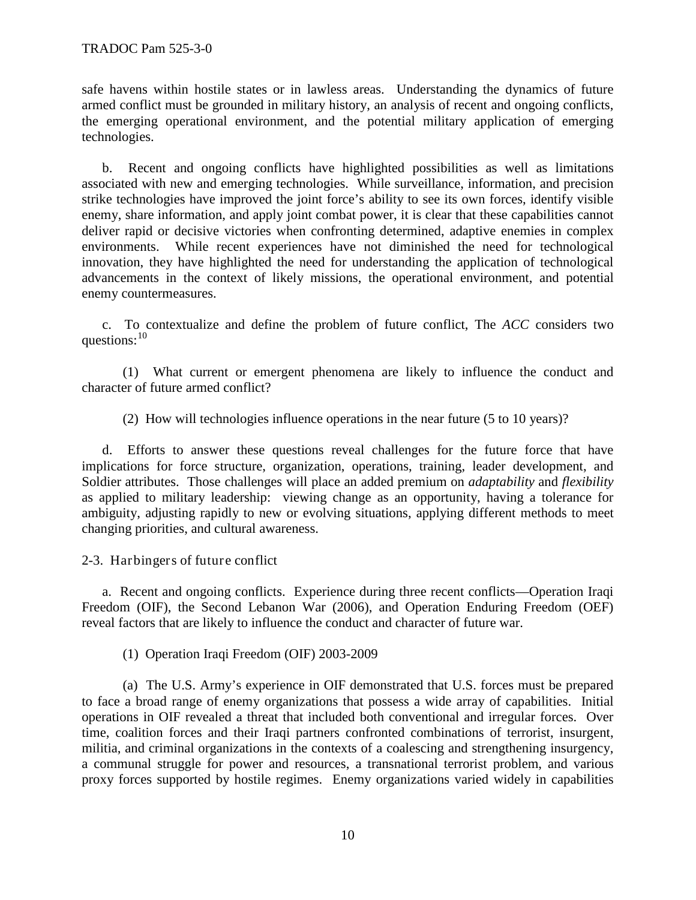safe havens within hostile states or in lawless areas. Understanding the dynamics of future armed conflict must be grounded in military history, an analysis of recent and ongoing conflicts, the emerging operational environment, and the potential military application of emerging technologies.

b. Recent and ongoing conflicts have highlighted possibilities as well as limitations associated with new and emerging technologies. While surveillance, information, and precision strike technologies have improved the joint force's ability to see its own forces, identify visible enemy, share information, and apply joint combat power, it is clear that these capabilities cannot deliver rapid or decisive victories when confronting determined, adaptive enemies in complex environments. While recent experiences have not diminished the need for technological innovation, they have highlighted the need for understanding the application of technological advancements in the context of likely missions, the operational environment, and potential enemy countermeasures.

c. To contextualize and define the problem of future conflict, The *ACC* considers two questions:[10]

(1) What current or emergent phenomena are likely to influence the conduct and character of future armed conflict?

(2) How will technologies influence operations in the near future (5 to 10 years)?

d. Efforts to answer these questions reveal challenges for the future force that have implications for force structure, organization, operations, training, leader development, and Soldier attributes. Those challenges will place an added premium on *adaptability* and *flexibility* as applied to military leadership: viewing change as an opportunity, having a tolerance for ambiguity, adjusting rapidly to new or evolving situations, applying different methods to meet changing priorities, and cultural awareness.

## 2-3. Harbingers of future conflict

a. Recent and ongoing conflicts. Experience during three recent conflicts—Operation Iraqi Freedom (OIF), the Second Lebanon War (2006), and Operation Enduring Freedom (OEF) reveal factors that are likely to influence the conduct and character of future war.

(1) Operation Iraqi Freedom (OIF) 2003-2009

(a) The U.S. Army's experience in OIF demonstrated that U.S. forces must be prepared to face a broad range of enemy organizations that possess a wide array of capabilities. Initial operations in OIF revealed a threat that included both conventional and irregular forces. Over time, coalition forces and their Iraqi partners confronted combinations of terrorist, insurgent, militia, and criminal organizations in the contexts of a coalescing and strengthening insurgency, a communal struggle for power and resources, a transnational terrorist problem, and various proxy forces supported by hostile regimes. Enemy organizations varied widely in capabilities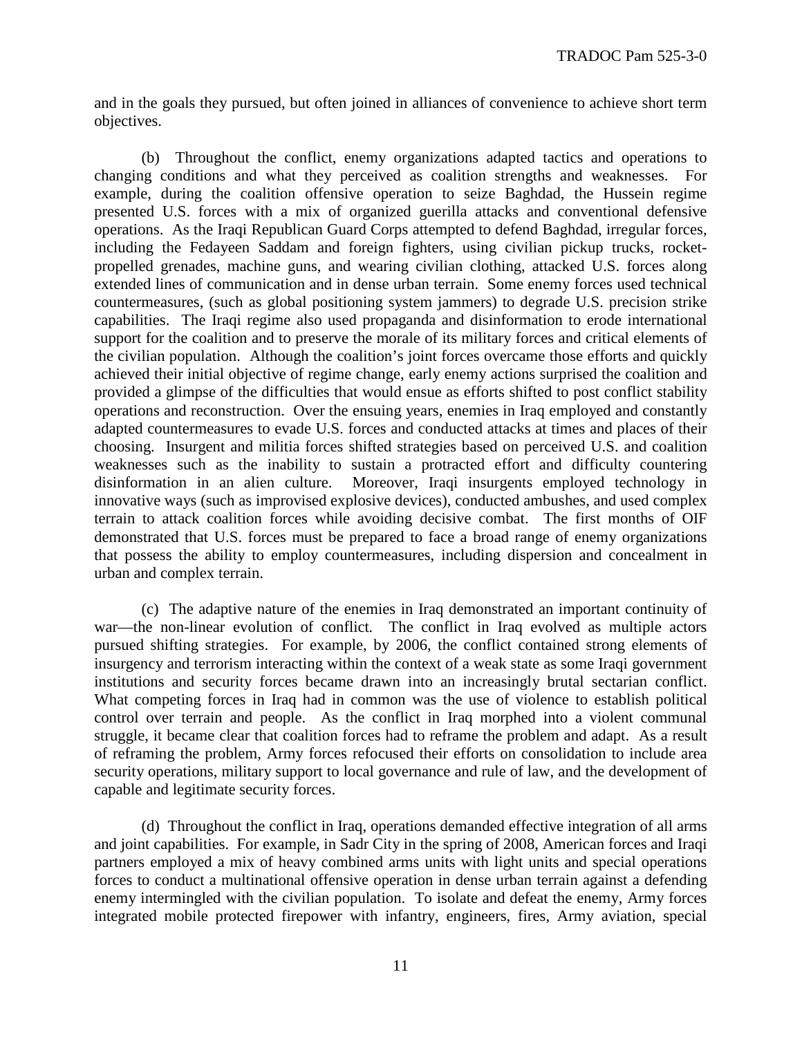and in the goals they pursued, but often joined in alliances of convenience to achieve short term objectives.

(b) Throughout the conflict, enemy organizations adapted tactics and operations to changing conditions and what they perceived as coalition strengths and weaknesses. For example, during the coalition offensive operation to seize Baghdad, the Hussein regime presented U.S. forces with a mix of organized guerilla attacks and conventional defensive operations. As the Iraqi Republican Guard Corps attempted to defend Baghdad, irregular forces, including the Fedayeen Saddam and foreign fighters, using civilian pickup trucks, rocket-propelled grenades, machine guns, and wearing civilian clothing, attacked U.S. forces along extended lines of communication and in dense urban terrain. Some enemy forces used technical countermeasures, (such as global positioning system jammers) to degrade U.S. precision strike capabilities. The Iraqi regime also used propaganda and disinformation to erode international support for the coalition and to preserve the morale of its military forces and critical elements of the civilian population. Although the coalition's joint forces overcame those efforts and quickly achieved their initial objective of regime change, early enemy actions surprised the coalition and provided a glimpse of the difficulties that would ensue as efforts shifted to post conflict stability operations and reconstruction. Over the ensuing years, enemies in Iraq employed and constantly adapted countermeasures to evade U.S. forces and conducted attacks at times and places of their choosing. Insurgent and militia forces shifted strategies based on perceived U.S. and coalition weaknesses such as the inability to sustain a protracted effort and difficulty countering disinformation in an alien culture. Moreover, Iraqi insurgents employed technology in innovative ways (such as improvised explosive devices), conducted ambushes, and used complex terrain to attack coalition forces while avoiding decisive combat. The first months of OIF demonstrated that U.S. forces must be prepared to face a broad range of enemy organizations that possess the ability to employ countermeasures, including dispersion and concealment in urban and complex terrain.

(c) The adaptive nature of the enemies in Iraq demonstrated an important continuity of war—the non-linear evolution of conflict. The conflict in Iraq evolved as multiple actors pursued shifting strategies. For example, by 2006, the conflict contained strong elements of insurgency and terrorism interacting within the context of a weak state as some Iraqi government institutions and security forces became drawn into an increasingly brutal sectarian conflict. What competing forces in Iraq had in common was the use of violence to establish political control over terrain and people. As the conflict in Iraq morphed into a violent communal struggle, it became clear that coalition forces had to reframe the problem and adapt. As a result of reframing the problem, Army forces refocused their efforts on consolidation to include area security operations, military support to local governance and rule of law, and the development of capable and legitimate security forces.

(d) Throughout the conflict in Iraq, operations demanded effective integration of all arms and joint capabilities. For example, in Sadr City in the spring of 2008, American forces and Iraqi partners employed a mix of heavy combined arms units with light units and special operations forces to conduct a multinational offensive operation in dense urban terrain against a defending enemy intermingled with the civilian population. To isolate and defeat the enemy, Army forces integrated mobile protected firepower with infantry, engineers, fires, Army aviation, special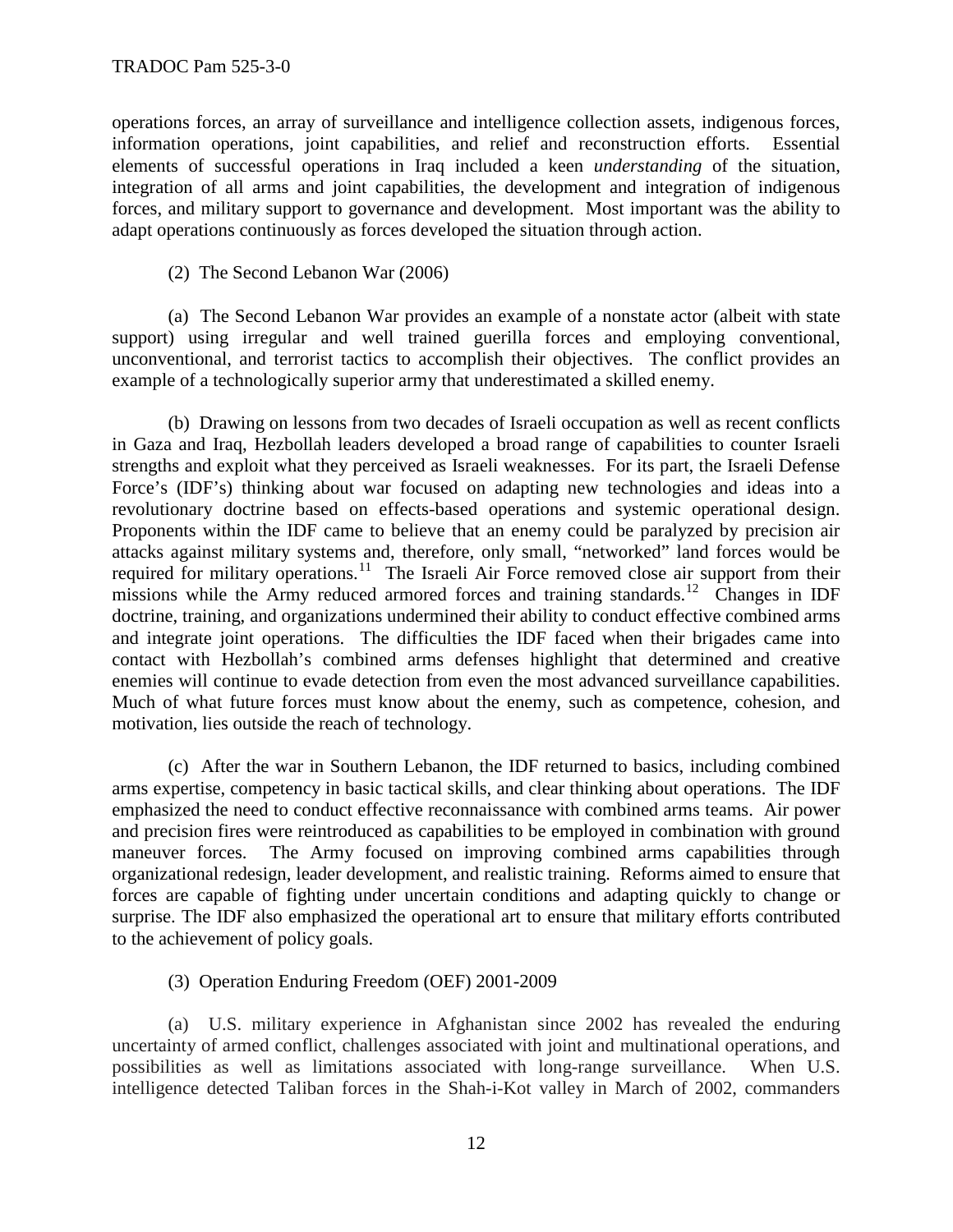operations forces, an array of surveillance and intelligence collection assets, indigenous forces, information operations, joint capabilities, and relief and reconstruction efforts. Essential elements of successful operations in Iraq included a keen *understanding* of the situation, integration of all arms and joint capabilities, the development and integration of indigenous forces, and military support to governance and development. Most important was the ability to adapt operations continuously as forces developed the situation through action.

(2) The Second Lebanon War (2006)

(a) The Second Lebanon War provides an example of a nonstate actor (albeit with state support) using irregular and well trained guerilla forces and employing conventional, unconventional, and terrorist tactics to accomplish their objectives. The conflict provides an example of a technologically superior army that underestimated a skilled enemy.

(b) Drawing on lessons from two decades of Israeli occupation as well as recent conflicts in Gaza and Iraq, Hezbollah leaders developed a broad range of capabilities to counter Israeli strengths and exploit what they perceived as Israeli weaknesses. For its part, the Israeli Defense Force's (IDF's) thinking about war focused on adapting new technologies and ideas into a revolutionary doctrine based on effects-based operations and systemic operational design. Proponents within the IDF came to believe that an enemy could be paralyzed by precision air attacks against military systems and, therefore, only small, "networked" land forces would be required for military operations.[11] The Israeli Air Force removed close air support from their missions while the Army reduced armored forces and training standards.[12] Changes in IDF doctrine, training, and organizations undermined their ability to conduct effective combined arms and integrate joint operations. The difficulties the IDF faced when their brigades came into contact with Hezbollah's combined arms defenses highlight that determined and creative enemies will continue to evade detection from even the most advanced surveillance capabilities. Much of what future forces must know about the enemy, such as competence, cohesion, and motivation, lies outside the reach of technology.

(c) After the war in Southern Lebanon, the IDF returned to basics, including combined arms expertise, competency in basic tactical skills, and clear thinking about operations. The IDF emphasized the need to conduct effective reconnaissance with combined arms teams. Air power and precision fires were reintroduced as capabilities to be employed in combination with ground maneuver forces. The Army focused on improving combined arms capabilities through organizational redesign, leader development, and realistic training. Reforms aimed to ensure that forces are capable of fighting under uncertain conditions and adapting quickly to change or surprise. The IDF also emphasized the operational art to ensure that military efforts contributed to the achievement of policy goals.

(3) Operation Enduring Freedom (OEF) 2001-2009

(a) U.S. military experience in Afghanistan since 2002 has revealed the enduring uncertainty of armed conflict, challenges associated with joint and multinational operations, and possibilities as well as limitations associated with long-range surveillance. When U.S. intelligence detected Taliban forces in the Shah-i-Kot valley in March of 2002, commanders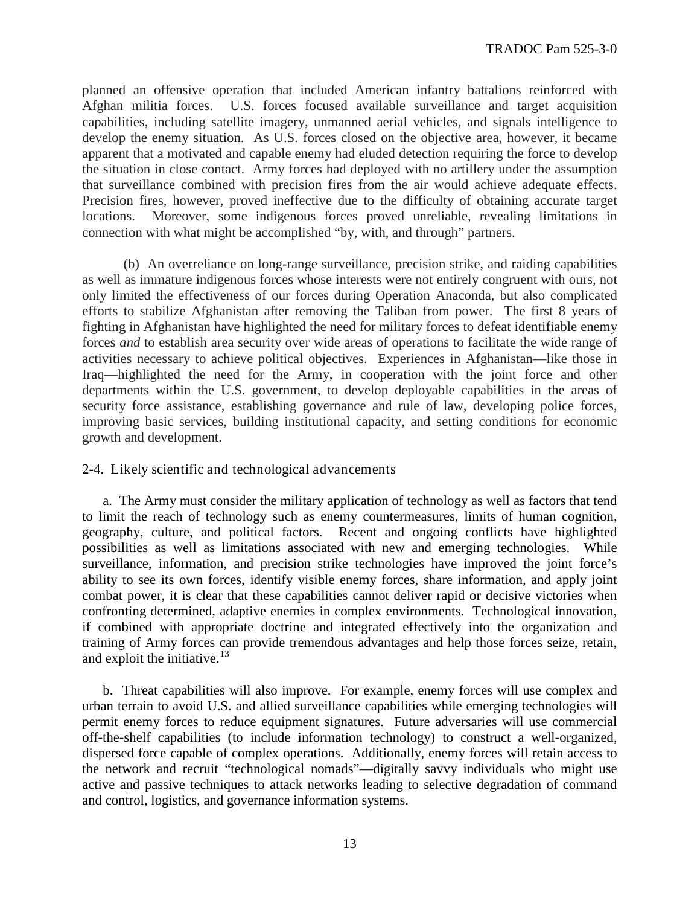planned an offensive operation that included American infantry battalions reinforced with Afghan militia forces. U.S. forces focused available surveillance and target acquisition capabilities, including satellite imagery, unmanned aerial vehicles, and signals intelligence to develop the enemy situation. As U.S. forces closed on the objective area, however, it became apparent that a motivated and capable enemy had eluded detection requiring the force to develop the situation in close contact. Army forces had deployed with no artillery under the assumption that surveillance combined with precision fires from the air would achieve adequate effects. Precision fires, however, proved ineffective due to the difficulty of obtaining accurate target locations. Moreover, some indigenous forces proved unreliable, revealing limitations in connection with what might be accomplished "by, with, and through" partners.

(b) An overreliance on long-range surveillance, precision strike, and raiding capabilities as well as immature indigenous forces whose interests were not entirely congruent with ours, not only limited the effectiveness of our forces during Operation Anaconda, but also complicated efforts to stabilize Afghanistan after removing the Taliban from power. The first 8 years of fighting in Afghanistan have highlighted the need for military forces to defeat identifiable enemy forces *and* to establish area security over wide areas of operations to facilitate the wide range of activities necessary to achieve political objectives. Experiences in Afghanistan—like those in Iraq—highlighted the need for the Army, in cooperation with the joint force and other departments within the U.S. government, to develop deployable capabilities in the areas of security force assistance, establishing governance and rule of law, developing police forces, improving basic services, building institutional capacity, and setting conditions for economic growth and development.

### 2-4. Likely scientific and technological advancements

a. The Army must consider the military application of technology as well as factors that tend to limit the reach of technology such as enemy countermeasures, limits of human cognition, geography, culture, and political factors. Recent and ongoing conflicts have highlighted possibilities as well as limitations associated with new and emerging technologies. While surveillance, information, and precision strike technologies have improved the joint force's ability to see its own forces, identify visible enemy forces, share information, and apply joint combat power, it is clear that these capabilities cannot deliver rapid or decisive victories when confronting determined, adaptive enemies in complex environments. Technological innovation, if combined with appropriate doctrine and integrated effectively into the organization and training of Army forces can provide tremendous advantages and help those forces seize, retain, and exploit the initiative.[13]

b. Threat capabilities will also improve. For example, enemy forces will use complex and urban terrain to avoid U.S. and allied surveillance capabilities while emerging technologies will permit enemy forces to reduce equipment signatures. Future adversaries will use commercial off-the-shelf capabilities (to include information technology) to construct a well-organized, dispersed force capable of complex operations. Additionally, enemy forces will retain access to the network and recruit "technological nomads"—digitally savvy individuals who might use active and passive techniques to attack networks leading to selective degradation of command and control, logistics, and governance information systems.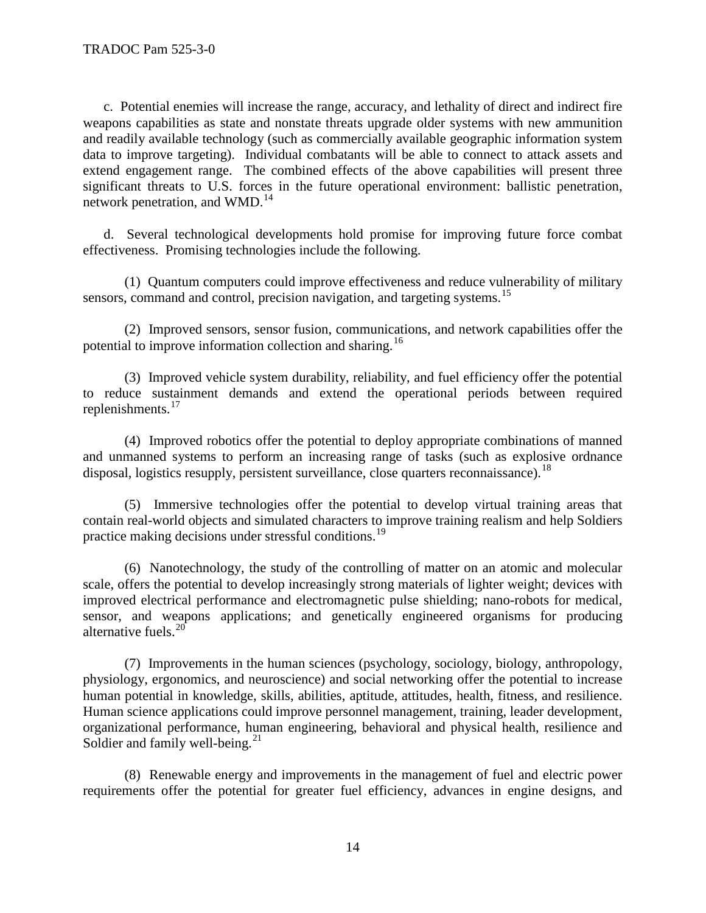c. Potential enemies will increase the range, accuracy, and lethality of direct and indirect fire weapons capabilities as state and nonstate threats upgrade older systems with new ammunition and readily available technology (such as commercially available geographic information system data to improve targeting). Individual combatants will be able to connect to attack assets and extend engagement range. The combined effects of the above capabilities will present three significant threats to U.S. forces in the future operational environment: ballistic penetration, network penetration, and WMD.[14]

d. Several technological developments hold promise for improving future force combat effectiveness. Promising technologies include the following.

(1) Quantum computers could improve effectiveness and reduce vulnerability of military sensors, command and control, precision navigation, and targeting systems.[15]

(2) Improved sensors, sensor fusion, communications, and network capabilities offer the potential to improve information collection and sharing.[16]

(3) Improved vehicle system durability, reliability, and fuel efficiency offer the potential to reduce sustainment demands and extend the operational periods between required replenishments.[17]

(4) Improved robotics offer the potential to deploy appropriate combinations of manned and unmanned systems to perform an increasing range of tasks (such as explosive ordnance disposal, logistics resupply, persistent surveillance, close quarters reconnaissance).[18]

(5) Immersive technologies offer the potential to develop virtual training areas that contain real-world objects and simulated characters to improve training realism and help Soldiers practice making decisions under stressful conditions.[19]

(6) Nanotechnology, the study of the controlling of matter on an atomic and molecular scale, offers the potential to develop increasingly strong materials of lighter weight; devices with improved electrical performance and electromagnetic pulse shielding; nano-robots for medical, sensor, and weapons applications; and genetically engineered organisms for producing alternative fuels.[20]

(7) Improvements in the human sciences (psychology, sociology, biology, anthropology, physiology, ergonomics, and neuroscience) and social networking offer the potential to increase human potential in knowledge, skills, abilities, aptitude, attitudes, health, fitness, and resilience. Human science applications could improve personnel management, training, leader development, organizational performance, human engineering, behavioral and physical health, resilience and Soldier and family well-being.[21]

(8) Renewable energy and improvements in the management of fuel and electric power requirements offer the potential for greater fuel efficiency, advances in engine designs, and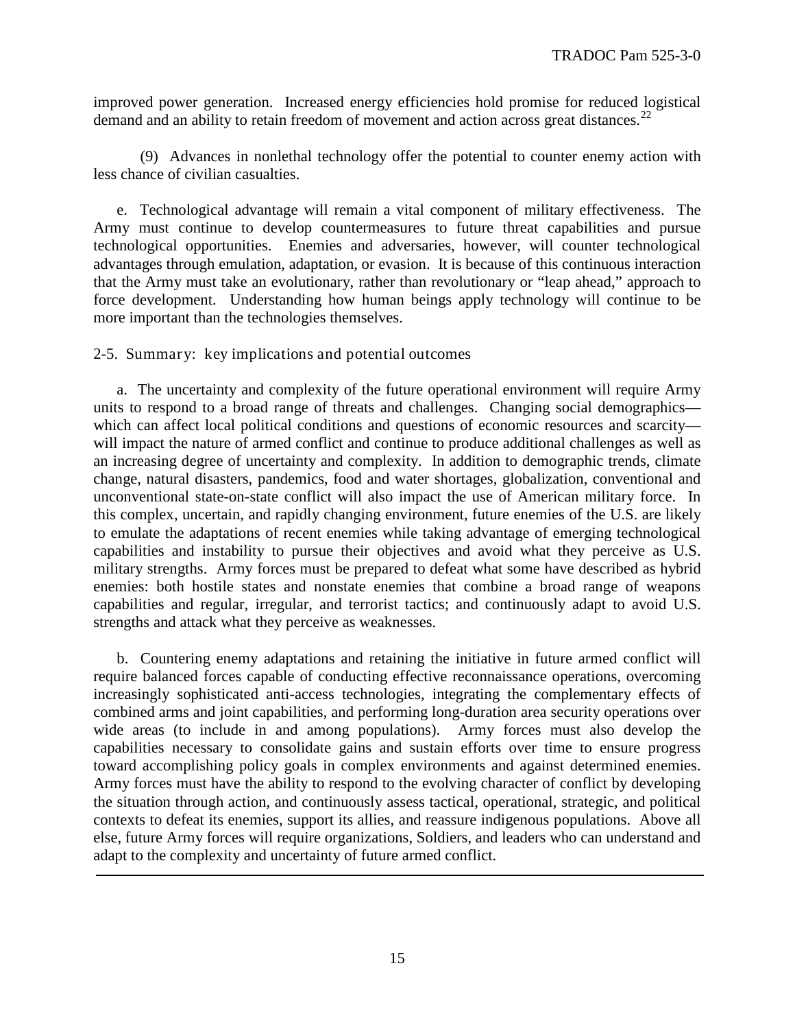improved power generation. Increased energy efficiencies hold promise for reduced logistical demand and an ability to retain freedom of movement and action across great distances.[22]

(9) Advances in nonlethal technology offer the potential to counter enemy action with less chance of civilian casualties.

e. Technological advantage will remain a vital component of military effectiveness. The Army must continue to develop countermeasures to future threat capabilities and pursue technological opportunities. Enemies and adversaries, however, will counter technological advantages through emulation, adaptation, or evasion. It is because of this continuous interaction that the Army must take an evolutionary, rather than revolutionary or "leap ahead," approach to force development. Understanding how human beings apply technology will continue to be more important than the technologies themselves.

## 2-5. Summary: key implications and potential outcomes

a. The uncertainty and complexity of the future operational environment will require Army units to respond to a broad range of threats and challenges. Changing social demographics—which can affect local political conditions and questions of economic resources and scarcity—will impact the nature of armed conflict and continue to produce additional challenges as well as an increasing degree of uncertainty and complexity. In addition to demographic trends, climate change, natural disasters, pandemics, food and water shortages, globalization, conventional and unconventional state-on-state conflict will also impact the use of American military force. In this complex, uncertain, and rapidly changing environment, future enemies of the U.S. are likely to emulate the adaptations of recent enemies while taking advantage of emerging technological capabilities and instability to pursue their objectives and avoid what they perceive as U.S. military strengths. Army forces must be prepared to defeat what some have described as hybrid enemies: both hostile states and nonstate enemies that combine a broad range of weapons capabilities and regular, irregular, and terrorist tactics; and continuously adapt to avoid U.S. strengths and attack what they perceive as weaknesses.

b. Countering enemy adaptations and retaining the initiative in future armed conflict will require balanced forces capable of conducting effective reconnaissance operations, overcoming increasingly sophisticated anti-access technologies, integrating the complementary effects of combined arms and joint capabilities, and performing long-duration area security operations over wide areas (to include in and among populations). Army forces must also develop the capabilities necessary to consolidate gains and sustain efforts over time to ensure progress toward accomplishing policy goals in complex environments and against determined enemies. Army forces must have the ability to respond to the evolving character of conflict by developing the situation through action, and continuously assess tactical, operational, strategic, and political contexts to defeat its enemies, support its allies, and reassure indigenous populations. Above all else, future Army forces will require organizations, Soldiers, and leaders who can understand and adapt to the complexity and uncertainty of future armed conflict.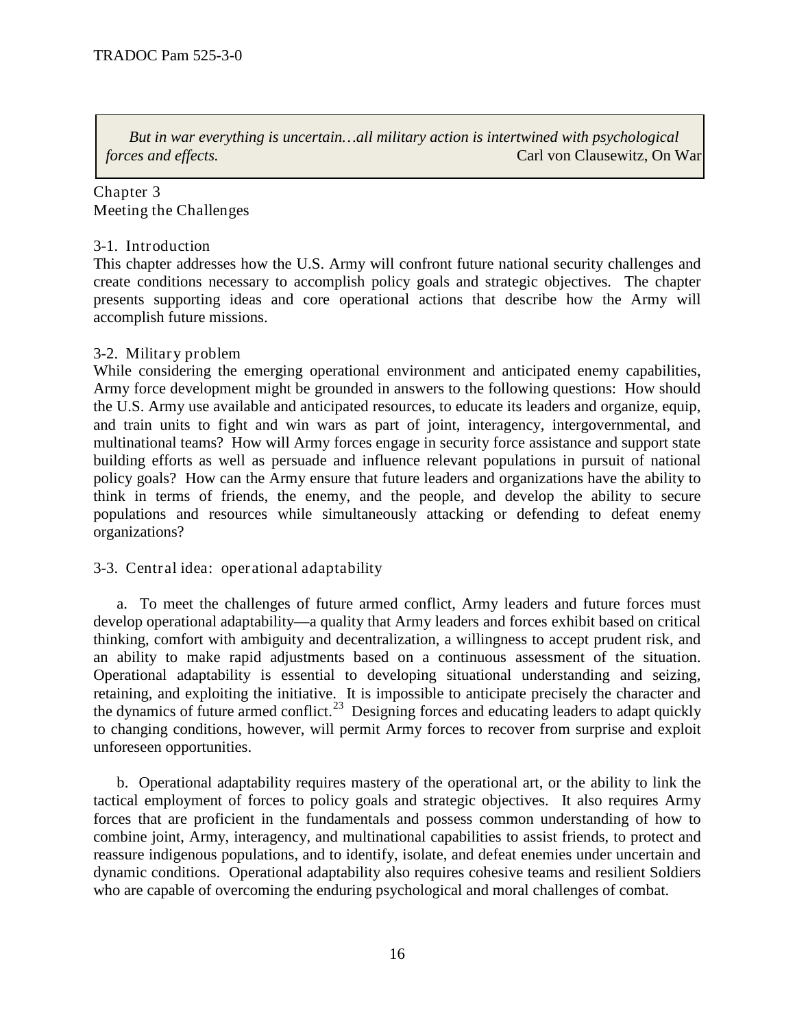> *But in war everything is uncertain…all military action is intertwined with psychological forces and effects.* Carl von Clausewitz, On War

## Chapter 3
## Meeting the Challenges

### 3-1. Introduction

This chapter addresses how the U.S. Army will confront future national security challenges and create conditions necessary to accomplish policy goals and strategic objectives. The chapter presents supporting ideas and core operational actions that describe how the Army will accomplish future missions.

### 3-2. Military problem

While considering the emerging operational environment and anticipated enemy capabilities, Army force development might be grounded in answers to the following questions: How should the U.S. Army use available and anticipated resources, to educate its leaders and organize, equip, and train units to fight and win wars as part of joint, interagency, intergovernmental, and multinational teams? How will Army forces engage in security force assistance and support state building efforts as well as persuade and influence relevant populations in pursuit of national policy goals? How can the Army ensure that future leaders and organizations have the ability to think in terms of friends, the enemy, and the people, and develop the ability to secure populations and resources while simultaneously attacking or defending to defeat enemy organizations?

### 3-3. Central idea: operational adaptability

a. To meet the challenges of future armed conflict, Army leaders and future forces must develop operational adaptability—a quality that Army leaders and forces exhibit based on critical thinking, comfort with ambiguity and decentralization, a willingness to accept prudent risk, and an ability to make rapid adjustments based on a continuous assessment of the situation. Operational adaptability is essential to developing situational understanding and seizing, retaining, and exploiting the initiative. It is impossible to anticipate precisely the character and the dynamics of future armed conflict.[23] Designing forces and educating leaders to adapt quickly to changing conditions, however, will permit Army forces to recover from surprise and exploit unforeseen opportunities.

b. Operational adaptability requires mastery of the operational art, or the ability to link the tactical employment of forces to policy goals and strategic objectives. It also requires Army forces that are proficient in the fundamentals and possess common understanding of how to combine joint, Army, interagency, and multinational capabilities to assist friends, to protect and reassure indigenous populations, and to identify, isolate, and defeat enemies under uncertain and dynamic conditions. Operational adaptability also requires cohesive teams and resilient Soldiers who are capable of overcoming the enduring psychological and moral challenges of combat.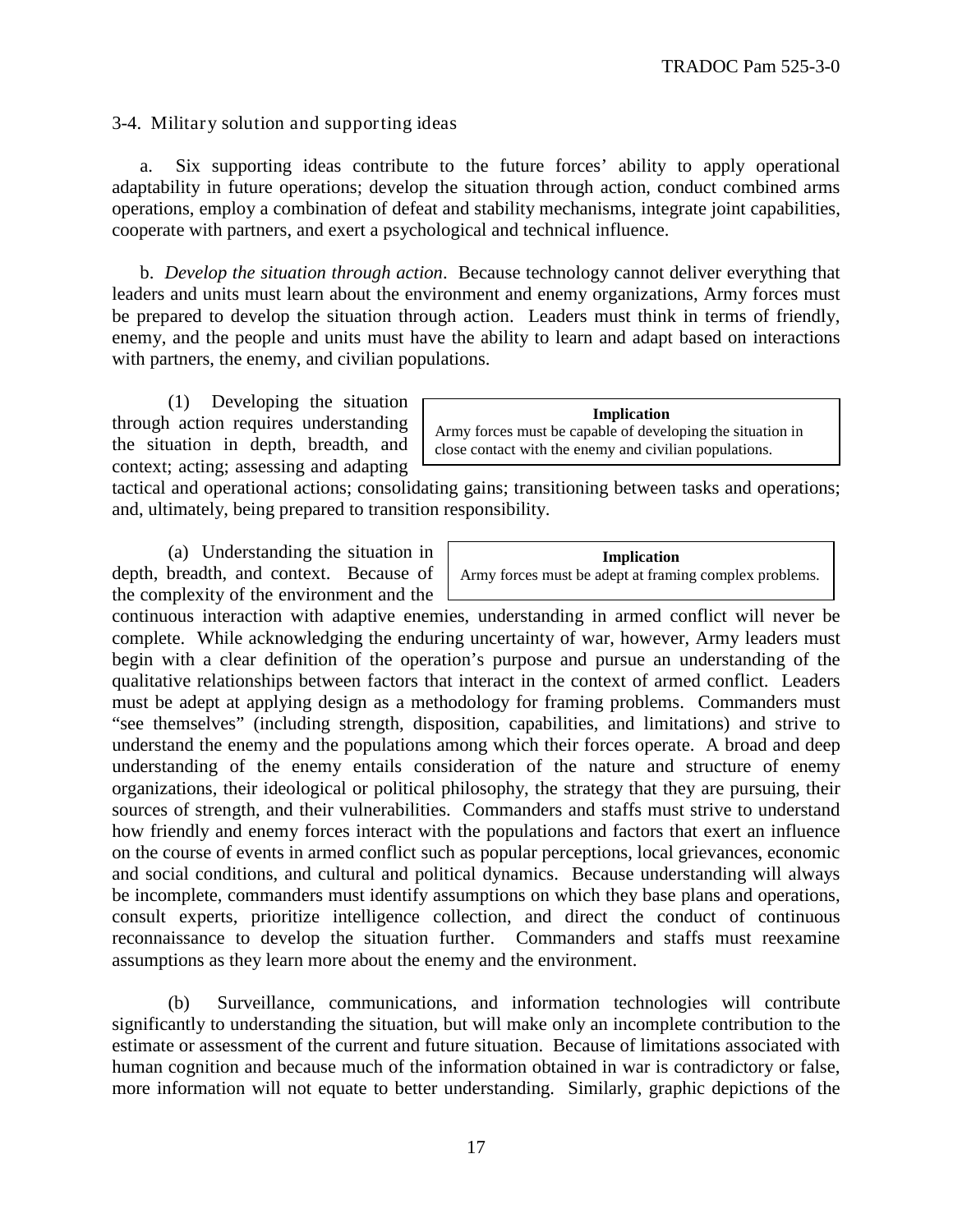3-4. Military solution and supporting ideas

a. Six supporting ideas contribute to the future forces' ability to apply operational adaptability in future operations; develop the situation through action, conduct combined arms operations, employ a combination of defeat and stability mechanisms, integrate joint capabilities, cooperate with partners, and exert a psychological and technical influence.

b. *Develop the situation through action*. Because technology cannot deliver everything that leaders and units must learn about the environment and enemy organizations, Army forces must be prepared to develop the situation through action. Leaders must think in terms of friendly, enemy, and the people and units must have the ability to learn and adapt based on interactions with partners, the enemy, and civilian populations.

> **Implication**
> Army forces must be capable of developing the situation in close contact with the enemy and civilian populations.

(1) Developing the situation through action requires understanding the situation in depth, breadth, and context; acting; assessing and adapting tactical and operational actions; consolidating gains; transitioning between tasks and operations; and, ultimately, being prepared to transition responsibility.

> **Implication**
> Army forces must be adept at framing complex problems.

(a) Understanding the situation in depth, breadth, and context. Because of the complexity of the environment and the continuous interaction with adaptive enemies, understanding in armed conflict will never be complete. While acknowledging the enduring uncertainty of war, however, Army leaders must begin with a clear definition of the operation's purpose and pursue an understanding of the qualitative relationships between factors that interact in the context of armed conflict. Leaders must be adept at applying design as a methodology for framing problems. Commanders must "see themselves" (including strength, disposition, capabilities, and limitations) and strive to understand the enemy and the populations among which their forces operate. A broad and deep understanding of the enemy entails consideration of the nature and structure of enemy organizations, their ideological or political philosophy, the strategy that they are pursuing, their sources of strength, and their vulnerabilities. Commanders and staffs must strive to understand how friendly and enemy forces interact with the populations and factors that exert an influence on the course of events in armed conflict such as popular perceptions, local grievances, economic and social conditions, and cultural and political dynamics. Because understanding will always be incomplete, commanders must identify assumptions on which they base plans and operations, consult experts, prioritize intelligence collection, and direct the conduct of continuous reconnaissance to develop the situation further. Commanders and staffs must reexamine assumptions as they learn more about the enemy and the environment.

(b) Surveillance, communications, and information technologies will contribute significantly to understanding the situation, but will make only an incomplete contribution to the estimate or assessment of the current and future situation. Because of limitations associated with human cognition and because much of the information obtained in war is contradictory or false, more information will not equate to better understanding. Similarly, graphic depictions of the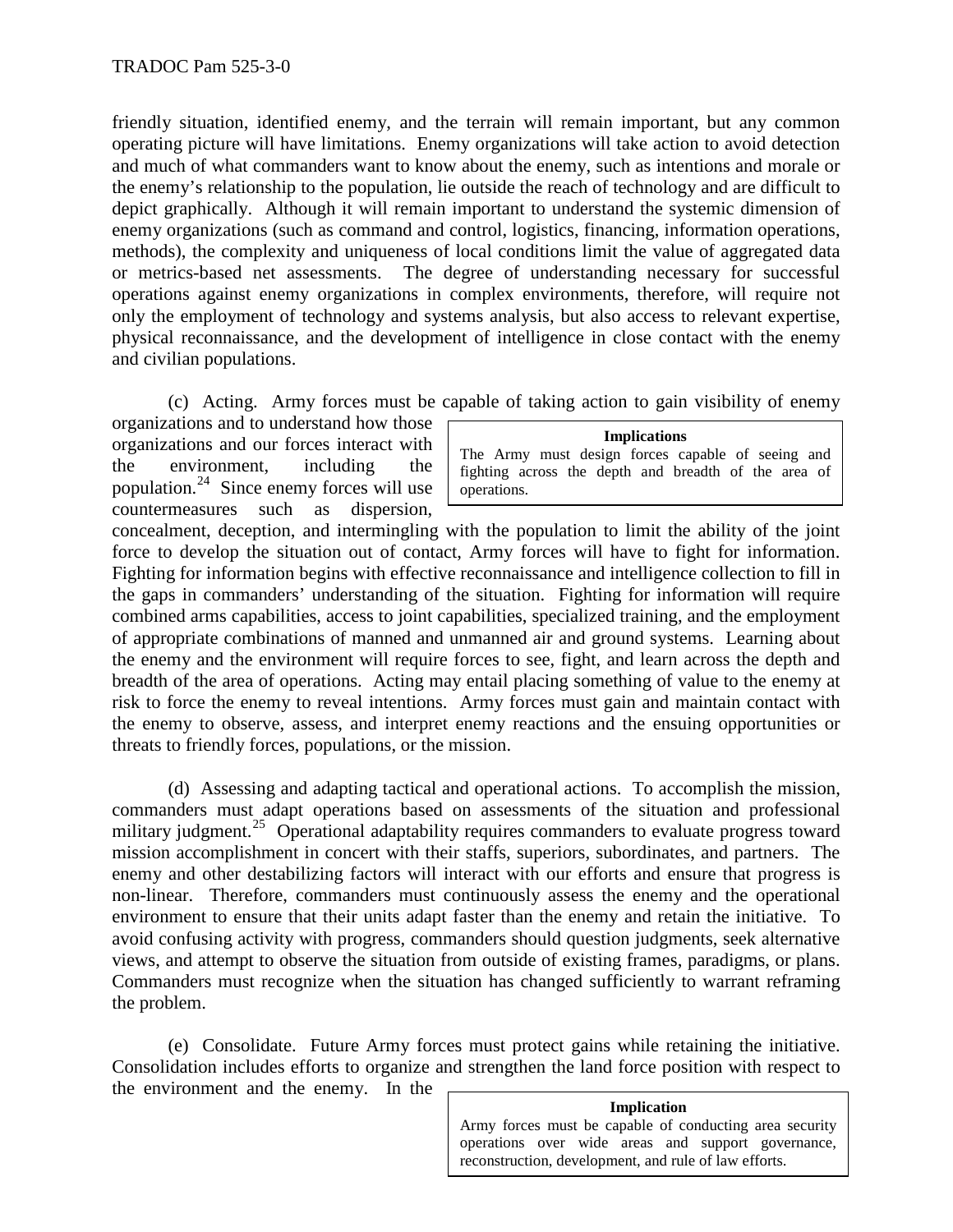friendly situation, identified enemy, and the terrain will remain important, but any common operating picture will have limitations. Enemy organizations will take action to avoid detection and much of what commanders want to know about the enemy, such as intentions and morale or the enemy's relationship to the population, lie outside the reach of technology and are difficult to depict graphically. Although it will remain important to understand the systemic dimension of enemy organizations (such as command and control, logistics, financing, information operations, methods), the complexity and uniqueness of local conditions limit the value of aggregated data or metrics-based net assessments. The degree of understanding necessary for successful operations against enemy organizations in complex environments, therefore, will require not only the employment of technology and systems analysis, but also access to relevant expertise, physical reconnaissance, and the development of intelligence in close contact with the enemy and civilian populations.

(c) Acting. Army forces must be capable of taking action to gain visibility of enemy organizations and to understand how those organizations and our forces interact with the environment, including the population.[24] Since enemy forces will use countermeasures such as dispersion, concealment, deception, and intermingling with the population to limit the ability of the joint force to develop the situation out of contact, Army forces will have to fight for information. Fighting for information begins with effective reconnaissance and intelligence collection to fill in the gaps in commanders' understanding of the situation. Fighting for information will require combined arms capabilities, access to joint capabilities, specialized training, and the employment of appropriate combinations of manned and unmanned air and ground systems. Learning about the enemy and the environment will require forces to see, fight, and learn across the depth and breadth of the area of operations. Acting may entail placing something of value to the enemy at risk to force the enemy to reveal intentions. Army forces must gain and maintain contact with the enemy to observe, assess, and interpret enemy reactions and the ensuing opportunities or threats to friendly forces, populations, or the mission.

> **Implications**
>
> The Army must design forces capable of seeing and fighting across the depth and breadth of the area of operations.

(d) Assessing and adapting tactical and operational actions. To accomplish the mission, commanders must adapt operations based on assessments of the situation and professional military judgment.[25] Operational adaptability requires commanders to evaluate progress toward mission accomplishment in concert with their staffs, superiors, subordinates, and partners. The enemy and other destabilizing factors will interact with our efforts and ensure that progress is non-linear. Therefore, commanders must continuously assess the enemy and the operational environment to ensure that their units adapt faster than the enemy and retain the initiative. To avoid confusing activity with progress, commanders should question judgments, seek alternative views, and attempt to observe the situation from outside of existing frames, paradigms, or plans. Commanders must recognize when the situation has changed sufficiently to warrant reframing the problem.

(e) Consolidate. Future Army forces must protect gains while retaining the initiative. Consolidation includes efforts to organize and strengthen the land force position with respect to the environment and the enemy. In the

> **Implication**
>
> Army forces must be capable of conducting area security operations over wide areas and support governance, reconstruction, development, and rule of law efforts.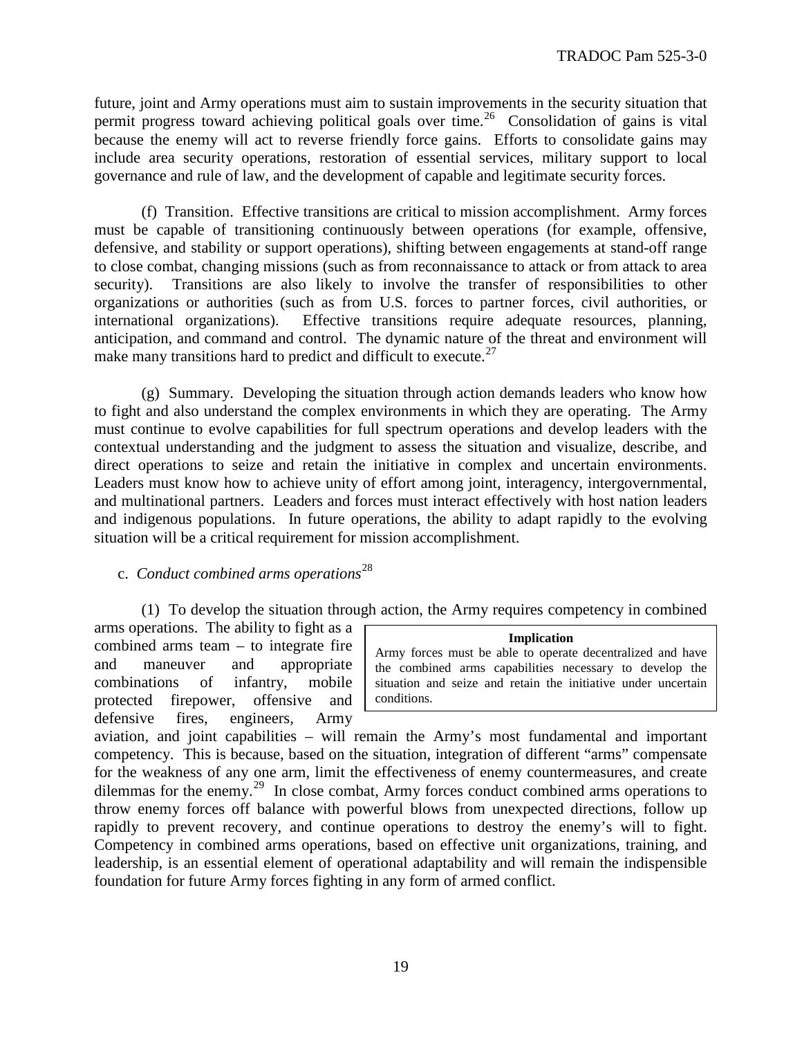future, joint and Army operations must aim to sustain improvements in the security situation that permit progress toward achieving political goals over time.[26] Consolidation of gains is vital because the enemy will act to reverse friendly force gains. Efforts to consolidate gains may include area security operations, restoration of essential services, military support to local governance and rule of law, and the development of capable and legitimate security forces.

(f) Transition. Effective transitions are critical to mission accomplishment. Army forces must be capable of transitioning continuously between operations (for example, offensive, defensive, and stability or support operations), shifting between engagements at stand-off range to close combat, changing missions (such as from reconnaissance to attack or from attack to area security). Transitions are also likely to involve the transfer of responsibilities to other organizations or authorities (such as from U.S. forces to partner forces, civil authorities, or international organizations). Effective transitions require adequate resources, planning, anticipation, and command and control. The dynamic nature of the threat and environment will make many transitions hard to predict and difficult to execute.[27]

(g) Summary. Developing the situation through action demands leaders who know how to fight and also understand the complex environments in which they are operating. The Army must continue to evolve capabilities for full spectrum operations and develop leaders with the contextual understanding and the judgment to assess the situation and visualize, describe, and direct operations to seize and retain the initiative in complex and uncertain environments. Leaders must know how to achieve unity of effort among joint, interagency, intergovernmental, and multinational partners. Leaders and forces must interact effectively with host nation leaders and indigenous populations. In future operations, the ability to adapt rapidly to the evolving situation will be a critical requirement for mission accomplishment.

c. *Conduct combined arms operations*[28]

> **Implication**
> Army forces must be able to operate decentralized and have the combined arms capabilities necessary to develop the situation and seize and retain the initiative under uncertain conditions.

(1) To develop the situation through action, the Army requires competency in combined arms operations. The ability to fight as a combined arms team – to integrate fire and maneuver and appropriate combinations of infantry, mobile protected firepower, offensive and defensive fires, engineers, Army aviation, and joint capabilities – will remain the Army's most fundamental and important competency. This is because, based on the situation, integration of different "arms" compensate for the weakness of any one arm, limit the effectiveness of enemy countermeasures, and create dilemmas for the enemy.[29] In close combat, Army forces conduct combined arms operations to throw enemy forces off balance with powerful blows from unexpected directions, follow up rapidly to prevent recovery, and continue operations to destroy the enemy's will to fight. Competency in combined arms operations, based on effective unit organizations, training, and leadership, is an essential element of operational adaptability and will remain the indispensible foundation for future Army forces fighting in any form of armed conflict.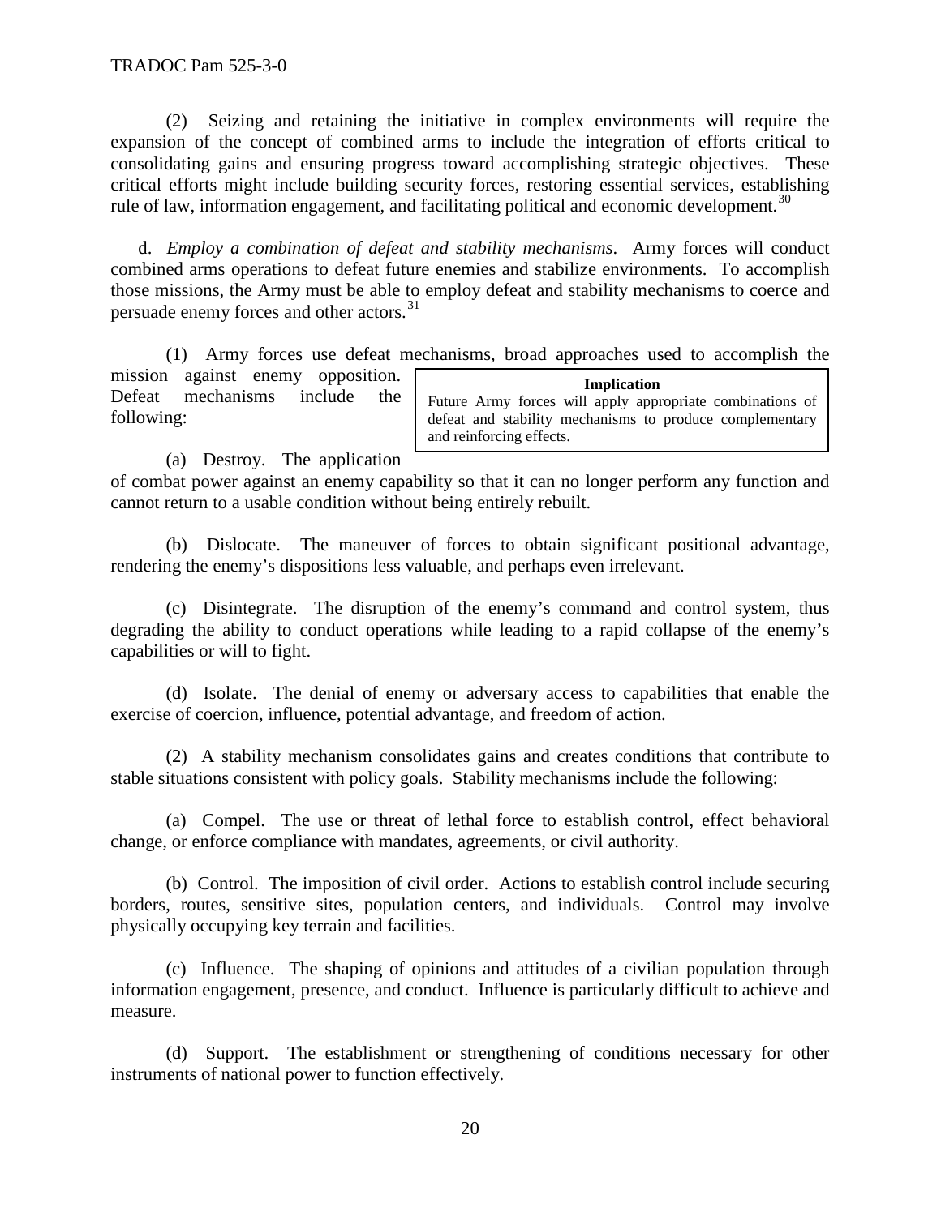(2) Seizing and retaining the initiative in complex environments will require the expansion of the concept of combined arms to include the integration of efforts critical to consolidating gains and ensuring progress toward accomplishing strategic objectives. These critical efforts might include building security forces, restoring essential services, establishing rule of law, information engagement, and facilitating political and economic development.[30]

d. *Employ a combination of defeat and stability mechanisms*. Army forces will conduct combined arms operations to defeat future enemies and stabilize environments. To accomplish those missions, the Army must be able to employ defeat and stability mechanisms to coerce and persuade enemy forces and other actors.[31]

(1) Army forces use defeat mechanisms, broad approaches used to accomplish the mission against enemy opposition. Defeat mechanisms include the following:

> **Implication**
> Future Army forces will apply appropriate combinations of defeat and stability mechanisms to produce complementary and reinforcing effects.

(a) Destroy. The application of combat power against an enemy capability so that it can no longer perform any function and cannot return to a usable condition without being entirely rebuilt.

(b) Dislocate. The maneuver of forces to obtain significant positional advantage, rendering the enemy's dispositions less valuable, and perhaps even irrelevant.

(c) Disintegrate. The disruption of the enemy's command and control system, thus degrading the ability to conduct operations while leading to a rapid collapse of the enemy's capabilities or will to fight.

(d) Isolate. The denial of enemy or adversary access to capabilities that enable the exercise of coercion, influence, potential advantage, and freedom of action.

(2) A stability mechanism consolidates gains and creates conditions that contribute to stable situations consistent with policy goals. Stability mechanisms include the following:

(a) Compel. The use or threat of lethal force to establish control, effect behavioral change, or enforce compliance with mandates, agreements, or civil authority.

(b) Control. The imposition of civil order. Actions to establish control include securing borders, routes, sensitive sites, population centers, and individuals. Control may involve physically occupying key terrain and facilities.

(c) Influence. The shaping of opinions and attitudes of a civilian population through information engagement, presence, and conduct. Influence is particularly difficult to achieve and measure.

(d) Support. The establishment or strengthening of conditions necessary for other instruments of national power to function effectively.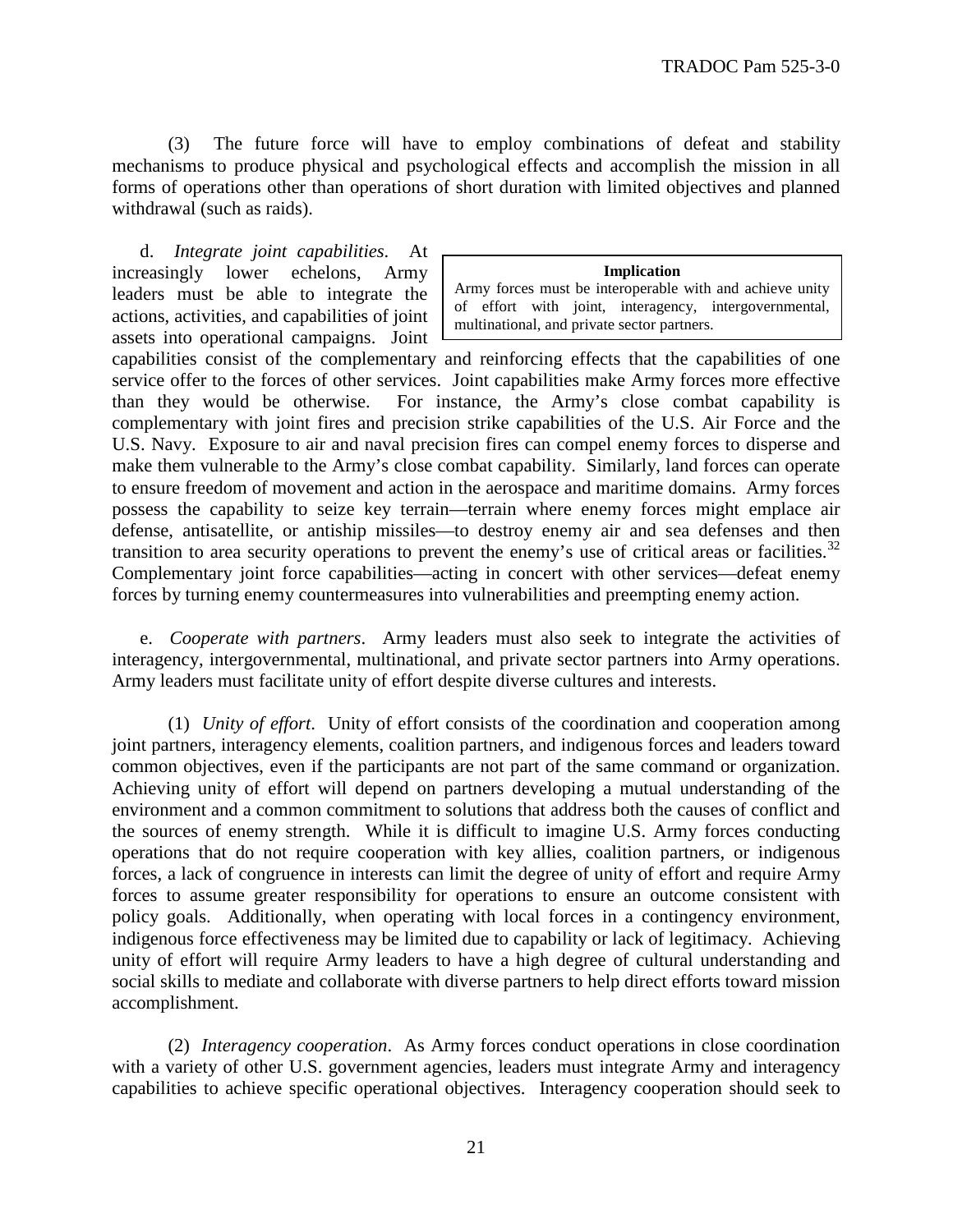(3) The future force will have to employ combinations of defeat and stability mechanisms to produce physical and psychological effects and accomplish the mission in all forms of operations other than operations of short duration with limited objectives and planned withdrawal (such as raids).

d. *Integrate joint capabilities*. At increasingly lower echelons, Army leaders must be able to integrate the actions, activities, and capabilities of joint assets into operational campaigns. Joint capabilities consist of the complementary and reinforcing effects that the capabilities of one service offer to the forces of other services. Joint capabilities make Army forces more effective than they would be otherwise. For instance, the Army's close combat capability is complementary with joint fires and precision strike capabilities of the U.S. Air Force and the U.S. Navy. Exposure to air and naval precision fires can compel enemy forces to disperse and make them vulnerable to the Army's close combat capability. Similarly, land forces can operate to ensure freedom of movement and action in the aerospace and maritime domains. Army forces possess the capability to seize key terrain—terrain where enemy forces might emplace air defense, antisatellite, or antiship missiles—to destroy enemy air and sea defenses and then transition to area security operations to prevent the enemy's use of critical areas or facilities.[32] Complementary joint force capabilities—acting in concert with other services—defeat enemy forces by turning enemy countermeasures into vulnerabilities and preempting enemy action.

> **Implication**
>
> Army forces must be interoperable with and achieve unity of effort with joint, interagency, intergovernmental, multinational, and private sector partners.

e. *Cooperate with partners*. Army leaders must also seek to integrate the activities of interagency, intergovernmental, multinational, and private sector partners into Army operations. Army leaders must facilitate unity of effort despite diverse cultures and interests.

(1) *Unity of effort*. Unity of effort consists of the coordination and cooperation among joint partners, interagency elements, coalition partners, and indigenous forces and leaders toward common objectives, even if the participants are not part of the same command or organization. Achieving unity of effort will depend on partners developing a mutual understanding of the environment and a common commitment to solutions that address both the causes of conflict and the sources of enemy strength. While it is difficult to imagine U.S. Army forces conducting operations that do not require cooperation with key allies, coalition partners, or indigenous forces, a lack of congruence in interests can limit the degree of unity of effort and require Army forces to assume greater responsibility for operations to ensure an outcome consistent with policy goals. Additionally, when operating with local forces in a contingency environment, indigenous force effectiveness may be limited due to capability or lack of legitimacy. Achieving unity of effort will require Army leaders to have a high degree of cultural understanding and social skills to mediate and collaborate with diverse partners to help direct efforts toward mission accomplishment.

(2) *Interagency cooperation*. As Army forces conduct operations in close coordination with a variety of other U.S. government agencies, leaders must integrate Army and interagency capabilities to achieve specific operational objectives. Interagency cooperation should seek to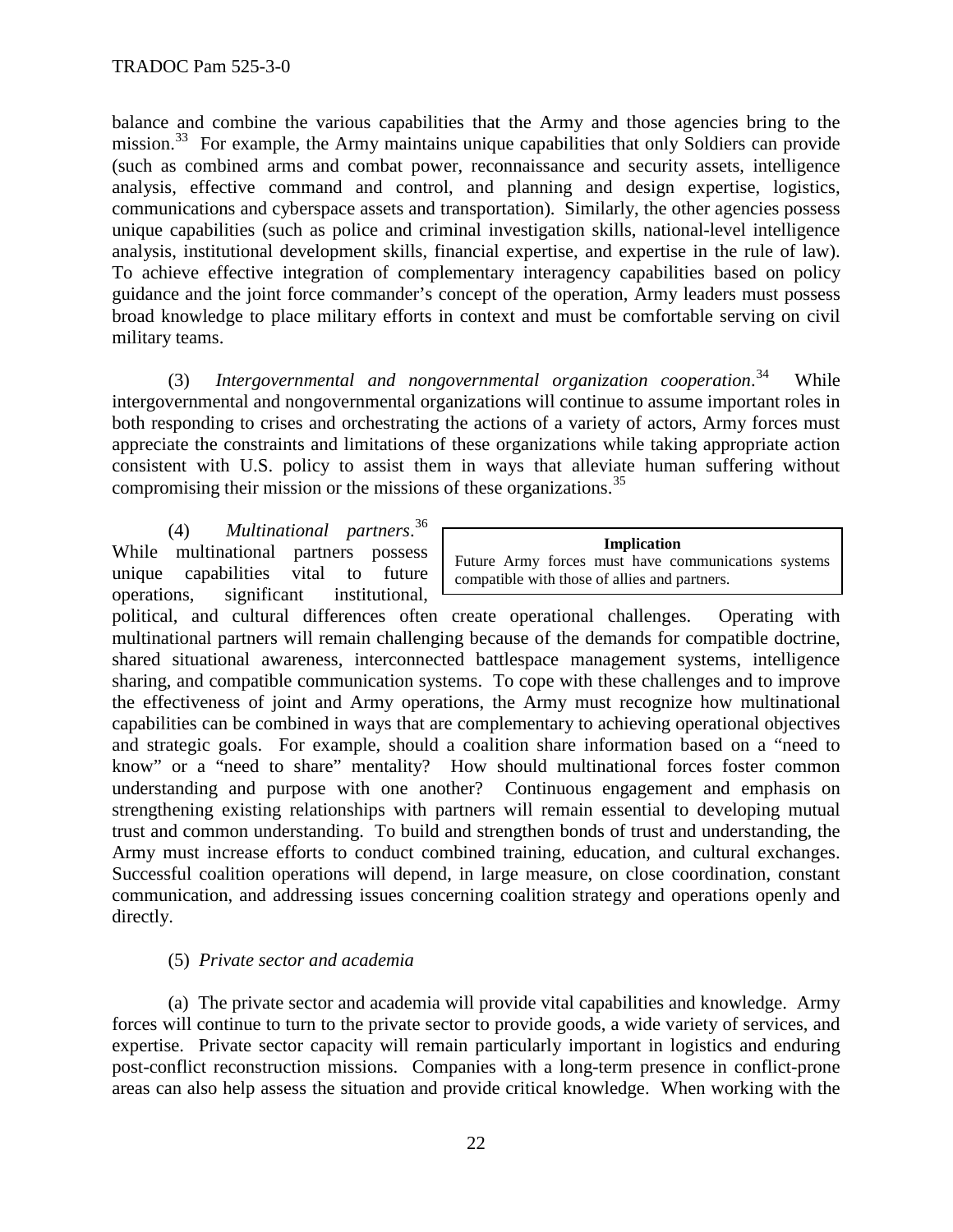balance and combine the various capabilities that the Army and those agencies bring to the mission.[33] For example, the Army maintains unique capabilities that only Soldiers can provide (such as combined arms and combat power, reconnaissance and security assets, intelligence analysis, effective command and control, and planning and design expertise, logistics, communications and cyberspace assets and transportation). Similarly, the other agencies possess unique capabilities (such as police and criminal investigation skills, national-level intelligence analysis, institutional development skills, financial expertise, and expertise in the rule of law). To achieve effective integration of complementary interagency capabilities based on policy guidance and the joint force commander's concept of the operation, Army leaders must possess broad knowledge to place military efforts in context and must be comfortable serving on civil military teams.

(3) *Intergovernmental and nongovernmental organization cooperation*.[34] While intergovernmental and nongovernmental organizations will continue to assume important roles in both responding to crises and orchestrating the actions of a variety of actors, Army forces must appreciate the constraints and limitations of these organizations while taking appropriate action consistent with U.S. policy to assist them in ways that alleviate human suffering without compromising their mission or the missions of these organizations.[35]

> **Implication**
> Future Army forces must have communications systems compatible with those of allies and partners.

(4) *Multinational partners*.[36] While multinational partners possess unique capabilities vital to future operations, significant institutional, political, and cultural differences often create operational challenges. Operating with multinational partners will remain challenging because of the demands for compatible doctrine, shared situational awareness, interconnected battlespace management systems, intelligence sharing, and compatible communication systems. To cope with these challenges and to improve the effectiveness of joint and Army operations, the Army must recognize how multinational capabilities can be combined in ways that are complementary to achieving operational objectives and strategic goals. For example, should a coalition share information based on a "need to know" or a "need to share" mentality? How should multinational forces foster common understanding and purpose with one another? Continuous engagement and emphasis on strengthening existing relationships with partners will remain essential to developing mutual trust and common understanding. To build and strengthen bonds of trust and understanding, the Army must increase efforts to conduct combined training, education, and cultural exchanges. Successful coalition operations will depend, in large measure, on close coordination, constant communication, and addressing issues concerning coalition strategy and operations openly and directly.

(5) *Private sector and academia*

(a) The private sector and academia will provide vital capabilities and knowledge. Army forces will continue to turn to the private sector to provide goods, a wide variety of services, and expertise. Private sector capacity will remain particularly important in logistics and enduring post-conflict reconstruction missions. Companies with a long-term presence in conflict-prone areas can also help assess the situation and provide critical knowledge. When working with the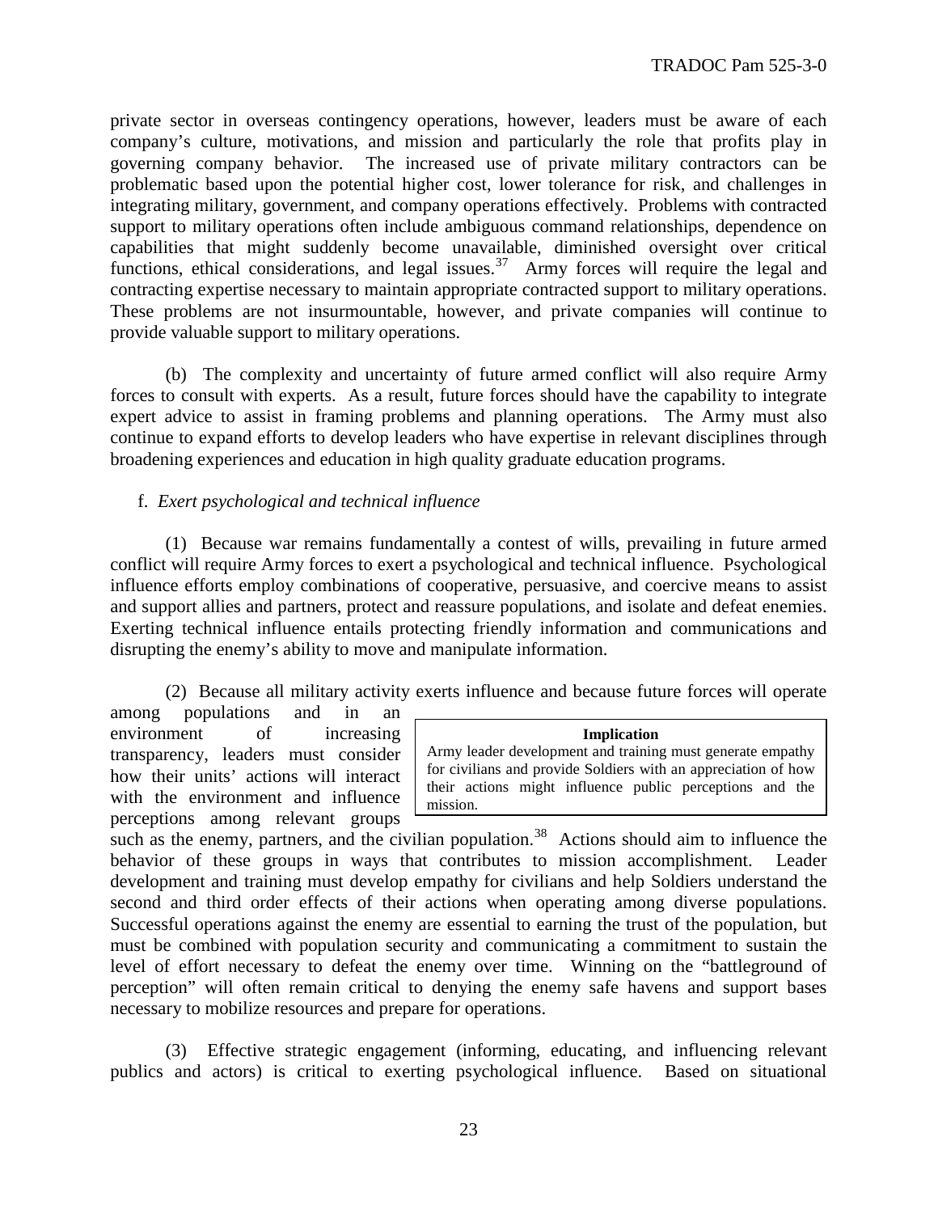private sector in overseas contingency operations, however, leaders must be aware of each company's culture, motivations, and mission and particularly the role that profits play in governing company behavior. The increased use of private military contractors can be problematic based upon the potential higher cost, lower tolerance for risk, and challenges in integrating military, government, and company operations effectively. Problems with contracted support to military operations often include ambiguous command relationships, dependence on capabilities that might suddenly become unavailable, diminished oversight over critical functions, ethical considerations, and legal issues.[37] Army forces will require the legal and contracting expertise necessary to maintain appropriate contracted support to military operations. These problems are not insurmountable, however, and private companies will continue to provide valuable support to military operations.

(b) The complexity and uncertainty of future armed conflict will also require Army forces to consult with experts. As a result, future forces should have the capability to integrate expert advice to assist in framing problems and planning operations. The Army must also continue to expand efforts to develop leaders who have expertise in relevant disciplines through broadening experiences and education in high quality graduate education programs.

f. *Exert psychological and technical influence*

(1) Because war remains fundamentally a contest of wills, prevailing in future armed conflict will require Army forces to exert a psychological and technical influence. Psychological influence efforts employ combinations of cooperative, persuasive, and coercive means to assist and support allies and partners, protect and reassure populations, and isolate and defeat enemies. Exerting technical influence entails protecting friendly information and communications and disrupting the enemy's ability to move and manipulate information.

(2) Because all military activity exerts influence and because future forces will operate among populations and in an environment of increasing transparency, leaders must consider how their units' actions will interact with the environment and influence perceptions among relevant groups such as the enemy, partners, and the civilian population.[38] Actions should aim to influence the behavior of these groups in ways that contributes to mission accomplishment. Leader development and training must develop empathy for civilians and help Soldiers understand the second and third order effects of their actions when operating among diverse populations. Successful operations against the enemy are essential to earning the trust of the population, but must be combined with population security and communicating a commitment to sustain the level of effort necessary to defeat the enemy over time. Winning on the "battleground of perception" will often remain critical to denying the enemy safe havens and support bases necessary to mobilize resources and prepare for operations.

> **Implication**
> Army leader development and training must generate empathy for civilians and provide Soldiers with an appreciation of how their actions might influence public perceptions and the mission.

(3) Effective strategic engagement (informing, educating, and influencing relevant publics and actors) is critical to exerting psychological influence. Based on situational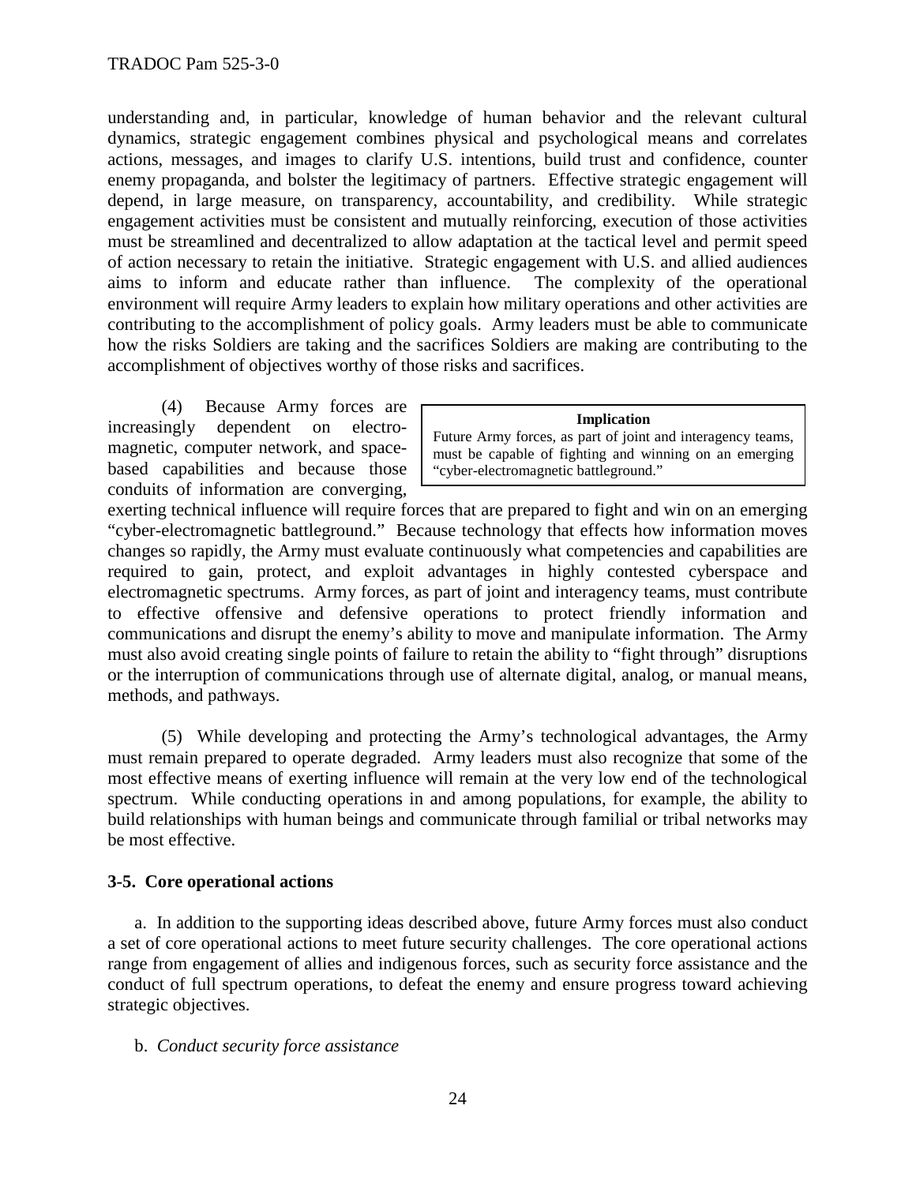understanding and, in particular, knowledge of human behavior and the relevant cultural dynamics, strategic engagement combines physical and psychological means and correlates actions, messages, and images to clarify U.S. intentions, build trust and confidence, counter enemy propaganda, and bolster the legitimacy of partners. Effective strategic engagement will depend, in large measure, on transparency, accountability, and credibility. While strategic engagement activities must be consistent and mutually reinforcing, execution of those activities must be streamlined and decentralized to allow adaptation at the tactical level and permit speed of action necessary to retain the initiative. Strategic engagement with U.S. and allied audiences aims to inform and educate rather than influence. The complexity of the operational environment will require Army leaders to explain how military operations and other activities are contributing to the accomplishment of policy goals. Army leaders must be able to communicate how the risks Soldiers are taking and the sacrifices Soldiers are making are contributing to the accomplishment of objectives worthy of those risks and sacrifices.

(4) Because Army forces are increasingly dependent on electro-magnetic, computer network, and space-based capabilities and because those conduits of information are converging, exerting technical influence will require forces that are prepared to fight and win on an emerging "cyber-electromagnetic battleground." Because technology that effects how information moves changes so rapidly, the Army must evaluate continuously what competencies and capabilities are required to gain, protect, and exploit advantages in highly contested cyberspace and electromagnetic spectrums. Army forces, as part of joint and interagency teams, must contribute to effective offensive and defensive operations to protect friendly information and communications and disrupt the enemy's ability to move and manipulate information. The Army must also avoid creating single points of failure to retain the ability to "fight through" disruptions or the interruption of communications through use of alternate digital, analog, or manual means, methods, and pathways.

> **Implication**
> Future Army forces, as part of joint and interagency teams, must be capable of fighting and winning on an emerging "cyber-electromagnetic battleground."

(5) While developing and protecting the Army's technological advantages, the Army must remain prepared to operate degraded. Army leaders must also recognize that some of the most effective means of exerting influence will remain at the very low end of the technological spectrum. While conducting operations in and among populations, for example, the ability to build relationships with human beings and communicate through familial or tribal networks may be most effective.

### 3-5. Core operational actions

a. In addition to the supporting ideas described above, future Army forces must also conduct a set of core operational actions to meet future security challenges. The core operational actions range from engagement of allies and indigenous forces, such as security force assistance and the conduct of full spectrum operations, to defeat the enemy and ensure progress toward achieving strategic objectives.

b. *Conduct security force assistance*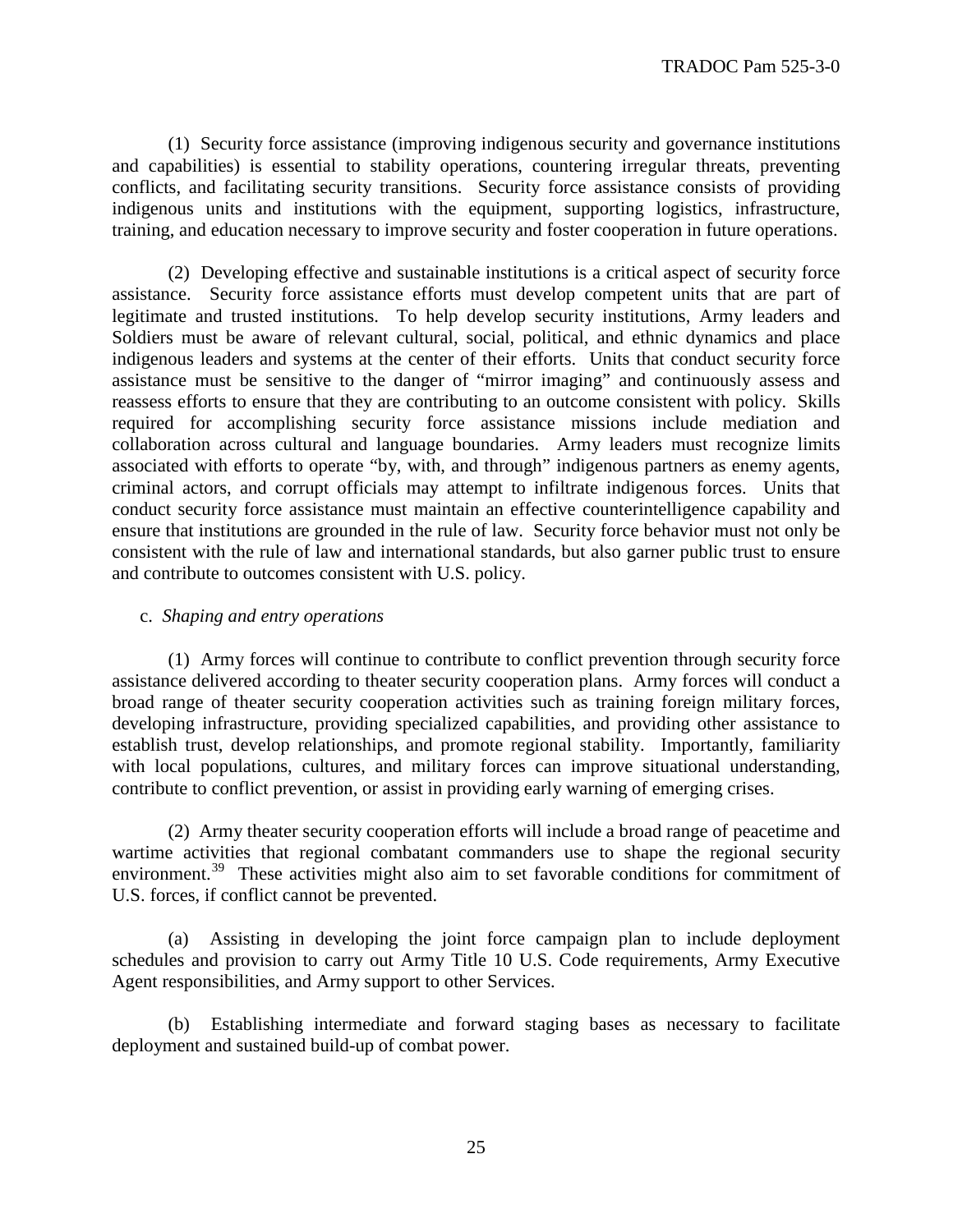(1) Security force assistance (improving indigenous security and governance institutions and capabilities) is essential to stability operations, countering irregular threats, preventing conflicts, and facilitating security transitions. Security force assistance consists of providing indigenous units and institutions with the equipment, supporting logistics, infrastructure, training, and education necessary to improve security and foster cooperation in future operations.

(2) Developing effective and sustainable institutions is a critical aspect of security force assistance. Security force assistance efforts must develop competent units that are part of legitimate and trusted institutions. To help develop security institutions, Army leaders and Soldiers must be aware of relevant cultural, social, political, and ethnic dynamics and place indigenous leaders and systems at the center of their efforts. Units that conduct security force assistance must be sensitive to the danger of "mirror imaging" and continuously assess and reassess efforts to ensure that they are contributing to an outcome consistent with policy. Skills required for accomplishing security force assistance missions include mediation and collaboration across cultural and language boundaries. Army leaders must recognize limits associated with efforts to operate "by, with, and through" indigenous partners as enemy agents, criminal actors, and corrupt officials may attempt to infiltrate indigenous forces. Units that conduct security force assistance must maintain an effective counterintelligence capability and ensure that institutions are grounded in the rule of law. Security force behavior must not only be consistent with the rule of law and international standards, but also garner public trust to ensure and contribute to outcomes consistent with U.S. policy.

c. *Shaping and entry operations*

(1) Army forces will continue to contribute to conflict prevention through security force assistance delivered according to theater security cooperation plans. Army forces will conduct a broad range of theater security cooperation activities such as training foreign military forces, developing infrastructure, providing specialized capabilities, and providing other assistance to establish trust, develop relationships, and promote regional stability. Importantly, familiarity with local populations, cultures, and military forces can improve situational understanding, contribute to conflict prevention, or assist in providing early warning of emerging crises.

(2) Army theater security cooperation efforts will include a broad range of peacetime and wartime activities that regional combatant commanders use to shape the regional security environment.[39] These activities might also aim to set favorable conditions for commitment of U.S. forces, if conflict cannot be prevented.

(a) Assisting in developing the joint force campaign plan to include deployment schedules and provision to carry out Army Title 10 U.S. Code requirements, Army Executive Agent responsibilities, and Army support to other Services.

(b) Establishing intermediate and forward staging bases as necessary to facilitate deployment and sustained build-up of combat power.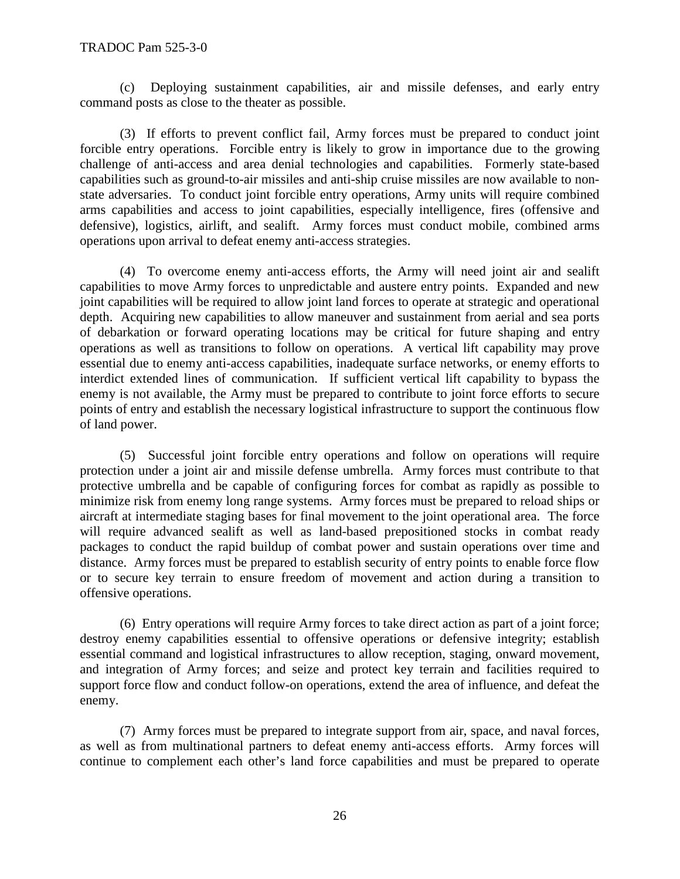(c) Deploying sustainment capabilities, air and missile defenses, and early entry command posts as close to the theater as possible.

(3) If efforts to prevent conflict fail, Army forces must be prepared to conduct joint forcible entry operations. Forcible entry is likely to grow in importance due to the growing challenge of anti-access and area denial technologies and capabilities. Formerly state-based capabilities such as ground-to-air missiles and anti-ship cruise missiles are now available to non-state adversaries. To conduct joint forcible entry operations, Army units will require combined arms capabilities and access to joint capabilities, especially intelligence, fires (offensive and defensive), logistics, airlift, and sealift. Army forces must conduct mobile, combined arms operations upon arrival to defeat enemy anti-access strategies.

(4) To overcome enemy anti-access efforts, the Army will need joint air and sealift capabilities to move Army forces to unpredictable and austere entry points. Expanded and new joint capabilities will be required to allow joint land forces to operate at strategic and operational depth. Acquiring new capabilities to allow maneuver and sustainment from aerial and sea ports of debarkation or forward operating locations may be critical for future shaping and entry operations as well as transitions to follow on operations. A vertical lift capability may prove essential due to enemy anti-access capabilities, inadequate surface networks, or enemy efforts to interdict extended lines of communication. If sufficient vertical lift capability to bypass the enemy is not available, the Army must be prepared to contribute to joint force efforts to secure points of entry and establish the necessary logistical infrastructure to support the continuous flow of land power.

(5) Successful joint forcible entry operations and follow on operations will require protection under a joint air and missile defense umbrella. Army forces must contribute to that protective umbrella and be capable of configuring forces for combat as rapidly as possible to minimize risk from enemy long range systems. Army forces must be prepared to reload ships or aircraft at intermediate staging bases for final movement to the joint operational area. The force will require advanced sealift as well as land-based prepositioned stocks in combat ready packages to conduct the rapid buildup of combat power and sustain operations over time and distance. Army forces must be prepared to establish security of entry points to enable force flow or to secure key terrain to ensure freedom of movement and action during a transition to offensive operations.

(6) Entry operations will require Army forces to take direct action as part of a joint force; destroy enemy capabilities essential to offensive operations or defensive integrity; establish essential command and logistical infrastructures to allow reception, staging, onward movement, and integration of Army forces; and seize and protect key terrain and facilities required to support force flow and conduct follow-on operations, extend the area of influence, and defeat the enemy.

(7) Army forces must be prepared to integrate support from air, space, and naval forces, as well as from multinational partners to defeat enemy anti-access efforts. Army forces will continue to complement each other's land force capabilities and must be prepared to operate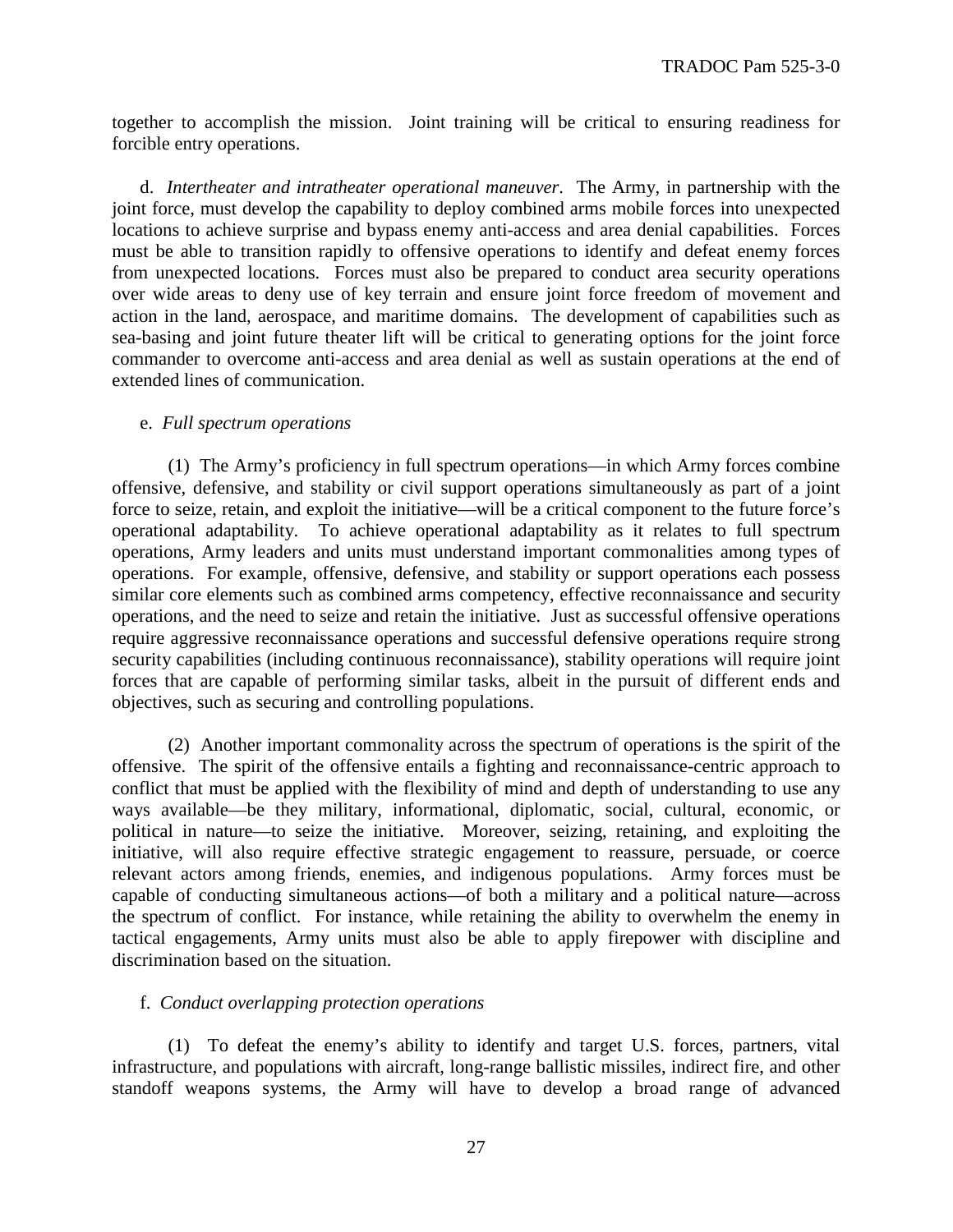together to accomplish the mission. Joint training will be critical to ensuring readiness for forcible entry operations.

d. *Intertheater and intratheater operational maneuver*. The Army, in partnership with the joint force, must develop the capability to deploy combined arms mobile forces into unexpected locations to achieve surprise and bypass enemy anti-access and area denial capabilities. Forces must be able to transition rapidly to offensive operations to identify and defeat enemy forces from unexpected locations. Forces must also be prepared to conduct area security operations over wide areas to deny use of key terrain and ensure joint force freedom of movement and action in the land, aerospace, and maritime domains. The development of capabilities such as sea-basing and joint future theater lift will be critical to generating options for the joint force commander to overcome anti-access and area denial as well as sustain operations at the end of extended lines of communication.

e. *Full spectrum operations*

(1) The Army's proficiency in full spectrum operations—in which Army forces combine offensive, defensive, and stability or civil support operations simultaneously as part of a joint force to seize, retain, and exploit the initiative—will be a critical component to the future force's operational adaptability. To achieve operational adaptability as it relates to full spectrum operations, Army leaders and units must understand important commonalities among types of operations. For example, offensive, defensive, and stability or support operations each possess similar core elements such as combined arms competency, effective reconnaissance and security operations, and the need to seize and retain the initiative. Just as successful offensive operations require aggressive reconnaissance operations and successful defensive operations require strong security capabilities (including continuous reconnaissance), stability operations will require joint forces that are capable of performing similar tasks, albeit in the pursuit of different ends and objectives, such as securing and controlling populations.

(2) Another important commonality across the spectrum of operations is the spirit of the offensive. The spirit of the offensive entails a fighting and reconnaissance-centric approach to conflict that must be applied with the flexibility of mind and depth of understanding to use any ways available—be they military, informational, diplomatic, social, cultural, economic, or political in nature—to seize the initiative. Moreover, seizing, retaining, and exploiting the initiative, will also require effective strategic engagement to reassure, persuade, or coerce relevant actors among friends, enemies, and indigenous populations. Army forces must be capable of conducting simultaneous actions—of both a military and a political nature—across the spectrum of conflict. For instance, while retaining the ability to overwhelm the enemy in tactical engagements, Army units must also be able to apply firepower with discipline and discrimination based on the situation.

f. *Conduct overlapping protection operations*

(1) To defeat the enemy's ability to identify and target U.S. forces, partners, vital infrastructure, and populations with aircraft, long-range ballistic missiles, indirect fire, and other standoff weapons systems, the Army will have to develop a broad range of advanced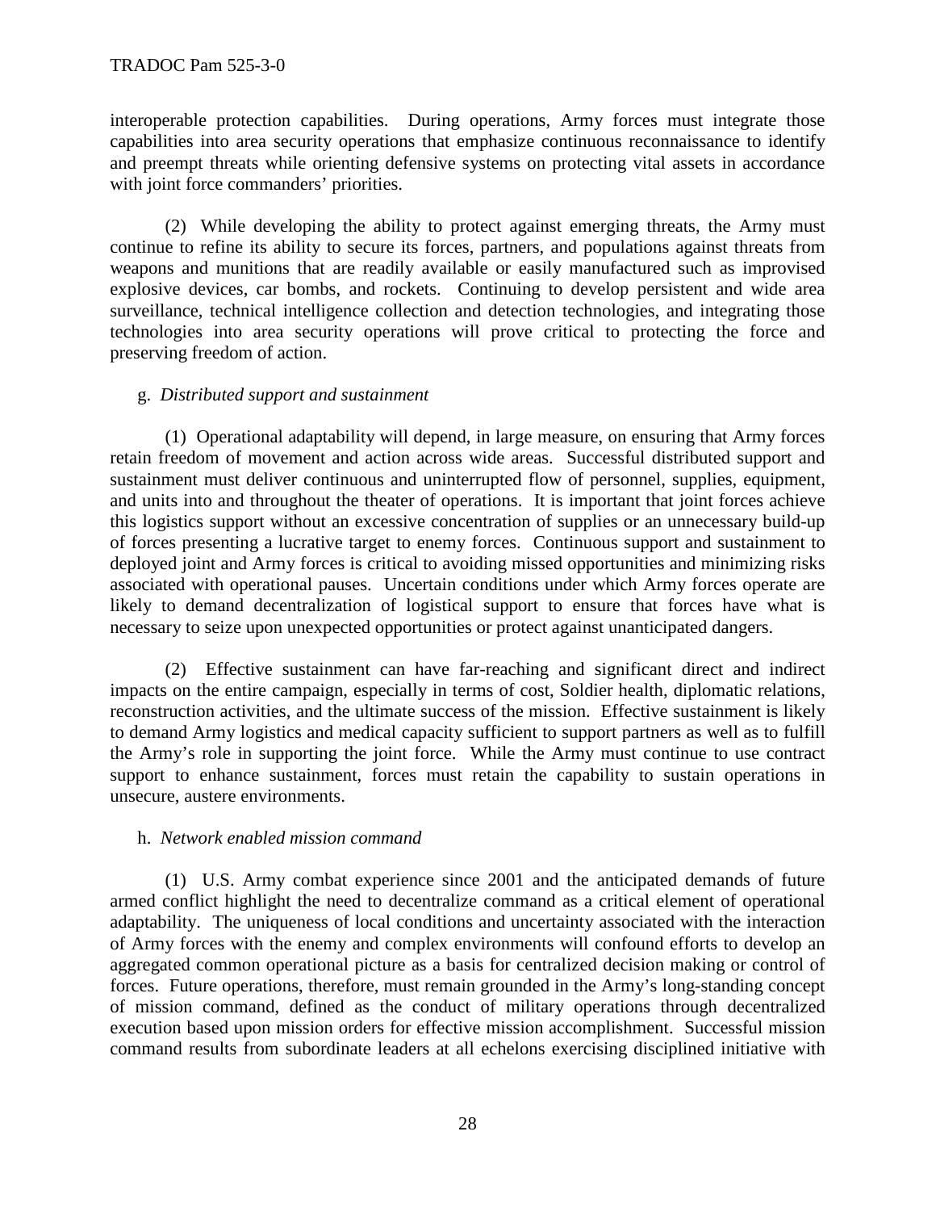interoperable protection capabilities. During operations, Army forces must integrate those capabilities into area security operations that emphasize continuous reconnaissance to identify and preempt threats while orienting defensive systems on protecting vital assets in accordance with joint force commanders' priorities.

(2) While developing the ability to protect against emerging threats, the Army must continue to refine its ability to secure its forces, partners, and populations against threats from weapons and munitions that are readily available or easily manufactured such as improvised explosive devices, car bombs, and rockets. Continuing to develop persistent and wide area surveillance, technical intelligence collection and detection technologies, and integrating those technologies into area security operations will prove critical to protecting the force and preserving freedom of action.

g. *Distributed support and sustainment*

(1) Operational adaptability will depend, in large measure, on ensuring that Army forces retain freedom of movement and action across wide areas. Successful distributed support and sustainment must deliver continuous and uninterrupted flow of personnel, supplies, equipment, and units into and throughout the theater of operations. It is important that joint forces achieve this logistics support without an excessive concentration of supplies or an unnecessary build-up of forces presenting a lucrative target to enemy forces. Continuous support and sustainment to deployed joint and Army forces is critical to avoiding missed opportunities and minimizing risks associated with operational pauses. Uncertain conditions under which Army forces operate are likely to demand decentralization of logistical support to ensure that forces have what is necessary to seize upon unexpected opportunities or protect against unanticipated dangers.

(2) Effective sustainment can have far-reaching and significant direct and indirect impacts on the entire campaign, especially in terms of cost, Soldier health, diplomatic relations, reconstruction activities, and the ultimate success of the mission. Effective sustainment is likely to demand Army logistics and medical capacity sufficient to support partners as well as to fulfill the Army's role in supporting the joint force. While the Army must continue to use contract support to enhance sustainment, forces must retain the capability to sustain operations in unsecure, austere environments.

h. *Network enabled mission command*

(1) U.S. Army combat experience since 2001 and the anticipated demands of future armed conflict highlight the need to decentralize command as a critical element of operational adaptability. The uniqueness of local conditions and uncertainty associated with the interaction of Army forces with the enemy and complex environments will confound efforts to develop an aggregated common operational picture as a basis for centralized decision making or control of forces. Future operations, therefore, must remain grounded in the Army's long-standing concept of mission command, defined as the conduct of military operations through decentralized execution based upon mission orders for effective mission accomplishment. Successful mission command results from subordinate leaders at all echelons exercising disciplined initiative with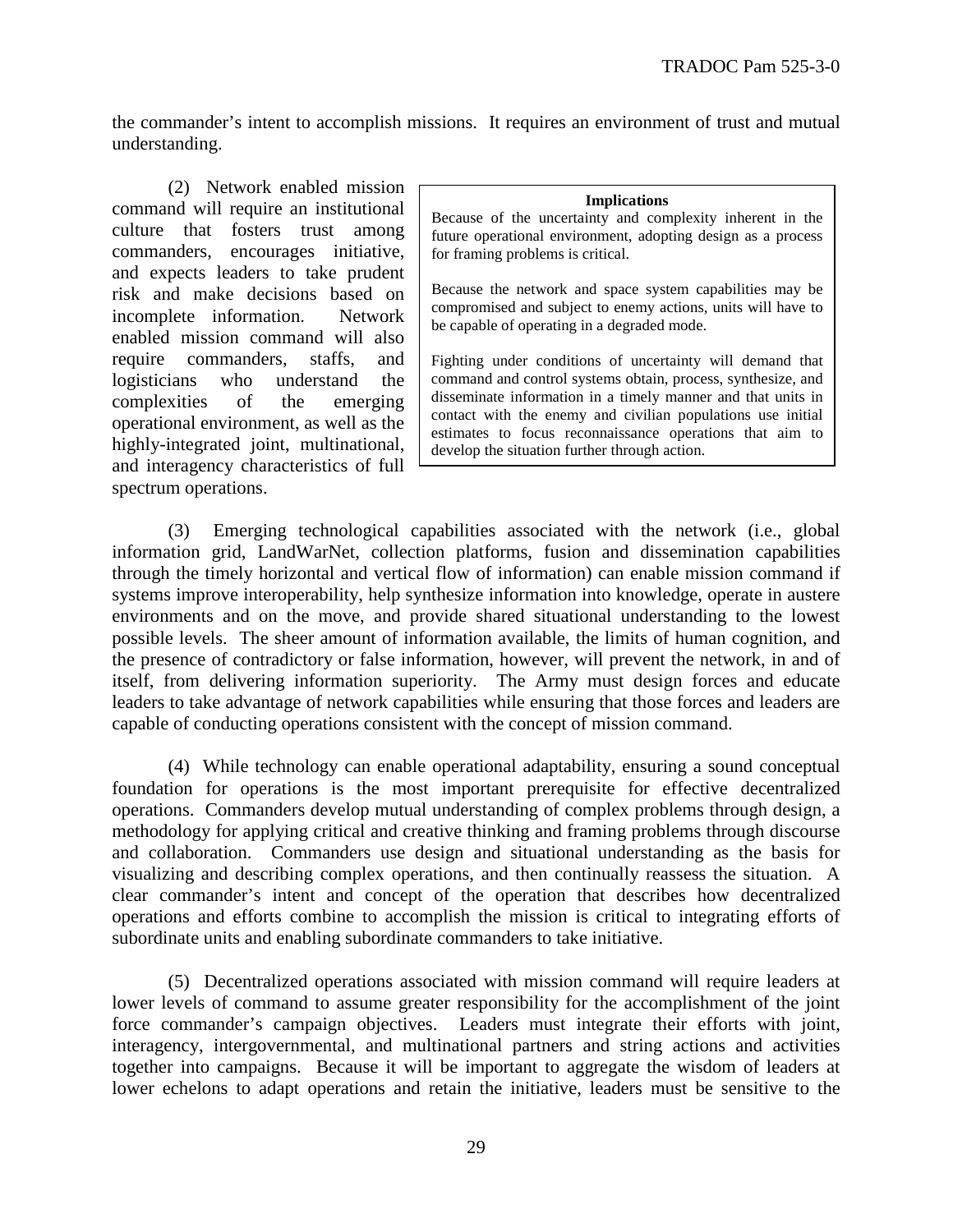the commander's intent to accomplish missions. It requires an environment of trust and mutual understanding.

(2) Network enabled mission command will require an institutional culture that fosters trust among commanders, encourages initiative, and expects leaders to take prudent risk and make decisions based on incomplete information. Network enabled mission command will also require commanders, staffs, and logisticians who understand the complexities of the emerging operational environment, as well as the highly-integrated joint, multinational, and interagency characteristics of full spectrum operations.

> **Implications**
>
> Because of the uncertainty and complexity inherent in the future operational environment, adopting design as a process for framing problems is critical.
>
> Because the network and space system capabilities may be compromised and subject to enemy actions, units will have to be capable of operating in a degraded mode.
>
> Fighting under conditions of uncertainty will demand that command and control systems obtain, process, synthesize, and disseminate information in a timely manner and that units in contact with the enemy and civilian populations use initial estimates to focus reconnaissance operations that aim to develop the situation further through action.

(3) Emerging technological capabilities associated with the network (i.e., global information grid, LandWarNet, collection platforms, fusion and dissemination capabilities through the timely horizontal and vertical flow of information) can enable mission command if systems improve interoperability, help synthesize information into knowledge, operate in austere environments and on the move, and provide shared situational understanding to the lowest possible levels. The sheer amount of information available, the limits of human cognition, and the presence of contradictory or false information, however, will prevent the network, in and of itself, from delivering information superiority. The Army must design forces and educate leaders to take advantage of network capabilities while ensuring that those forces and leaders are capable of conducting operations consistent with the concept of mission command.

(4) While technology can enable operational adaptability, ensuring a sound conceptual foundation for operations is the most important prerequisite for effective decentralized operations. Commanders develop mutual understanding of complex problems through design, a methodology for applying critical and creative thinking and framing problems through discourse and collaboration. Commanders use design and situational understanding as the basis for visualizing and describing complex operations, and then continually reassess the situation. A clear commander's intent and concept of the operation that describes how decentralized operations and efforts combine to accomplish the mission is critical to integrating efforts of subordinate units and enabling subordinate commanders to take initiative.

(5) Decentralized operations associated with mission command will require leaders at lower levels of command to assume greater responsibility for the accomplishment of the joint force commander's campaign objectives. Leaders must integrate their efforts with joint, interagency, intergovernmental, and multinational partners and string actions and activities together into campaigns. Because it will be important to aggregate the wisdom of leaders at lower echelons to adapt operations and retain the initiative, leaders must be sensitive to the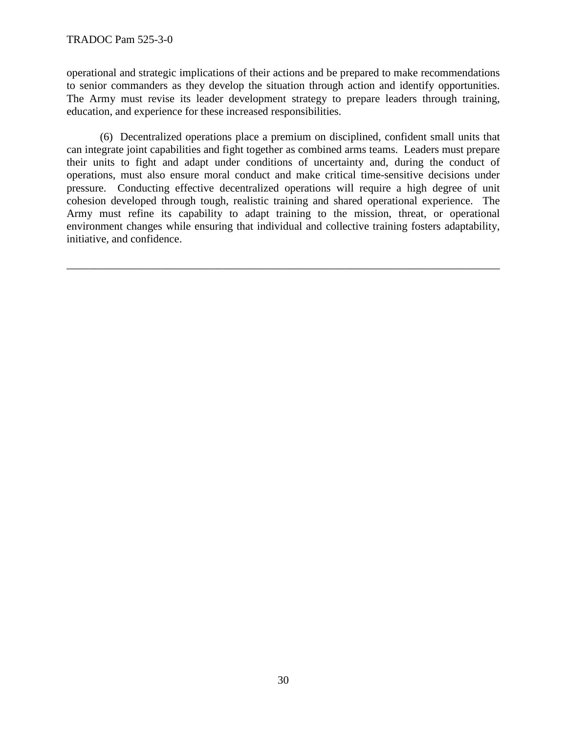operational and strategic implications of their actions and be prepared to make recommendations to senior commanders as they develop the situation through action and identify opportunities. The Army must revise its leader development strategy to prepare leaders through training, education, and experience for these increased responsibilities.

(6) Decentralized operations place a premium on disciplined, confident small units that can integrate joint capabilities and fight together as combined arms teams. Leaders must prepare their units to fight and adapt under conditions of uncertainty and, during the conduct of operations, must also ensure moral conduct and make critical time-sensitive decisions under pressure. Conducting effective decentralized operations will require a high degree of unit cohesion developed through tough, realistic training and shared operational experience. The Army must refine its capability to adapt training to the mission, threat, or operational environment changes while ensuring that individual and collective training fosters adaptability, initiative, and confidence.

---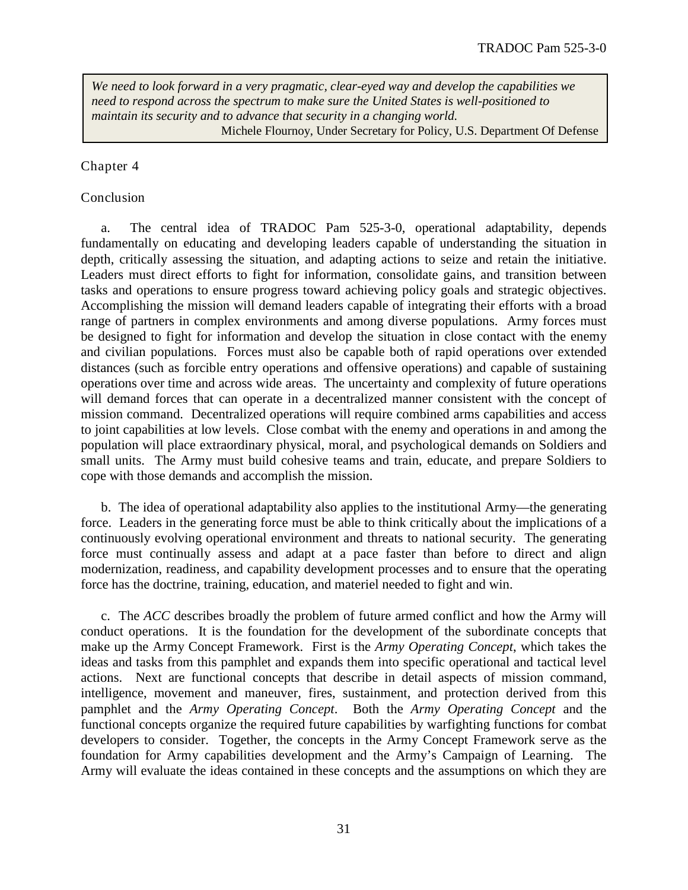> *We need to look forward in a very pragmatic, clear-eyed way and develop the capabilities we need to respond across the spectrum to make sure the United States is well-positioned to maintain its security and to advance that security in a changing world.*
>
> Michele Flournoy, Under Secretary for Policy, U.S. Department Of Defense

# Chapter 4

## Conclusion

a. The central idea of TRADOC Pam 525-3-0, operational adaptability, depends fundamentally on educating and developing leaders capable of understanding the situation in depth, critically assessing the situation, and adapting actions to seize and retain the initiative. Leaders must direct efforts to fight for information, consolidate gains, and transition between tasks and operations to ensure progress toward achieving policy goals and strategic objectives. Accomplishing the mission will demand leaders capable of integrating their efforts with a broad range of partners in complex environments and among diverse populations. Army forces must be designed to fight for information and develop the situation in close contact with the enemy and civilian populations. Forces must also be capable both of rapid operations over extended distances (such as forcible entry operations and offensive operations) and capable of sustaining operations over time and across wide areas. The uncertainty and complexity of future operations will demand forces that can operate in a decentralized manner consistent with the concept of mission command. Decentralized operations will require combined arms capabilities and access to joint capabilities at low levels. Close combat with the enemy and operations in and among the population will place extraordinary physical, moral, and psychological demands on Soldiers and small units. The Army must build cohesive teams and train, educate, and prepare Soldiers to cope with those demands and accomplish the mission.

b. The idea of operational adaptability also applies to the institutional Army—the generating force. Leaders in the generating force must be able to think critically about the implications of a continuously evolving operational environment and threats to national security. The generating force must continually assess and adapt at a pace faster than before to direct and align modernization, readiness, and capability development processes and to ensure that the operating force has the doctrine, training, education, and materiel needed to fight and win.

c. The *ACC* describes broadly the problem of future armed conflict and how the Army will conduct operations. It is the foundation for the development of the subordinate concepts that make up the Army Concept Framework. First is the *Army Operating Concept*, which takes the ideas and tasks from this pamphlet and expands them into specific operational and tactical level actions. Next are functional concepts that describe in detail aspects of mission command, intelligence, movement and maneuver, fires, sustainment, and protection derived from this pamphlet and the *Army Operating Concept*. Both the *Army Operating Concept* and the functional concepts organize the required future capabilities by warfighting functions for combat developers to consider. Together, the concepts in the Army Concept Framework serve as the foundation for Army capabilities development and the Army's Campaign of Learning. The Army will evaluate the ideas contained in these concepts and the assumptions on which they are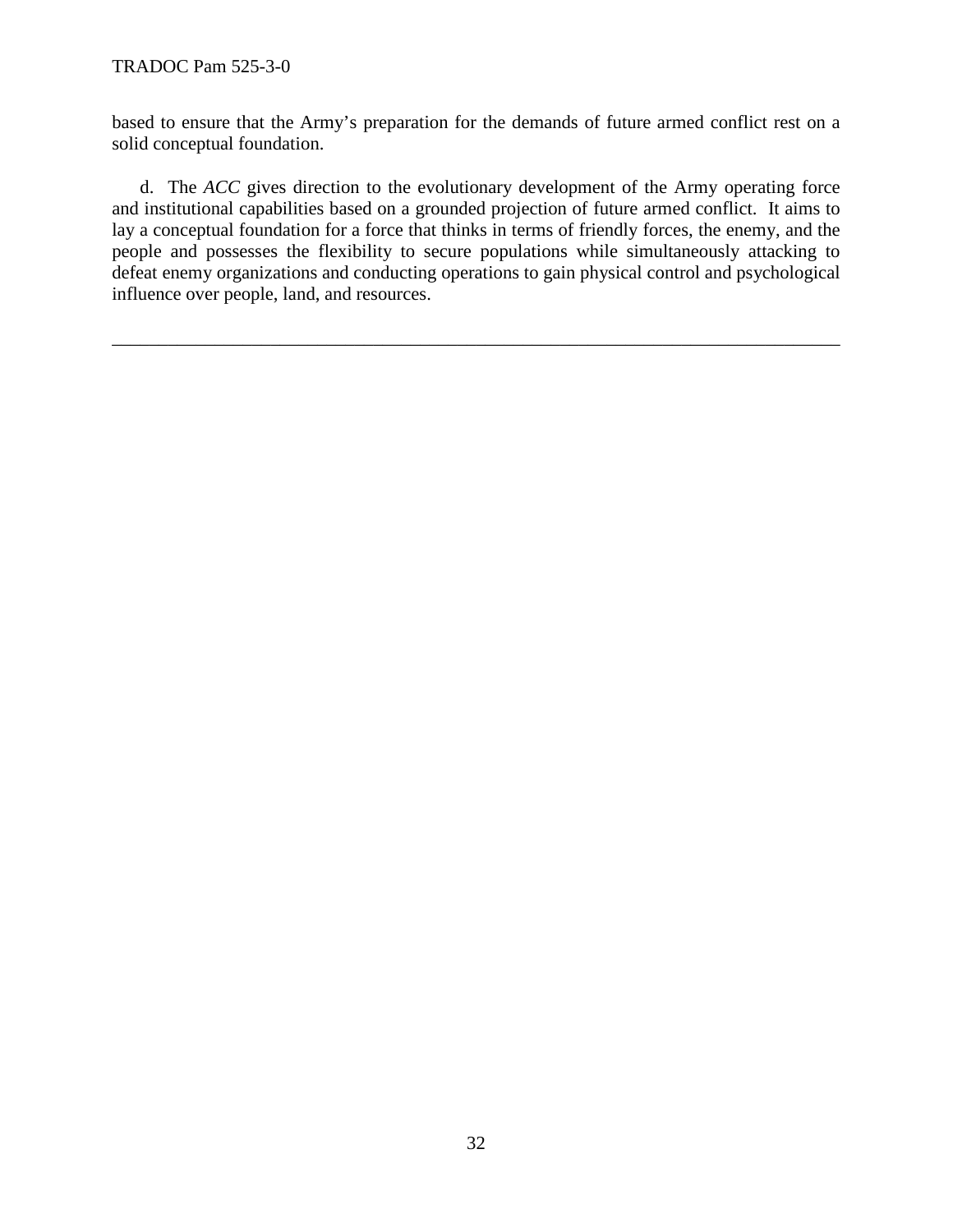based to ensure that the Army's preparation for the demands of future armed conflict rest on a solid conceptual foundation.

d. The *ACC* gives direction to the evolutionary development of the Army operating force and institutional capabilities based on a grounded projection of future armed conflict. It aims to lay a conceptual foundation for a force that thinks in terms of friendly forces, the enemy, and the people and possesses the flexibility to secure populations while simultaneously attacking to defeat enemy organizations and conducting operations to gain physical control and psychological influence over people, land, and resources.

---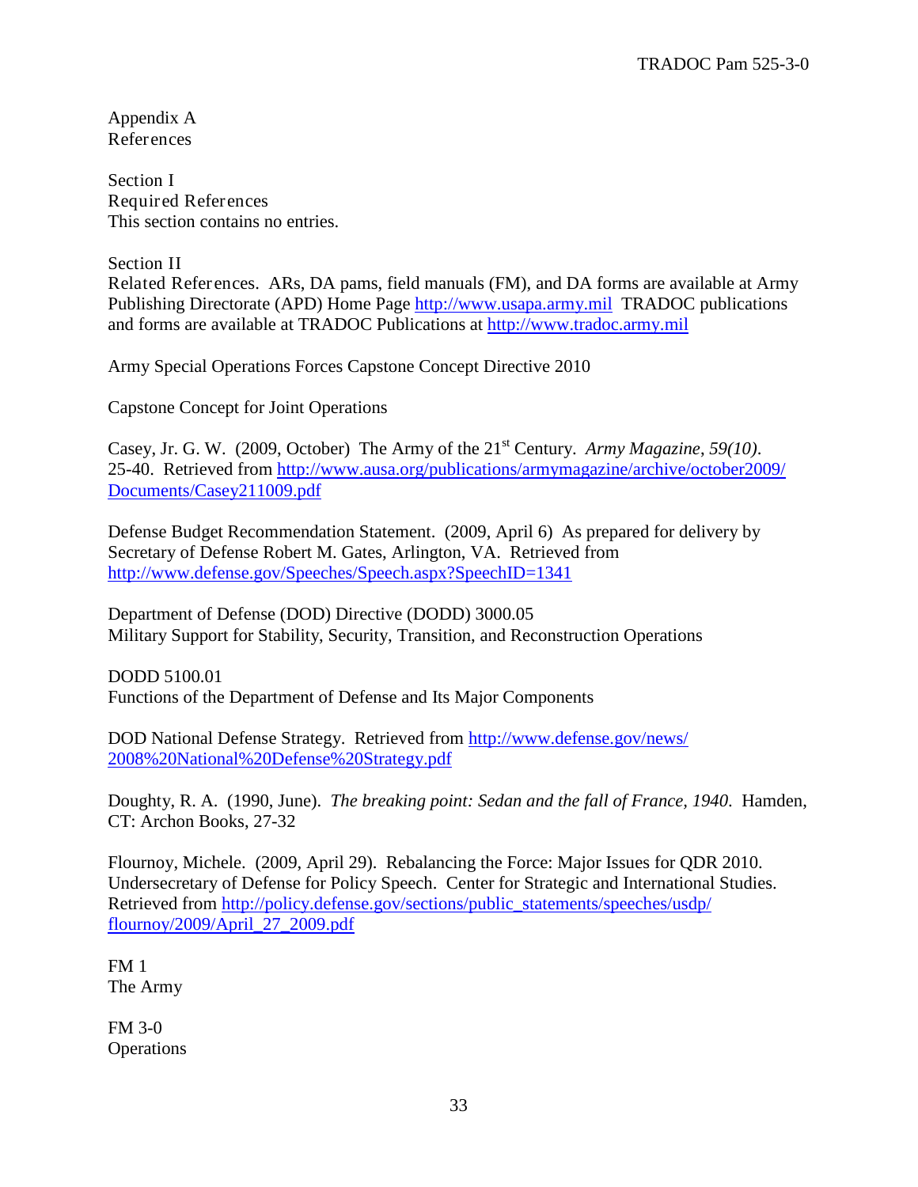# Appendix A
# References

## Section I
## Required References

This section contains no entries.

## Section II
## Related References.

ARs, DA pams, field manuals (FM), and DA forms are available at Army Publishing Directorate (APD) Home Page http://www.usapa.army.mil TRADOC publications and forms are available at TRADOC Publications at http://www.tradoc.army.mil

Army Special Operations Forces Capstone Concept Directive 2010

Capstone Concept for Joint Operations

Casey, Jr. G. W. (2009, October) The Army of the 21st Century. *Army Magazine, 59(10)*. 25-40. Retrieved from http://www.ausa.org/publications/armymagazine/archive/october2009/Documents/Casey211009.pdf

Defense Budget Recommendation Statement. (2009, April 6) As prepared for delivery by Secretary of Defense Robert M. Gates, Arlington, VA. Retrieved from http://www.defense.gov/Speeches/Speech.aspx?SpeechID=1341

Department of Defense (DOD) Directive (DODD) 3000.05
Military Support for Stability, Security, Transition, and Reconstruction Operations

DODD 5100.01
Functions of the Department of Defense and Its Major Components

DOD National Defense Strategy. Retrieved from http://www.defense.gov/news/2008%20National%20Defense%20Strategy.pdf

Doughty, R. A. (1990, June). *The breaking point: Sedan and the fall of France, 1940*. Hamden, CT: Archon Books, 27-32

Flournoy, Michele. (2009, April 29). Rebalancing the Force: Major Issues for QDR 2010. Undersecretary of Defense for Policy Speech. Center for Strategic and International Studies. Retrieved from http://policy.defense.gov/sections/public_statements/speeches/usdp/flournoy/2009/April_27_2009.pdf

FM 1
The Army

FM 3-0
Operations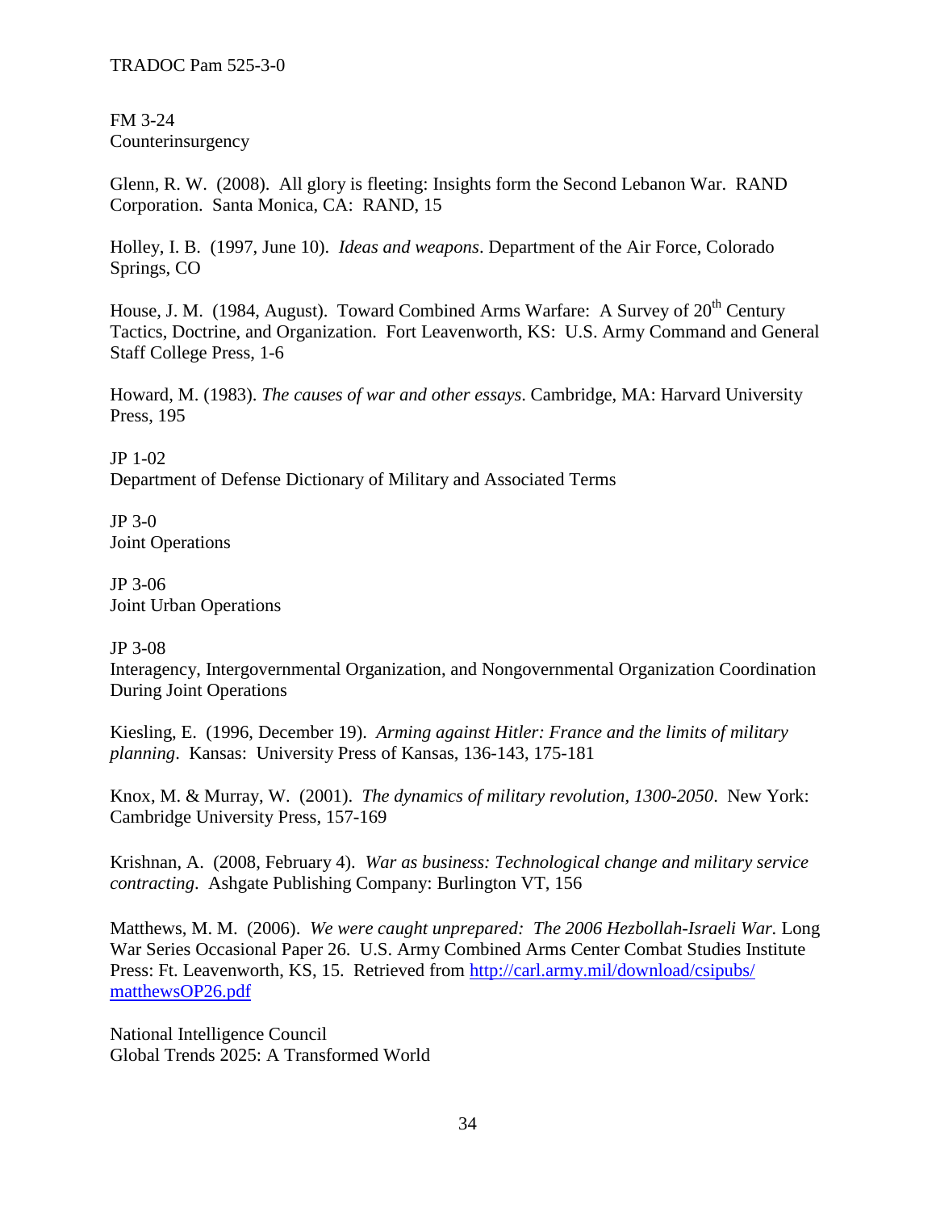FM 3-24
Counterinsurgency

Glenn, R. W. (2008). All glory is fleeting: Insights form the Second Lebanon War. RAND Corporation. Santa Monica, CA: RAND, 15

Holley, I. B. (1997, June 10). *Ideas and weapons*. Department of the Air Force, Colorado Springs, CO

House, J. M. (1984, August). Toward Combined Arms Warfare: A Survey of 20th Century Tactics, Doctrine, and Organization. Fort Leavenworth, KS: U.S. Army Command and General Staff College Press, 1-6

Howard, M. (1983). *The causes of war and other essays*. Cambridge, MA: Harvard University Press, 195

JP 1-02
Department of Defense Dictionary of Military and Associated Terms

JP 3-0
Joint Operations

JP 3-06
Joint Urban Operations

JP 3-08
Interagency, Intergovernmental Organization, and Nongovernmental Organization Coordination During Joint Operations

Kiesling, E. (1996, December 19). *Arming against Hitler: France and the limits of military planning*. Kansas: University Press of Kansas, 136-143, 175-181

Knox, M. & Murray, W. (2001). *The dynamics of military revolution, 1300-2050*. New York: Cambridge University Press, 157-169

Krishnan, A. (2008, February 4). *War as business: Technological change and military service contracting*. Ashgate Publishing Company: Burlington VT, 156

Matthews, M. M. (2006). *We were caught unprepared: The 2006 Hezbollah-Israeli War.* Long War Series Occasional Paper 26. U.S. Army Combined Arms Center Combat Studies Institute Press: Ft. Leavenworth, KS, 15. Retrieved from http://carl.army.mil/download/csipubs/matthewsOP26.pdf

National Intelligence Council
Global Trends 2025: A Transformed World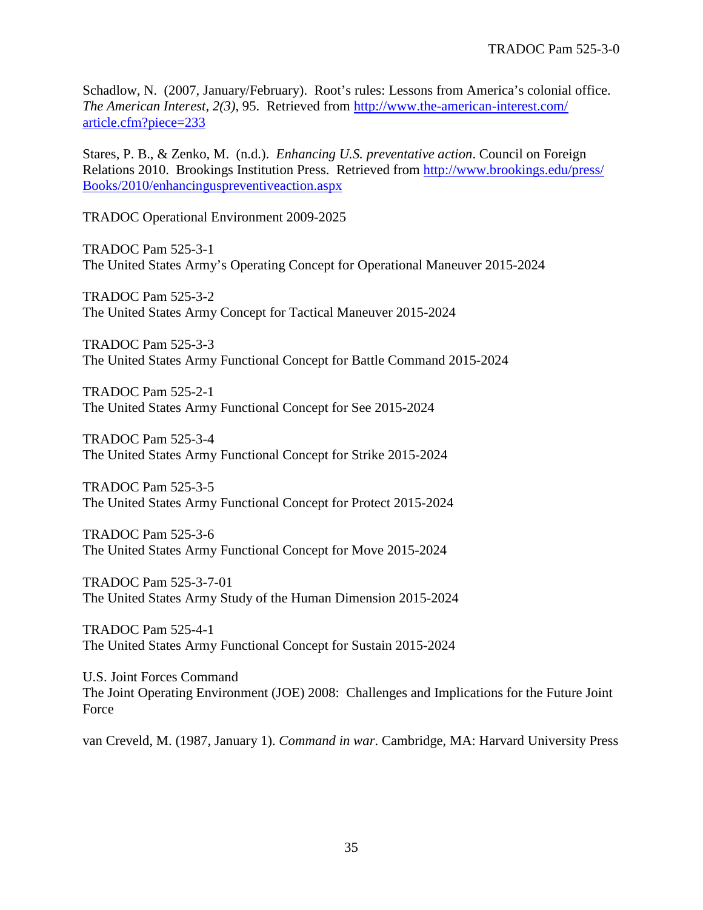Schadlow, N. (2007, January/February). Root's rules: Lessons from America's colonial office. *The American Interest, 2(3),* 95. Retrieved from http://www.the-american-interest.com/article.cfm?piece=233

Stares, P. B., & Zenko, M. (n.d.). *Enhancing U.S. preventative action*. Council on Foreign Relations 2010. Brookings Institution Press. Retrieved from http://www.brookings.edu/press/Books/2010/enhancinguspreventiveaction.aspx

TRADOC Operational Environment 2009-2025

TRADOC Pam 525-3-1
The United States Army's Operating Concept for Operational Maneuver 2015-2024

TRADOC Pam 525-3-2
The United States Army Concept for Tactical Maneuver 2015-2024

TRADOC Pam 525-3-3
The United States Army Functional Concept for Battle Command 2015-2024

TRADOC Pam 525-2-1
The United States Army Functional Concept for See 2015-2024

TRADOC Pam 525-3-4
The United States Army Functional Concept for Strike 2015-2024

TRADOC Pam 525-3-5
The United States Army Functional Concept for Protect 2015-2024

TRADOC Pam 525-3-6
The United States Army Functional Concept for Move 2015-2024

TRADOC Pam 525-3-7-01
The United States Army Study of the Human Dimension 2015-2024

TRADOC Pam 525-4-1
The United States Army Functional Concept for Sustain 2015-2024

U.S. Joint Forces Command
The Joint Operating Environment (JOE) 2008: Challenges and Implications for the Future Joint Force

van Creveld, M. (1987, January 1). *Command in war*. Cambridge, MA: Harvard University Press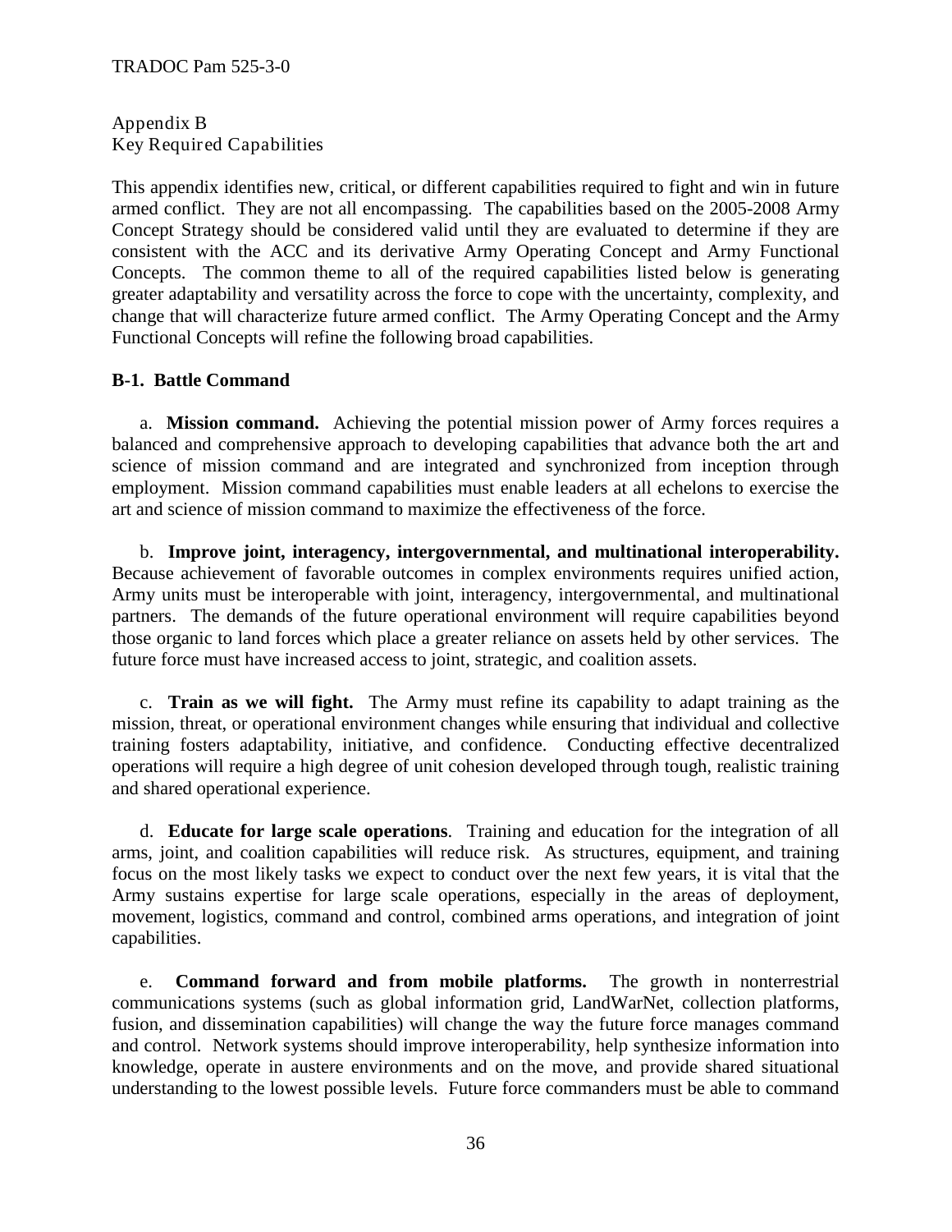## Appendix B
## Key Required Capabilities

This appendix identifies new, critical, or different capabilities required to fight and win in future armed conflict. They are not all encompassing. The capabilities based on the 2005-2008 Army Concept Strategy should be considered valid until they are evaluated to determine if they are consistent with the ACC and its derivative Army Operating Concept and Army Functional Concepts. The common theme to all of the required capabilities listed below is generating greater adaptability and versatility across the force to cope with the uncertainty, complexity, and change that will characterize future armed conflict. The Army Operating Concept and the Army Functional Concepts will refine the following broad capabilities.

### B-1. Battle Command

a. **Mission command.** Achieving the potential mission power of Army forces requires a balanced and comprehensive approach to developing capabilities that advance both the art and science of mission command and are integrated and synchronized from inception through employment. Mission command capabilities must enable leaders at all echelons to exercise the art and science of mission command to maximize the effectiveness of the force.

b. **Improve joint, interagency, intergovernmental, and multinational interoperability.** Because achievement of favorable outcomes in complex environments requires unified action, Army units must be interoperable with joint, interagency, intergovernmental, and multinational partners. The demands of the future operational environment will require capabilities beyond those organic to land forces which place a greater reliance on assets held by other services. The future force must have increased access to joint, strategic, and coalition assets.

c. **Train as we will fight.** The Army must refine its capability to adapt training as the mission, threat, or operational environment changes while ensuring that individual and collective training fosters adaptability, initiative, and confidence. Conducting effective decentralized operations will require a high degree of unit cohesion developed through tough, realistic training and shared operational experience.

d. **Educate for large scale operations**. Training and education for the integration of all arms, joint, and coalition capabilities will reduce risk. As structures, equipment, and training focus on the most likely tasks we expect to conduct over the next few years, it is vital that the Army sustains expertise for large scale operations, especially in the areas of deployment, movement, logistics, command and control, combined arms operations, and integration of joint capabilities.

e. **Command forward and from mobile platforms.** The growth in nonterrestrial communications systems (such as global information grid, LandWarNet, collection platforms, fusion, and dissemination capabilities) will change the way the future force manages command and control. Network systems should improve interoperability, help synthesize information into knowledge, operate in austere environments and on the move, and provide shared situational understanding to the lowest possible levels. Future force commanders must be able to command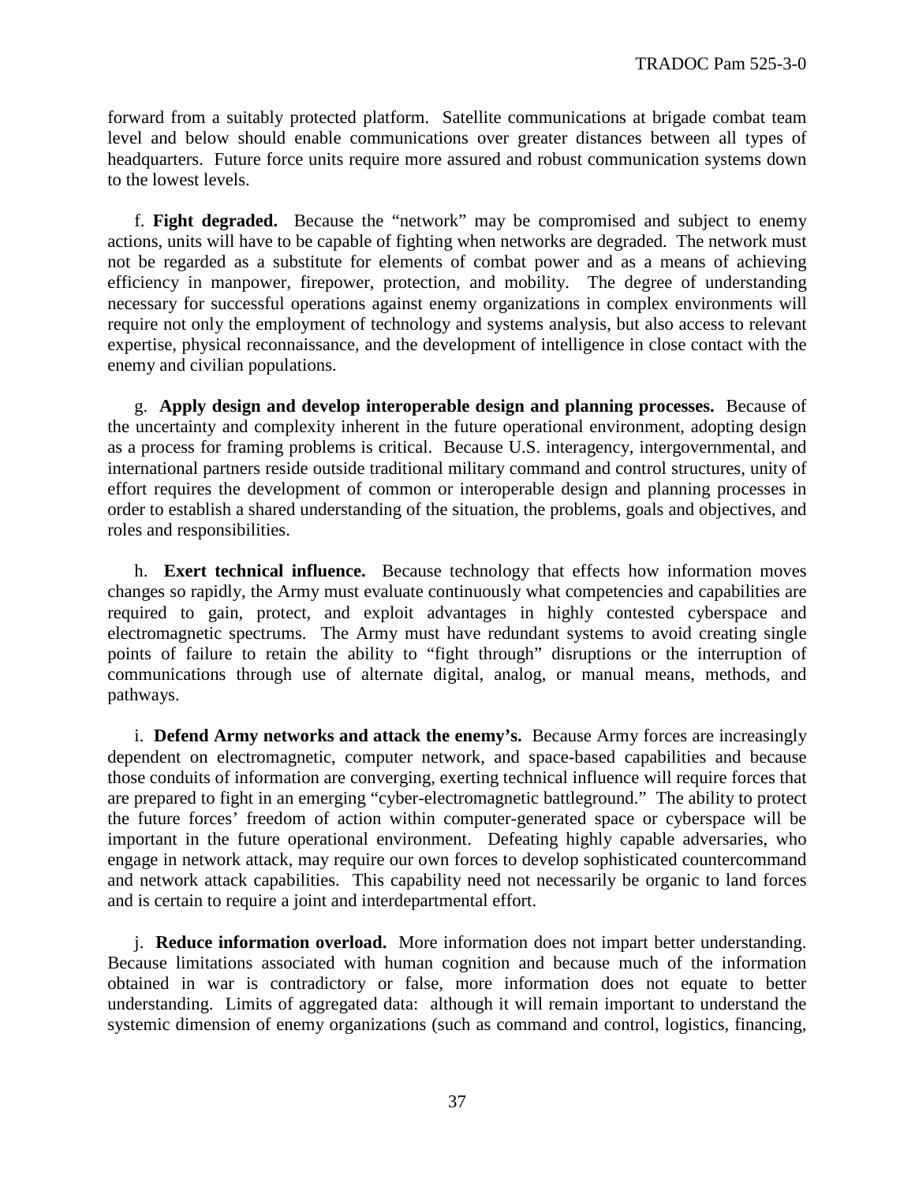forward from a suitably protected platform. Satellite communications at brigade combat team level and below should enable communications over greater distances between all types of headquarters. Future force units require more assured and robust communication systems down to the lowest levels.

f. **Fight degraded.** Because the "network" may be compromised and subject to enemy actions, units will have to be capable of fighting when networks are degraded. The network must not be regarded as a substitute for elements of combat power and as a means of achieving efficiency in manpower, firepower, protection, and mobility. The degree of understanding necessary for successful operations against enemy organizations in complex environments will require not only the employment of technology and systems analysis, but also access to relevant expertise, physical reconnaissance, and the development of intelligence in close contact with the enemy and civilian populations.

g. **Apply design and develop interoperable design and planning processes.** Because of the uncertainty and complexity inherent in the future operational environment, adopting design as a process for framing problems is critical. Because U.S. interagency, intergovernmental, and international partners reside outside traditional military command and control structures, unity of effort requires the development of common or interoperable design and planning processes in order to establish a shared understanding of the situation, the problems, goals and objectives, and roles and responsibilities.

h. **Exert technical influence.** Because technology that effects how information moves changes so rapidly, the Army must evaluate continuously what competencies and capabilities are required to gain, protect, and exploit advantages in highly contested cyberspace and electromagnetic spectrums. The Army must have redundant systems to avoid creating single points of failure to retain the ability to "fight through" disruptions or the interruption of communications through use of alternate digital, analog, or manual means, methods, and pathways.

i. **Defend Army networks and attack the enemy's.** Because Army forces are increasingly dependent on electromagnetic, computer network, and space-based capabilities and because those conduits of information are converging, exerting technical influence will require forces that are prepared to fight in an emerging "cyber-electromagnetic battleground." The ability to protect the future forces' freedom of action within computer-generated space or cyberspace will be important in the future operational environment. Defeating highly capable adversaries, who engage in network attack, may require our own forces to develop sophisticated countercommand and network attack capabilities. This capability need not necessarily be organic to land forces and is certain to require a joint and interdepartmental effort.

j. **Reduce information overload.** More information does not impart better understanding. Because limitations associated with human cognition and because much of the information obtained in war is contradictory or false, more information does not equate to better understanding. Limits of aggregated data: although it will remain important to understand the systemic dimension of enemy organizations (such as command and control, logistics, financing,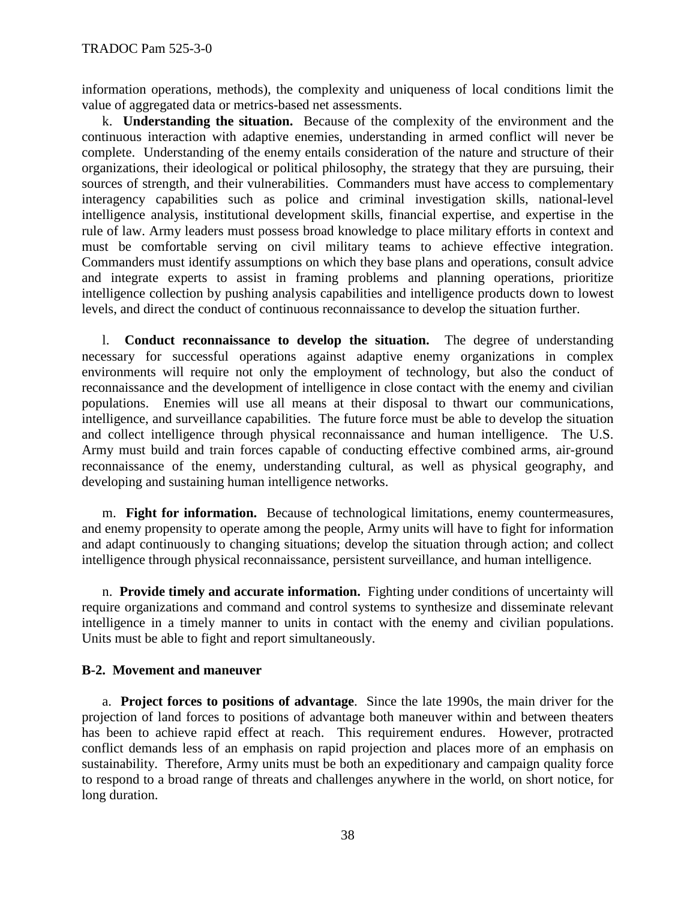information operations, methods), the complexity and uniqueness of local conditions limit the value of aggregated data or metrics-based net assessments.

k. **Understanding the situation.** Because of the complexity of the environment and the continuous interaction with adaptive enemies, understanding in armed conflict will never be complete. Understanding of the enemy entails consideration of the nature and structure of their organizations, their ideological or political philosophy, the strategy that they are pursuing, their sources of strength, and their vulnerabilities. Commanders must have access to complementary interagency capabilities such as police and criminal investigation skills, national-level intelligence analysis, institutional development skills, financial expertise, and expertise in the rule of law. Army leaders must possess broad knowledge to place military efforts in context and must be comfortable serving on civil military teams to achieve effective integration. Commanders must identify assumptions on which they base plans and operations, consult advice and integrate experts to assist in framing problems and planning operations, prioritize intelligence collection by pushing analysis capabilities and intelligence products down to lowest levels, and direct the conduct of continuous reconnaissance to develop the situation further.

l. **Conduct reconnaissance to develop the situation.** The degree of understanding necessary for successful operations against adaptive enemy organizations in complex environments will require not only the employment of technology, but also the conduct of reconnaissance and the development of intelligence in close contact with the enemy and civilian populations. Enemies will use all means at their disposal to thwart our communications, intelligence, and surveillance capabilities. The future force must be able to develop the situation and collect intelligence through physical reconnaissance and human intelligence. The U.S. Army must build and train forces capable of conducting effective combined arms, air-ground reconnaissance of the enemy, understanding cultural, as well as physical geography, and developing and sustaining human intelligence networks.

m. **Fight for information.** Because of technological limitations, enemy countermeasures, and enemy propensity to operate among the people, Army units will have to fight for information and adapt continuously to changing situations; develop the situation through action; and collect intelligence through physical reconnaissance, persistent surveillance, and human intelligence.

n. **Provide timely and accurate information.** Fighting under conditions of uncertainty will require organizations and command and control systems to synthesize and disseminate relevant intelligence in a timely manner to units in contact with the enemy and civilian populations. Units must be able to fight and report simultaneously.

**B-2. Movement and maneuver**

a. **Project forces to positions of advantage**. Since the late 1990s, the main driver for the projection of land forces to positions of advantage both maneuver within and between theaters has been to achieve rapid effect at reach. This requirement endures. However, protracted conflict demands less of an emphasis on rapid projection and places more of an emphasis on sustainability. Therefore, Army units must be both an expeditionary and campaign quality force to respond to a broad range of threats and challenges anywhere in the world, on short notice, for long duration.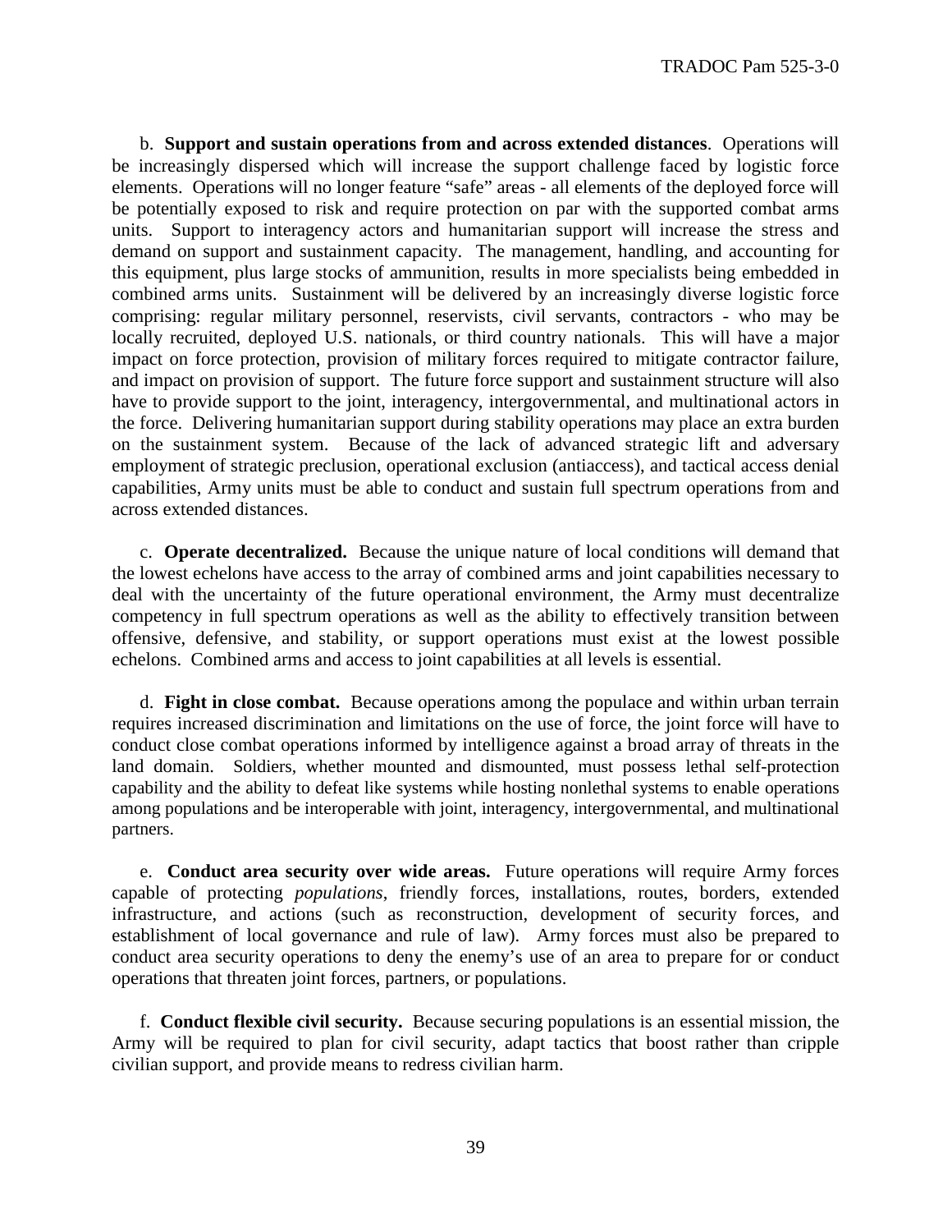b. **Support and sustain operations from and across extended distances**. Operations will be increasingly dispersed which will increase the support challenge faced by logistic force elements. Operations will no longer feature "safe" areas - all elements of the deployed force will be potentially exposed to risk and require protection on par with the supported combat arms units. Support to interagency actors and humanitarian support will increase the stress and demand on support and sustainment capacity. The management, handling, and accounting for this equipment, plus large stocks of ammunition, results in more specialists being embedded in combined arms units. Sustainment will be delivered by an increasingly diverse logistic force comprising: regular military personnel, reservists, civil servants, contractors - who may be locally recruited, deployed U.S. nationals, or third country nationals. This will have a major impact on force protection, provision of military forces required to mitigate contractor failure, and impact on provision of support. The future force support and sustainment structure will also have to provide support to the joint, interagency, intergovernmental, and multinational actors in the force. Delivering humanitarian support during stability operations may place an extra burden on the sustainment system. Because of the lack of advanced strategic lift and adversary employment of strategic preclusion, operational exclusion (antiaccess), and tactical access denial capabilities, Army units must be able to conduct and sustain full spectrum operations from and across extended distances.

c. **Operate decentralized.** Because the unique nature of local conditions will demand that the lowest echelons have access to the array of combined arms and joint capabilities necessary to deal with the uncertainty of the future operational environment, the Army must decentralize competency in full spectrum operations as well as the ability to effectively transition between offensive, defensive, and stability, or support operations must exist at the lowest possible echelons. Combined arms and access to joint capabilities at all levels is essential.

d. **Fight in close combat.** Because operations among the populace and within urban terrain requires increased discrimination and limitations on the use of force, the joint force will have to conduct close combat operations informed by intelligence against a broad array of threats in the land domain. Soldiers, whether mounted and dismounted, must possess lethal self-protection capability and the ability to defeat like systems while hosting nonlethal systems to enable operations among populations and be interoperable with joint, interagency, intergovernmental, and multinational partners.

e. **Conduct area security over wide areas.** Future operations will require Army forces capable of protecting *populations*, friendly forces, installations, routes, borders, extended infrastructure, and actions (such as reconstruction, development of security forces, and establishment of local governance and rule of law). Army forces must also be prepared to conduct area security operations to deny the enemy's use of an area to prepare for or conduct operations that threaten joint forces, partners, or populations.

f. **Conduct flexible civil security.** Because securing populations is an essential mission, the Army will be required to plan for civil security, adapt tactics that boost rather than cripple civilian support, and provide means to redress civilian harm.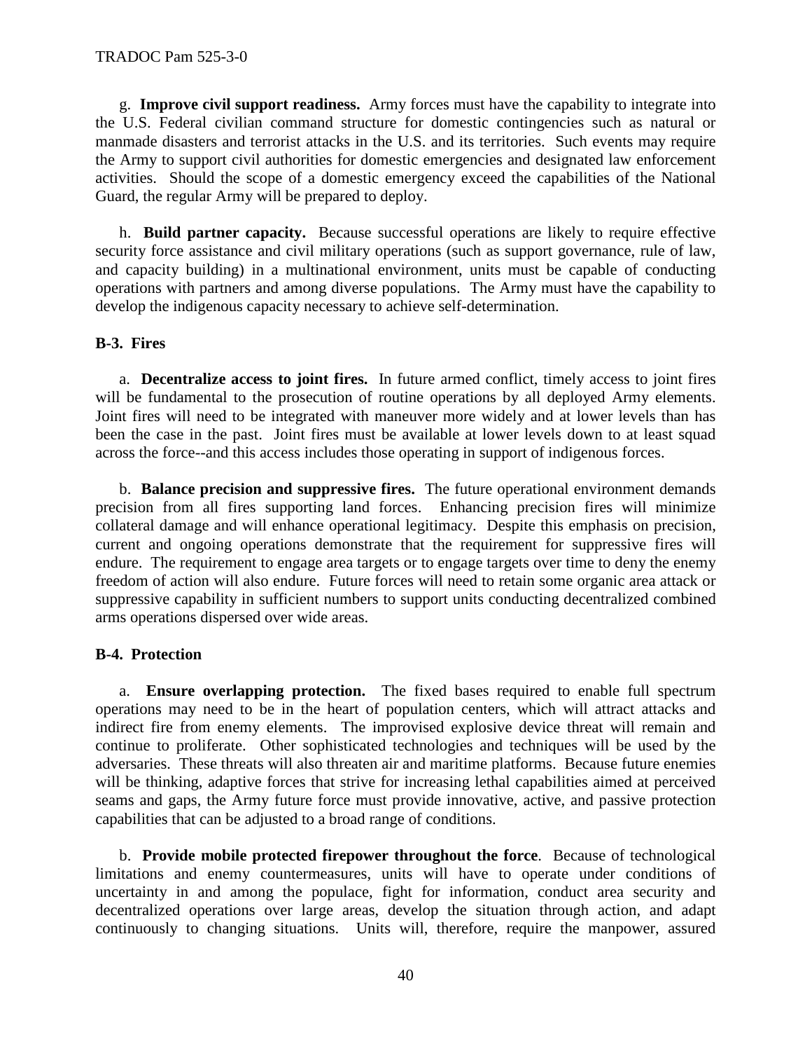g. **Improve civil support readiness.** Army forces must have the capability to integrate into the U.S. Federal civilian command structure for domestic contingencies such as natural or manmade disasters and terrorist attacks in the U.S. and its territories. Such events may require the Army to support civil authorities for domestic emergencies and designated law enforcement activities. Should the scope of a domestic emergency exceed the capabilities of the National Guard, the regular Army will be prepared to deploy.

h. **Build partner capacity.** Because successful operations are likely to require effective security force assistance and civil military operations (such as support governance, rule of law, and capacity building) in a multinational environment, units must be capable of conducting operations with partners and among diverse populations. The Army must have the capability to develop the indigenous capacity necessary to achieve self-determination.

## B-3. Fires

a. **Decentralize access to joint fires.** In future armed conflict, timely access to joint fires will be fundamental to the prosecution of routine operations by all deployed Army elements. Joint fires will need to be integrated with maneuver more widely and at lower levels than has been the case in the past. Joint fires must be available at lower levels down to at least squad across the force--and this access includes those operating in support of indigenous forces.

b. **Balance precision and suppressive fires.** The future operational environment demands precision from all fires supporting land forces. Enhancing precision fires will minimize collateral damage and will enhance operational legitimacy. Despite this emphasis on precision, current and ongoing operations demonstrate that the requirement for suppressive fires will endure. The requirement to engage area targets or to engage targets over time to deny the enemy freedom of action will also endure. Future forces will need to retain some organic area attack or suppressive capability in sufficient numbers to support units conducting decentralized combined arms operations dispersed over wide areas.

## B-4. Protection

a. **Ensure overlapping protection.** The fixed bases required to enable full spectrum operations may need to be in the heart of population centers, which will attract attacks and indirect fire from enemy elements. The improvised explosive device threat will remain and continue to proliferate. Other sophisticated technologies and techniques will be used by the adversaries. These threats will also threaten air and maritime platforms. Because future enemies will be thinking, adaptive forces that strive for increasing lethal capabilities aimed at perceived seams and gaps, the Army future force must provide innovative, active, and passive protection capabilities that can be adjusted to a broad range of conditions.

b. **Provide mobile protected firepower throughout the force**. Because of technological limitations and enemy countermeasures, units will have to operate under conditions of uncertainty in and among the populace, fight for information, conduct area security and decentralized operations over large areas, develop the situation through action, and adapt continuously to changing situations. Units will, therefore, require the manpower, assured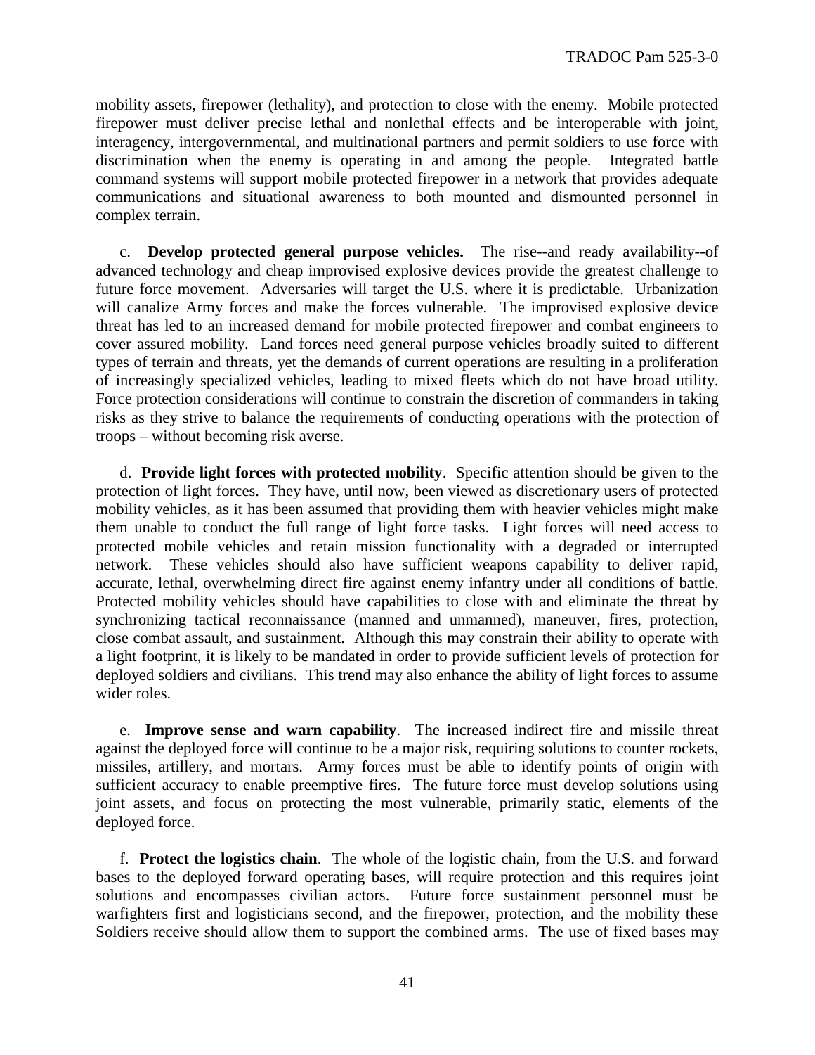mobility assets, firepower (lethality), and protection to close with the enemy. Mobile protected firepower must deliver precise lethal and nonlethal effects and be interoperable with joint, interagency, intergovernmental, and multinational partners and permit soldiers to use force with discrimination when the enemy is operating in and among the people. Integrated battle command systems will support mobile protected firepower in a network that provides adequate communications and situational awareness to both mounted and dismounted personnel in complex terrain.

c. **Develop protected general purpose vehicles.** The rise--and ready availability--of advanced technology and cheap improvised explosive devices provide the greatest challenge to future force movement. Adversaries will target the U.S. where it is predictable. Urbanization will canalize Army forces and make the forces vulnerable. The improvised explosive device threat has led to an increased demand for mobile protected firepower and combat engineers to cover assured mobility. Land forces need general purpose vehicles broadly suited to different types of terrain and threats, yet the demands of current operations are resulting in a proliferation of increasingly specialized vehicles, leading to mixed fleets which do not have broad utility. Force protection considerations will continue to constrain the discretion of commanders in taking risks as they strive to balance the requirements of conducting operations with the protection of troops – without becoming risk averse.

d. **Provide light forces with protected mobility**. Specific attention should be given to the protection of light forces. They have, until now, been viewed as discretionary users of protected mobility vehicles, as it has been assumed that providing them with heavier vehicles might make them unable to conduct the full range of light force tasks. Light forces will need access to protected mobile vehicles and retain mission functionality with a degraded or interrupted network. These vehicles should also have sufficient weapons capability to deliver rapid, accurate, lethal, overwhelming direct fire against enemy infantry under all conditions of battle. Protected mobility vehicles should have capabilities to close with and eliminate the threat by synchronizing tactical reconnaissance (manned and unmanned), maneuver, fires, protection, close combat assault, and sustainment. Although this may constrain their ability to operate with a light footprint, it is likely to be mandated in order to provide sufficient levels of protection for deployed soldiers and civilians. This trend may also enhance the ability of light forces to assume wider roles.

e. **Improve sense and warn capability**. The increased indirect fire and missile threat against the deployed force will continue to be a major risk, requiring solutions to counter rockets, missiles, artillery, and mortars. Army forces must be able to identify points of origin with sufficient accuracy to enable preemptive fires. The future force must develop solutions using joint assets, and focus on protecting the most vulnerable, primarily static, elements of the deployed force.

f. **Protect the logistics chain**. The whole of the logistic chain, from the U.S. and forward bases to the deployed forward operating bases, will require protection and this requires joint solutions and encompasses civilian actors. Future force sustainment personnel must be warfighters first and logisticians second, and the firepower, protection, and the mobility these Soldiers receive should allow them to support the combined arms. The use of fixed bases may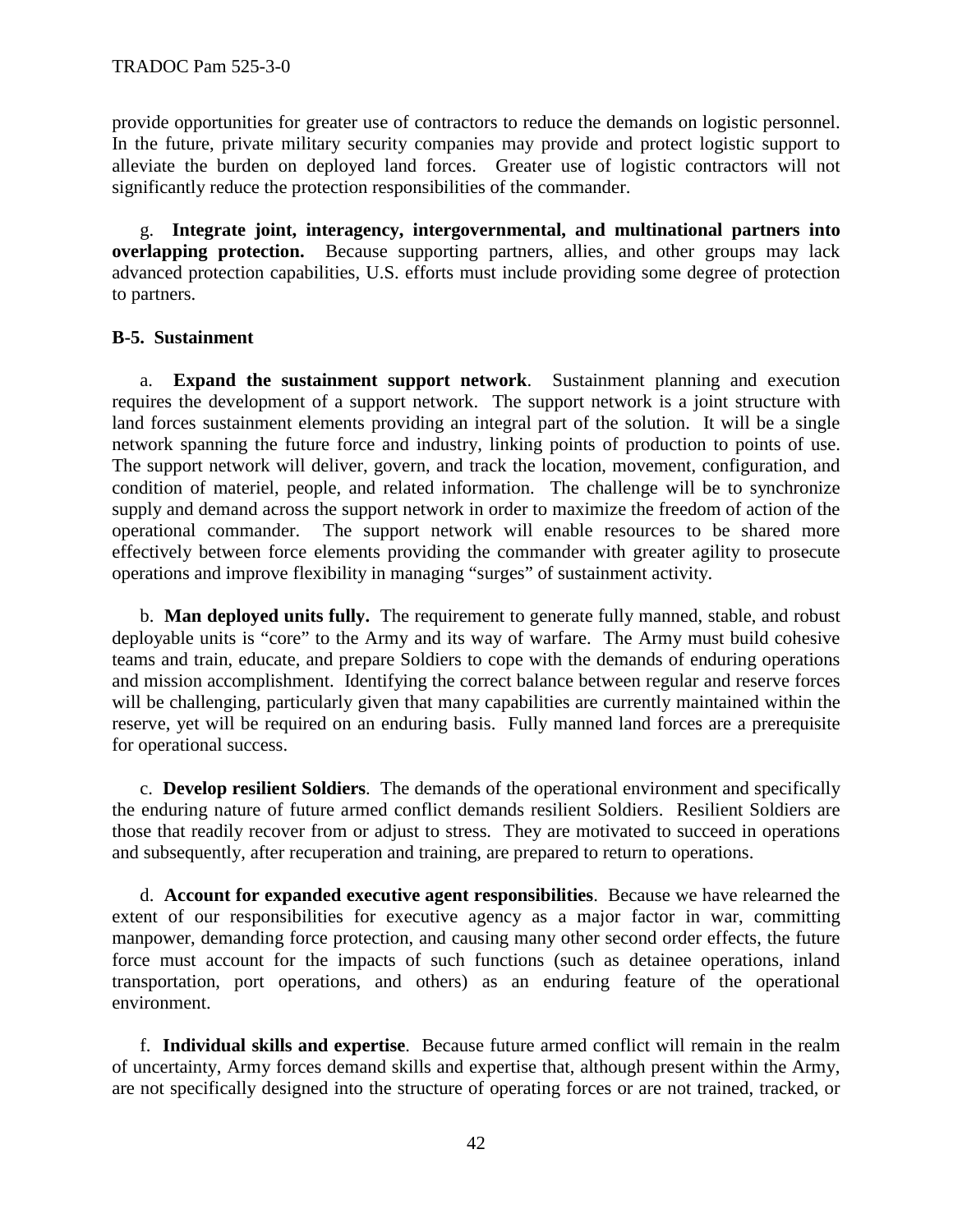provide opportunities for greater use of contractors to reduce the demands on logistic personnel. In the future, private military security companies may provide and protect logistic support to alleviate the burden on deployed land forces. Greater use of logistic contractors will not significantly reduce the protection responsibilities of the commander.

g. **Integrate joint, interagency, intergovernmental, and multinational partners into overlapping protection.** Because supporting partners, allies, and other groups may lack advanced protection capabilities, U.S. efforts must include providing some degree of protection to partners.

**B-5. Sustainment**

a. **Expand the sustainment support network**. Sustainment planning and execution requires the development of a support network. The support network is a joint structure with land forces sustainment elements providing an integral part of the solution. It will be a single network spanning the future force and industry, linking points of production to points of use. The support network will deliver, govern, and track the location, movement, configuration, and condition of materiel, people, and related information. The challenge will be to synchronize supply and demand across the support network in order to maximize the freedom of action of the operational commander. The support network will enable resources to be shared more effectively between force elements providing the commander with greater agility to prosecute operations and improve flexibility in managing "surges" of sustainment activity.

b. **Man deployed units fully.** The requirement to generate fully manned, stable, and robust deployable units is "core" to the Army and its way of warfare. The Army must build cohesive teams and train, educate, and prepare Soldiers to cope with the demands of enduring operations and mission accomplishment. Identifying the correct balance between regular and reserve forces will be challenging, particularly given that many capabilities are currently maintained within the reserve, yet will be required on an enduring basis. Fully manned land forces are a prerequisite for operational success.

c. **Develop resilient Soldiers**. The demands of the operational environment and specifically the enduring nature of future armed conflict demands resilient Soldiers. Resilient Soldiers are those that readily recover from or adjust to stress. They are motivated to succeed in operations and subsequently, after recuperation and training, are prepared to return to operations.

d. **Account for expanded executive agent responsibilities**. Because we have relearned the extent of our responsibilities for executive agency as a major factor in war, committing manpower, demanding force protection, and causing many other second order effects, the future force must account for the impacts of such functions (such as detainee operations, inland transportation, port operations, and others) as an enduring feature of the operational environment.

f. **Individual skills and expertise**. Because future armed conflict will remain in the realm of uncertainty, Army forces demand skills and expertise that, although present within the Army, are not specifically designed into the structure of operating forces or are not trained, tracked, or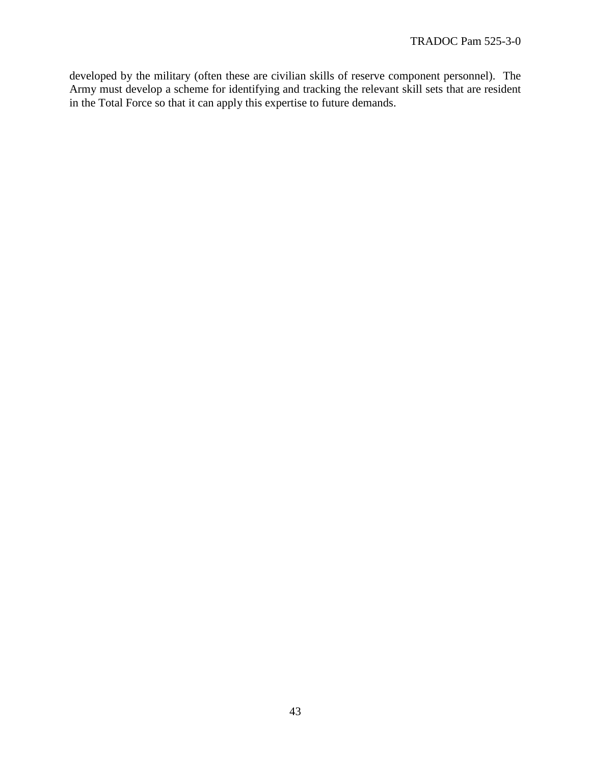developed by the military (often these are civilian skills of reserve component personnel). The Army must develop a scheme for identifying and tracking the relevant skill sets that are resident in the Total Force so that it can apply this expertise to future demands.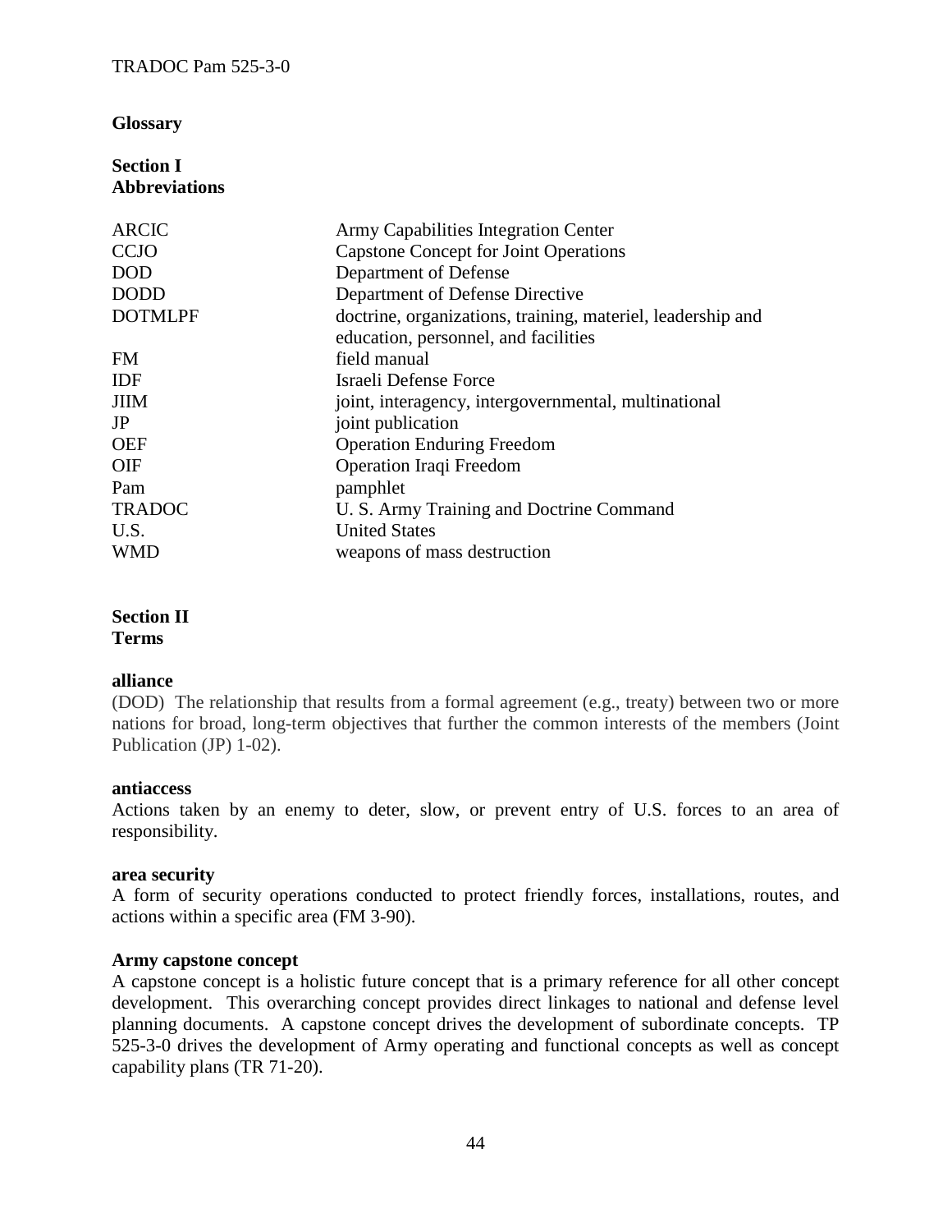## Glossary

### Section I
### Abbreviations

| | |
|---|---|
| ARCIC | Army Capabilities Integration Center |
| CCJO | Capstone Concept for Joint Operations |
| DOD | Department of Defense |
| DODD | Department of Defense Directive |
| DOTMLPF | doctrine, organizations, training, materiel, leadership and education, personnel, and facilities |
| FM | field manual |
| IDF | Israeli Defense Force |
| JIIM | joint, interagency, intergovernmental, multinational |
| JP | joint publication |
| OEF | Operation Enduring Freedom |
| OIF | Operation Iraqi Freedom |
| Pam | pamphlet |
| TRADOC | U. S. Army Training and Doctrine Command |
| U.S. | United States |
| WMD | weapons of mass destruction |

### Section II
### Terms

**alliance**
(DOD) The relationship that results from a formal agreement (e.g., treaty) between two or more nations for broad, long-term objectives that further the common interests of the members (Joint Publication (JP) 1-02).

**antiaccess**
Actions taken by an enemy to deter, slow, or prevent entry of U.S. forces to an area of responsibility.

**area security**
A form of security operations conducted to protect friendly forces, installations, routes, and actions within a specific area (FM 3-90).

**Army capstone concept**
A capstone concept is a holistic future concept that is a primary reference for all other concept development. This overarching concept provides direct linkages to national and defense level planning documents. A capstone concept drives the development of subordinate concepts. TP 525-3-0 drives the development of Army operating and functional concepts as well as concept capability plans (TR 71-20).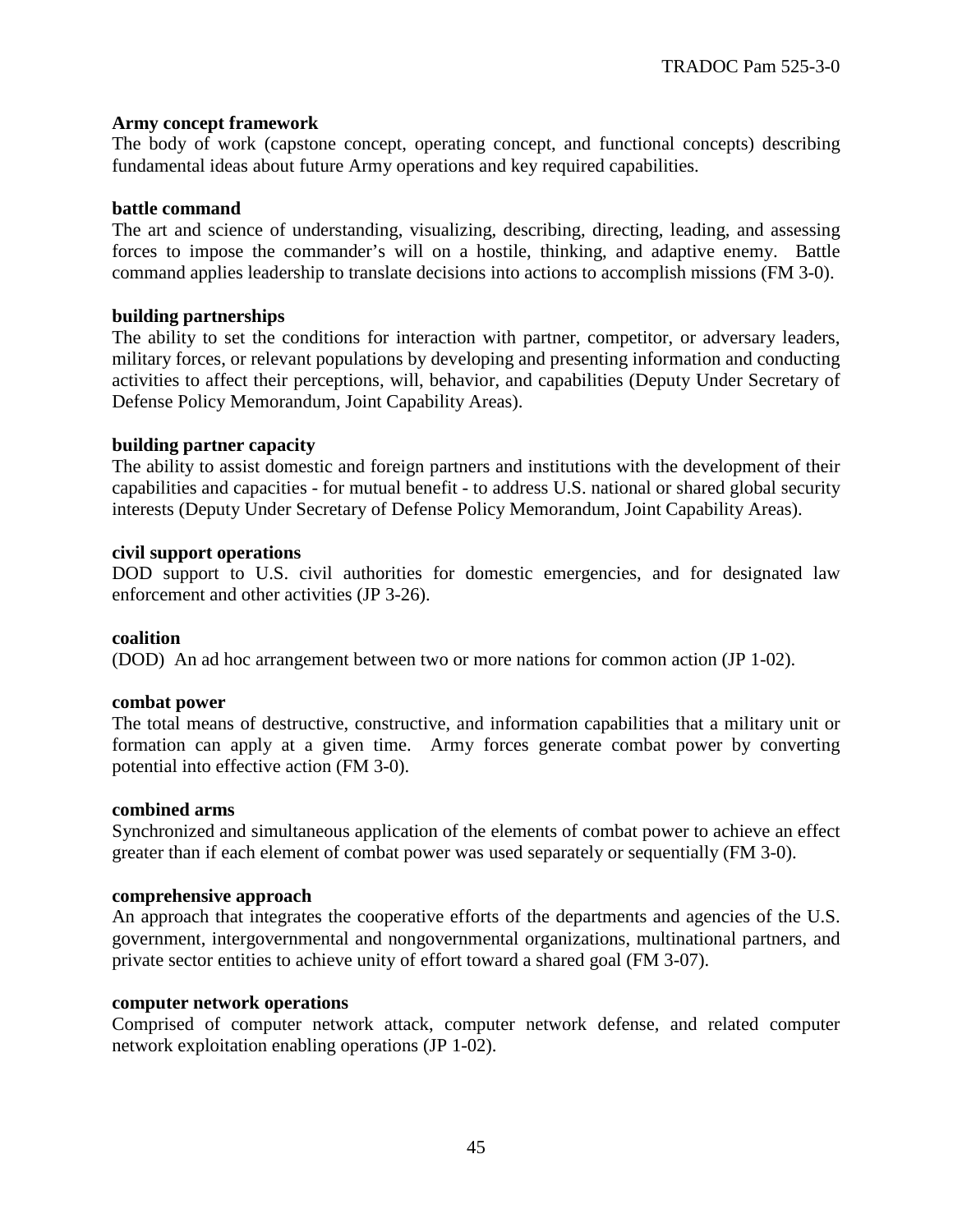**Army concept framework**

The body of work (capstone concept, operating concept, and functional concepts) describing fundamental ideas about future Army operations and key required capabilities.

**battle command**

The art and science of understanding, visualizing, describing, directing, leading, and assessing forces to impose the commander's will on a hostile, thinking, and adaptive enemy. Battle command applies leadership to translate decisions into actions to accomplish missions (FM 3-0).

**building partnerships**

The ability to set the conditions for interaction with partner, competitor, or adversary leaders, military forces, or relevant populations by developing and presenting information and conducting activities to affect their perceptions, will, behavior, and capabilities (Deputy Under Secretary of Defense Policy Memorandum, Joint Capability Areas).

**building partner capacity**

The ability to assist domestic and foreign partners and institutions with the development of their capabilities and capacities - for mutual benefit - to address U.S. national or shared global security interests (Deputy Under Secretary of Defense Policy Memorandum, Joint Capability Areas).

**civil support operations**

DOD support to U.S. civil authorities for domestic emergencies, and for designated law enforcement and other activities (JP 3-26).

**coalition**

(DOD) An ad hoc arrangement between two or more nations for common action (JP 1-02).

**combat power**

The total means of destructive, constructive, and information capabilities that a military unit or formation can apply at a given time. Army forces generate combat power by converting potential into effective action (FM 3-0).

**combined arms**

Synchronized and simultaneous application of the elements of combat power to achieve an effect greater than if each element of combat power was used separately or sequentially (FM 3-0).

**comprehensive approach**

An approach that integrates the cooperative efforts of the departments and agencies of the U.S. government, intergovernmental and nongovernmental organizations, multinational partners, and private sector entities to achieve unity of effort toward a shared goal (FM 3-07).

**computer network operations**

Comprised of computer network attack, computer network defense, and related computer network exploitation enabling operations (JP 1-02).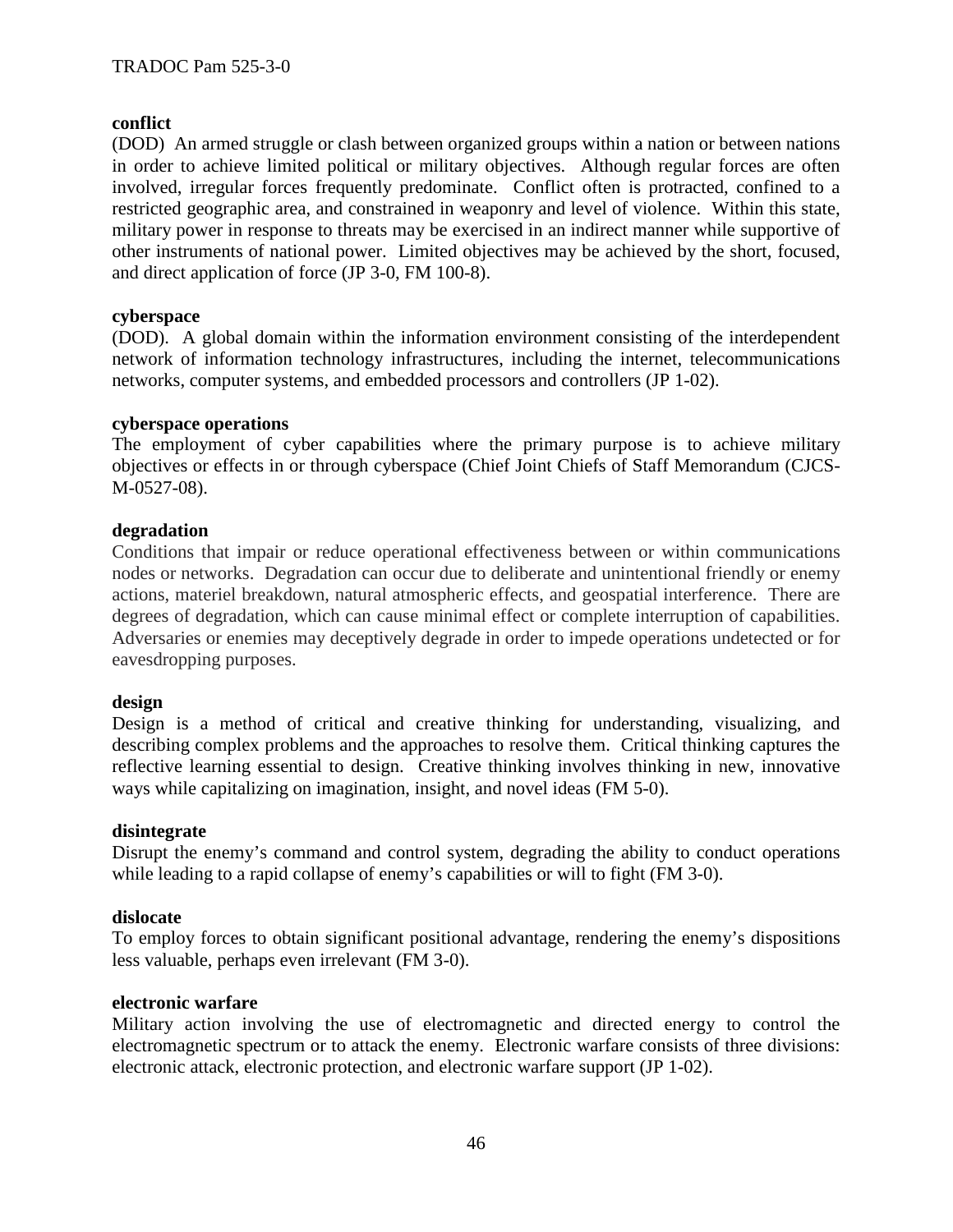**conflict**

(DOD) An armed struggle or clash between organized groups within a nation or between nations in order to achieve limited political or military objectives. Although regular forces are often involved, irregular forces frequently predominate. Conflict often is protracted, confined to a restricted geographic area, and constrained in weaponry and level of violence. Within this state, military power in response to threats may be exercised in an indirect manner while supportive of other instruments of national power. Limited objectives may be achieved by the short, focused, and direct application of force (JP 3-0, FM 100-8).

**cyberspace**

(DOD). A global domain within the information environment consisting of the interdependent network of information technology infrastructures, including the internet, telecommunications networks, computer systems, and embedded processors and controllers (JP 1-02).

**cyberspace operations**

The employment of cyber capabilities where the primary purpose is to achieve military objectives or effects in or through cyberspace (Chief Joint Chiefs of Staff Memorandum (CJCS-M-0527-08).

**degradation**

Conditions that impair or reduce operational effectiveness between or within communications nodes or networks. Degradation can occur due to deliberate and unintentional friendly or enemy actions, materiel breakdown, natural atmospheric effects, and geospatial interference. There are degrees of degradation, which can cause minimal effect or complete interruption of capabilities. Adversaries or enemies may deceptively degrade in order to impede operations undetected or for eavesdropping purposes.

**design**

Design is a method of critical and creative thinking for understanding, visualizing, and describing complex problems and the approaches to resolve them. Critical thinking captures the reflective learning essential to design. Creative thinking involves thinking in new, innovative ways while capitalizing on imagination, insight, and novel ideas (FM 5-0).

**disintegrate**

Disrupt the enemy's command and control system, degrading the ability to conduct operations while leading to a rapid collapse of enemy's capabilities or will to fight (FM 3-0).

**dislocate**

To employ forces to obtain significant positional advantage, rendering the enemy's dispositions less valuable, perhaps even irrelevant (FM 3-0).

**electronic warfare**

Military action involving the use of electromagnetic and directed energy to control the electromagnetic spectrum or to attack the enemy. Electronic warfare consists of three divisions: electronic attack, electronic protection, and electronic warfare support (JP 1-02).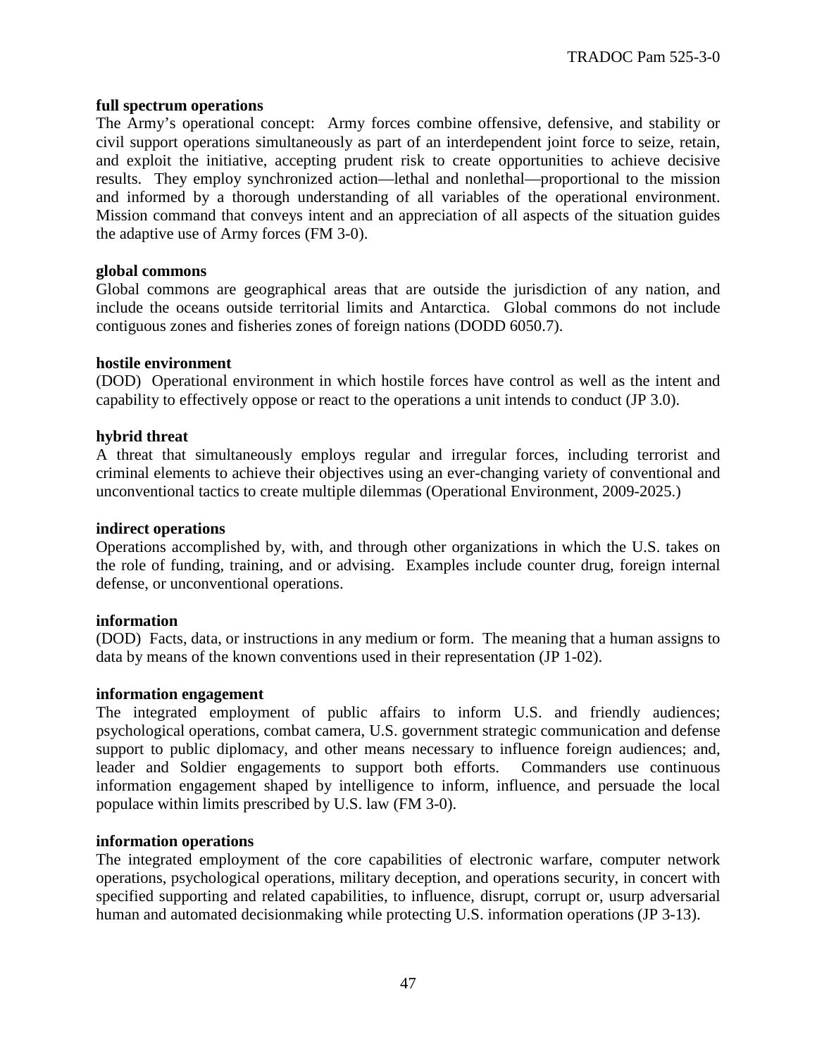**full spectrum operations**

The Army's operational concept: Army forces combine offensive, defensive, and stability or civil support operations simultaneously as part of an interdependent joint force to seize, retain, and exploit the initiative, accepting prudent risk to create opportunities to achieve decisive results. They employ synchronized action—lethal and nonlethal—proportional to the mission and informed by a thorough understanding of all variables of the operational environment. Mission command that conveys intent and an appreciation of all aspects of the situation guides the adaptive use of Army forces (FM 3-0).

**global commons**

Global commons are geographical areas that are outside the jurisdiction of any nation, and include the oceans outside territorial limits and Antarctica. Global commons do not include contiguous zones and fisheries zones of foreign nations (DODD 6050.7).

**hostile environment**

(DOD) Operational environment in which hostile forces have control as well as the intent and capability to effectively oppose or react to the operations a unit intends to conduct (JP 3.0).

**hybrid threat**

A threat that simultaneously employs regular and irregular forces, including terrorist and criminal elements to achieve their objectives using an ever-changing variety of conventional and unconventional tactics to create multiple dilemmas (Operational Environment, 2009-2025.)

**indirect operations**

Operations accomplished by, with, and through other organizations in which the U.S. takes on the role of funding, training, and or advising. Examples include counter drug, foreign internal defense, or unconventional operations.

**information**

(DOD) Facts, data, or instructions in any medium or form. The meaning that a human assigns to data by means of the known conventions used in their representation (JP 1-02).

**information engagement**

The integrated employment of public affairs to inform U.S. and friendly audiences; psychological operations, combat camera, U.S. government strategic communication and defense support to public diplomacy, and other means necessary to influence foreign audiences; and, leader and Soldier engagements to support both efforts. Commanders use continuous information engagement shaped by intelligence to inform, influence, and persuade the local populace within limits prescribed by U.S. law (FM 3-0).

**information operations**

The integrated employment of the core capabilities of electronic warfare, computer network operations, psychological operations, military deception, and operations security, in concert with specified supporting and related capabilities, to influence, disrupt, corrupt or, usurp adversarial human and automated decisionmaking while protecting U.S. information operations (JP 3-13).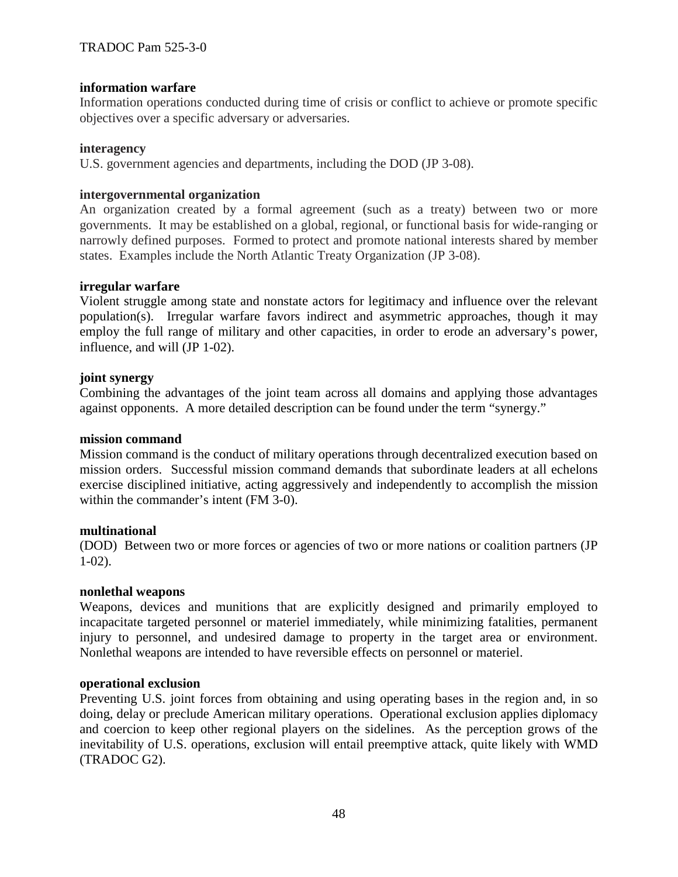**information warfare**
Information operations conducted during time of crisis or conflict to achieve or promote specific objectives over a specific adversary or adversaries.

**interagency**
U.S. government agencies and departments, including the DOD (JP 3-08).

**intergovernmental organization**
An organization created by a formal agreement (such as a treaty) between two or more governments. It may be established on a global, regional, or functional basis for wide-ranging or narrowly defined purposes. Formed to protect and promote national interests shared by member states. Examples include the North Atlantic Treaty Organization (JP 3-08).

**irregular warfare**
Violent struggle among state and nonstate actors for legitimacy and influence over the relevant population(s). Irregular warfare favors indirect and asymmetric approaches, though it may employ the full range of military and other capacities, in order to erode an adversary's power, influence, and will (JP 1-02).

**joint synergy**
Combining the advantages of the joint team across all domains and applying those advantages against opponents. A more detailed description can be found under the term "synergy."

**mission command**
Mission command is the conduct of military operations through decentralized execution based on mission orders. Successful mission command demands that subordinate leaders at all echelons exercise disciplined initiative, acting aggressively and independently to accomplish the mission within the commander's intent (FM 3-0).

**multinational**
(DOD) Between two or more forces or agencies of two or more nations or coalition partners (JP 1-02).

**nonlethal weapons**
Weapons, devices and munitions that are explicitly designed and primarily employed to incapacitate targeted personnel or materiel immediately, while minimizing fatalities, permanent injury to personnel, and undesired damage to property in the target area or environment. Nonlethal weapons are intended to have reversible effects on personnel or materiel.

**operational exclusion**
Preventing U.S. joint forces from obtaining and using operating bases in the region and, in so doing, delay or preclude American military operations. Operational exclusion applies diplomacy and coercion to keep other regional players on the sidelines. As the perception grows of the inevitability of U.S. operations, exclusion will entail preemptive attack, quite likely with WMD (TRADOC G2).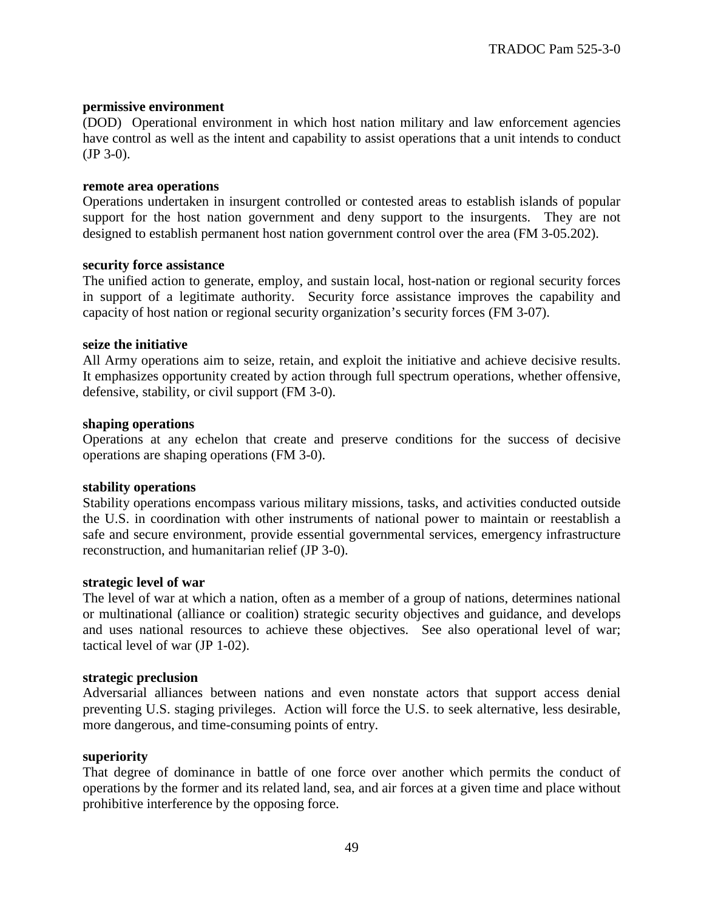**permissive environment**
(DOD) Operational environment in which host nation military and law enforcement agencies have control as well as the intent and capability to assist operations that a unit intends to conduct (JP 3-0).

**remote area operations**
Operations undertaken in insurgent controlled or contested areas to establish islands of popular support for the host nation government and deny support to the insurgents. They are not designed to establish permanent host nation government control over the area (FM 3-05.202).

**security force assistance**
The unified action to generate, employ, and sustain local, host-nation or regional security forces in support of a legitimate authority. Security force assistance improves the capability and capacity of host nation or regional security organization's security forces (FM 3-07).

**seize the initiative**
All Army operations aim to seize, retain, and exploit the initiative and achieve decisive results. It emphasizes opportunity created by action through full spectrum operations, whether offensive, defensive, stability, or civil support (FM 3-0).

**shaping operations**
Operations at any echelon that create and preserve conditions for the success of decisive operations are shaping operations (FM 3-0).

**stability operations**
Stability operations encompass various military missions, tasks, and activities conducted outside the U.S. in coordination with other instruments of national power to maintain or reestablish a safe and secure environment, provide essential governmental services, emergency infrastructure reconstruction, and humanitarian relief (JP 3-0).

**strategic level of war**
The level of war at which a nation, often as a member of a group of nations, determines national or multinational (alliance or coalition) strategic security objectives and guidance, and develops and uses national resources to achieve these objectives. See also operational level of war; tactical level of war (JP 1-02).

**strategic preclusion**
Adversarial alliances between nations and even nonstate actors that support access denial preventing U.S. staging privileges. Action will force the U.S. to seek alternative, less desirable, more dangerous, and time-consuming points of entry.

**superiority**
That degree of dominance in battle of one force over another which permits the conduct of operations by the former and its related land, sea, and air forces at a given time and place without prohibitive interference by the opposing force.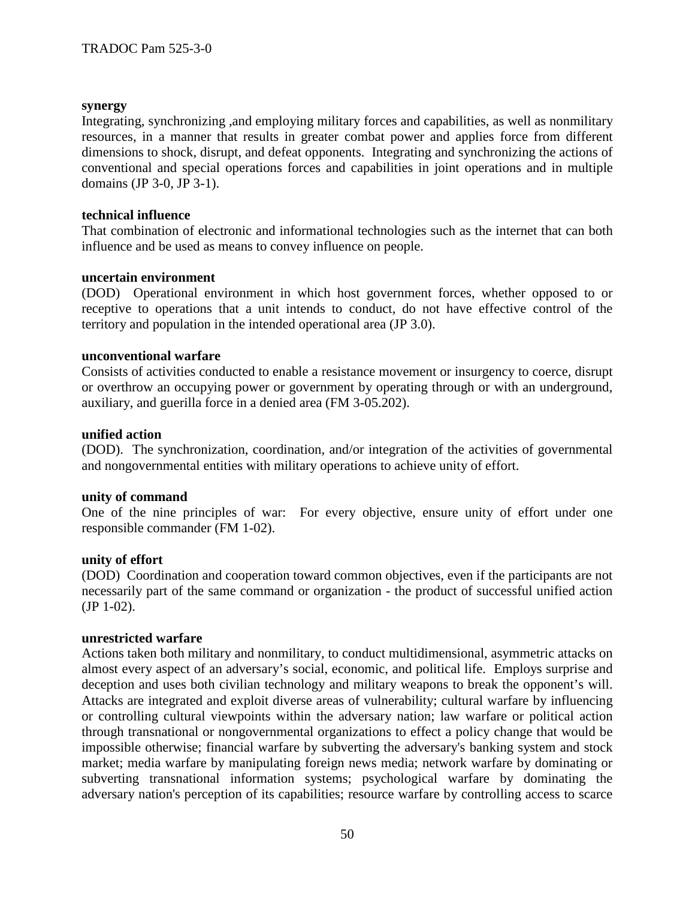**synergy**

Integrating, synchronizing ,and employing military forces and capabilities, as well as nonmilitary resources, in a manner that results in greater combat power and applies force from different dimensions to shock, disrupt, and defeat opponents. Integrating and synchronizing the actions of conventional and special operations forces and capabilities in joint operations and in multiple domains (JP 3-0, JP 3-1).

**technical influence**

That combination of electronic and informational technologies such as the internet that can both influence and be used as means to convey influence on people.

**uncertain environment**

(DOD) Operational environment in which host government forces, whether opposed to or receptive to operations that a unit intends to conduct, do not have effective control of the territory and population in the intended operational area (JP 3.0).

**unconventional warfare**

Consists of activities conducted to enable a resistance movement or insurgency to coerce, disrupt or overthrow an occupying power or government by operating through or with an underground, auxiliary, and guerilla force in a denied area (FM 3-05.202).

**unified action**

(DOD). The synchronization, coordination, and/or integration of the activities of governmental and nongovernmental entities with military operations to achieve unity of effort.

**unity of command**

One of the nine principles of war: For every objective, ensure unity of effort under one responsible commander (FM 1-02).

**unity of effort**

(DOD) Coordination and cooperation toward common objectives, even if the participants are not necessarily part of the same command or organization - the product of successful unified action (JP 1-02).

**unrestricted warfare**

Actions taken both military and nonmilitary, to conduct multidimensional, asymmetric attacks on almost every aspect of an adversary's social, economic, and political life. Employs surprise and deception and uses both civilian technology and military weapons to break the opponent's will. Attacks are integrated and exploit diverse areas of vulnerability; cultural warfare by influencing or controlling cultural viewpoints within the adversary nation; law warfare or political action through transnational or nongovernmental organizations to effect a policy change that would be impossible otherwise; financial warfare by subverting the adversary's banking system and stock market; media warfare by manipulating foreign news media; network warfare by dominating or subverting transnational information systems; psychological warfare by dominating the adversary nation's perception of its capabilities; resource warfare by controlling access to scarce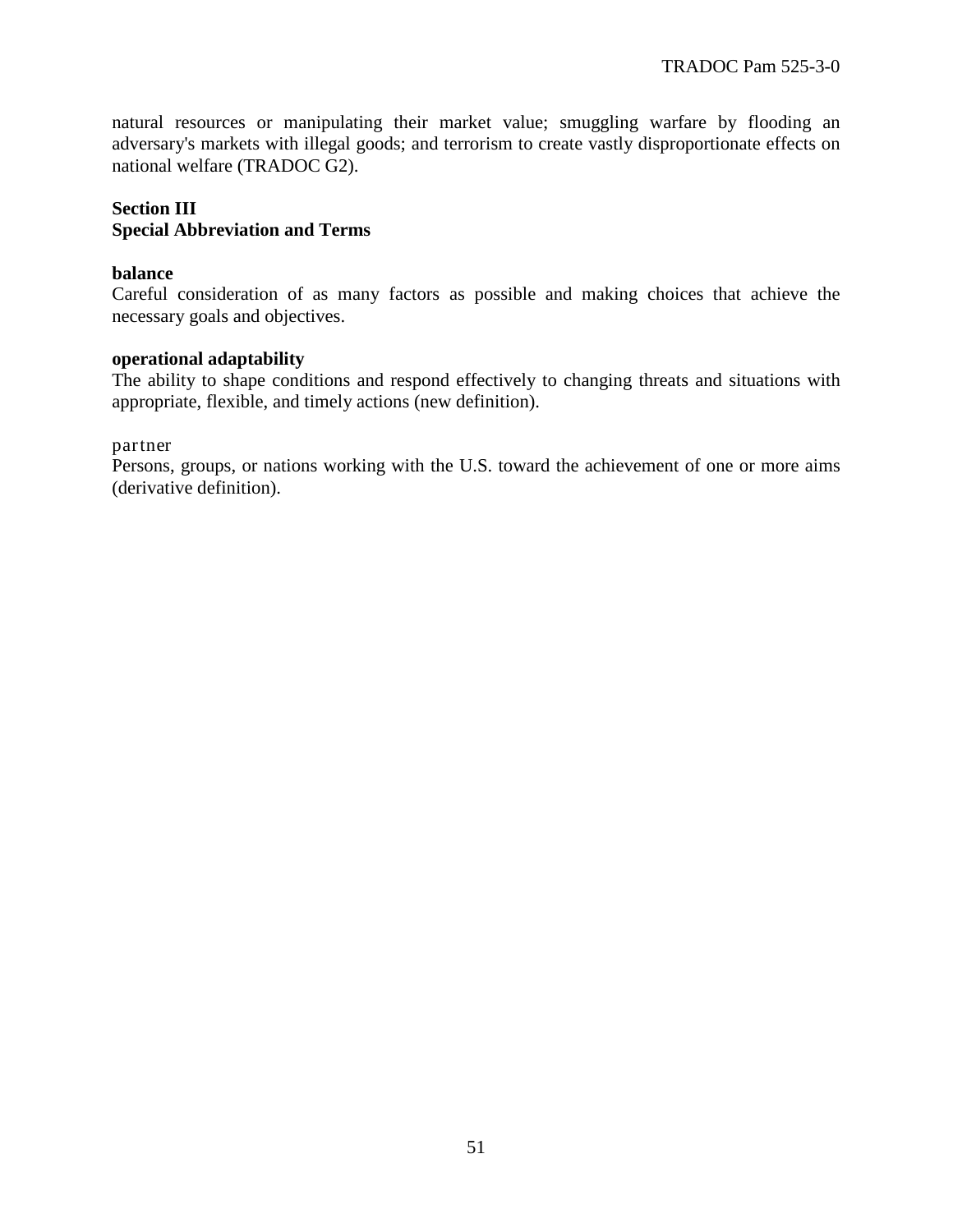natural resources or manipulating their market value; smuggling warfare by flooding an adversary's markets with illegal goods; and terrorism to create vastly disproportionate effects on national welfare (TRADOC G2).

**Section III**
**Special Abbreviation and Terms**

**balance**
Careful consideration of as many factors as possible and making choices that achieve the necessary goals and objectives.

**operational adaptability**
The ability to shape conditions and respond effectively to changing threats and situations with appropriate, flexible, and timely actions (new definition).

partner
Persons, groups, or nations working with the U.S. toward the achievement of one or more aims (derivative definition).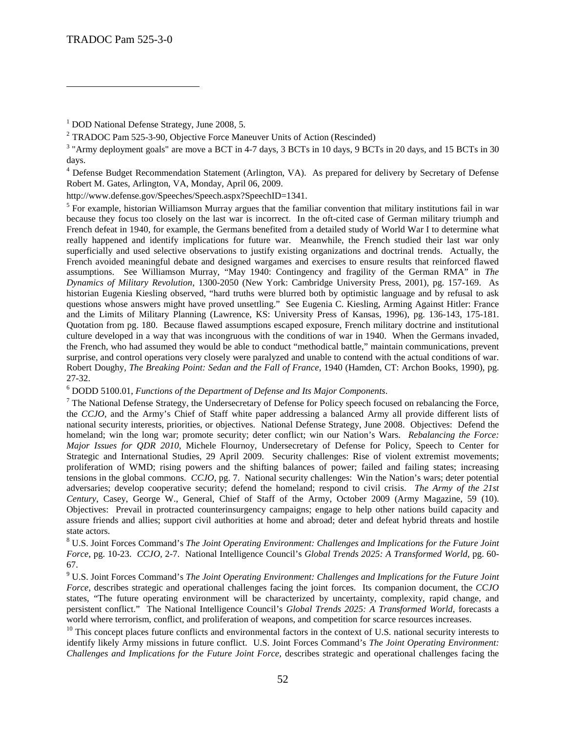[1] DOD National Defense Strategy, June 2008, 5.

[2] TRADOC Pam 525-3-90, Objective Force Maneuver Units of Action (Rescinded)

[3] "Army deployment goals" are move a BCT in 4-7 days, 3 BCTs in 10 days, 9 BCTs in 20 days, and 15 BCTs in 30 days.

[4] Defense Budget Recommendation Statement (Arlington, VA). As prepared for delivery by Secretary of Defense Robert M. Gates, Arlington, VA, Monday, April 06, 2009.

http://www.defense.gov/Speeches/Speech.aspx?SpeechID=1341.

[5] For example, historian Williamson Murray argues that the familiar convention that military institutions fail in war because they focus too closely on the last war is incorrect. In the oft-cited case of German military triumph and French defeat in 1940, for example, the Germans benefited from a detailed study of World War I to determine what really happened and identify implications for future war. Meanwhile, the French studied their last war only superficially and used selective observations to justify existing organizations and doctrinal trends. Actually, the French avoided meaningful debate and designed wargames and exercises to ensure results that reinforced flawed assumptions. See Williamson Murray, "May 1940: Contingency and fragility of the German RMA" in *The Dynamics of Military Revolution*, 1300-2050 (New York: Cambridge University Press, 2001), pg. 157-169. As historian Eugenia Kiesling observed, "hard truths were blurred both by optimistic language and by refusal to ask questions whose answers might have proved unsettling." See Eugenia C. Kiesling, Arming Against Hitler: France and the Limits of Military Planning (Lawrence, KS: University Press of Kansas, 1996), pg. 136-143, 175-181. Quotation from pg. 180. Because flawed assumptions escaped exposure, French military doctrine and institutional culture developed in a way that was incongruous with the conditions of war in 1940. When the Germans invaded, the French, who had assumed they would be able to conduct "methodical battle," maintain communications, prevent surprise, and control operations very closely were paralyzed and unable to contend with the actual conditions of war. Robert Doughy, *The Breaking Point: Sedan and the Fall of France*, 1940 (Hamden, CT: Archon Books, 1990), pg. 27-32.

[6] DODD 5100.01, *Functions of the Department of Defense and Its Major Components*.

[7] The National Defense Strategy, the Undersecretary of Defense for Policy speech focused on rebalancing the Force, the *CCJO*, and the Army's Chief of Staff white paper addressing a balanced Army all provide different lists of national security interests, priorities, or objectives. National Defense Strategy, June 2008. Objectives: Defend the homeland; win the long war; promote security; deter conflict; win our Nation's Wars. *Rebalancing the Force: Major Issues for QDR 2010*, Michele Flournoy, Undersecretary of Defense for Policy, Speech to Center for Strategic and International Studies, 29 April 2009. Security challenges: Rise of violent extremist movements; proliferation of WMD; rising powers and the shifting balances of power; failed and failing states; increasing tensions in the global commons. *CCJO*, pg. 7. National security challenges: Win the Nation's wars; deter potential adversaries; develop cooperative security; defend the homeland; respond to civil crisis. *The Army of the 21st Century*, Casey, George W., General, Chief of Staff of the Army, October 2009 (Army Magazine, 59 (10). Objectives: Prevail in protracted counterinsurgency campaigns; engage to help other nations build capacity and assure friends and allies; support civil authorities at home and abroad; deter and defeat hybrid threats and hostile state actors.

[8] U.S. Joint Forces Command's *The Joint Operating Environment: Challenges and Implications for the Future Joint Force*, pg. 10-23. *CCJO*, 2-7. National Intelligence Council's *Global Trends 2025: A Transformed World*, pg. 60-67.

[9] U.S. Joint Forces Command's *The Joint Operating Environment: Challenges and Implications for the Future Joint Force*, describes strategic and operational challenges facing the joint forces. Its companion document, the *CCJO* states, "The future operating environment will be characterized by uncertainty, complexity, rapid change, and persistent conflict." The National Intelligence Council's *Global Trends 2025: A Transformed World*, forecasts a world where terrorism, conflict, and proliferation of weapons, and competition for scarce resources increases.

[10] This concept places future conflicts and environmental factors in the context of U.S. national security interests to identify likely Army missions in future conflict. U.S. Joint Forces Command's *The Joint Operating Environment: Challenges and Implications for the Future Joint Force*, describes strategic and operational challenges facing the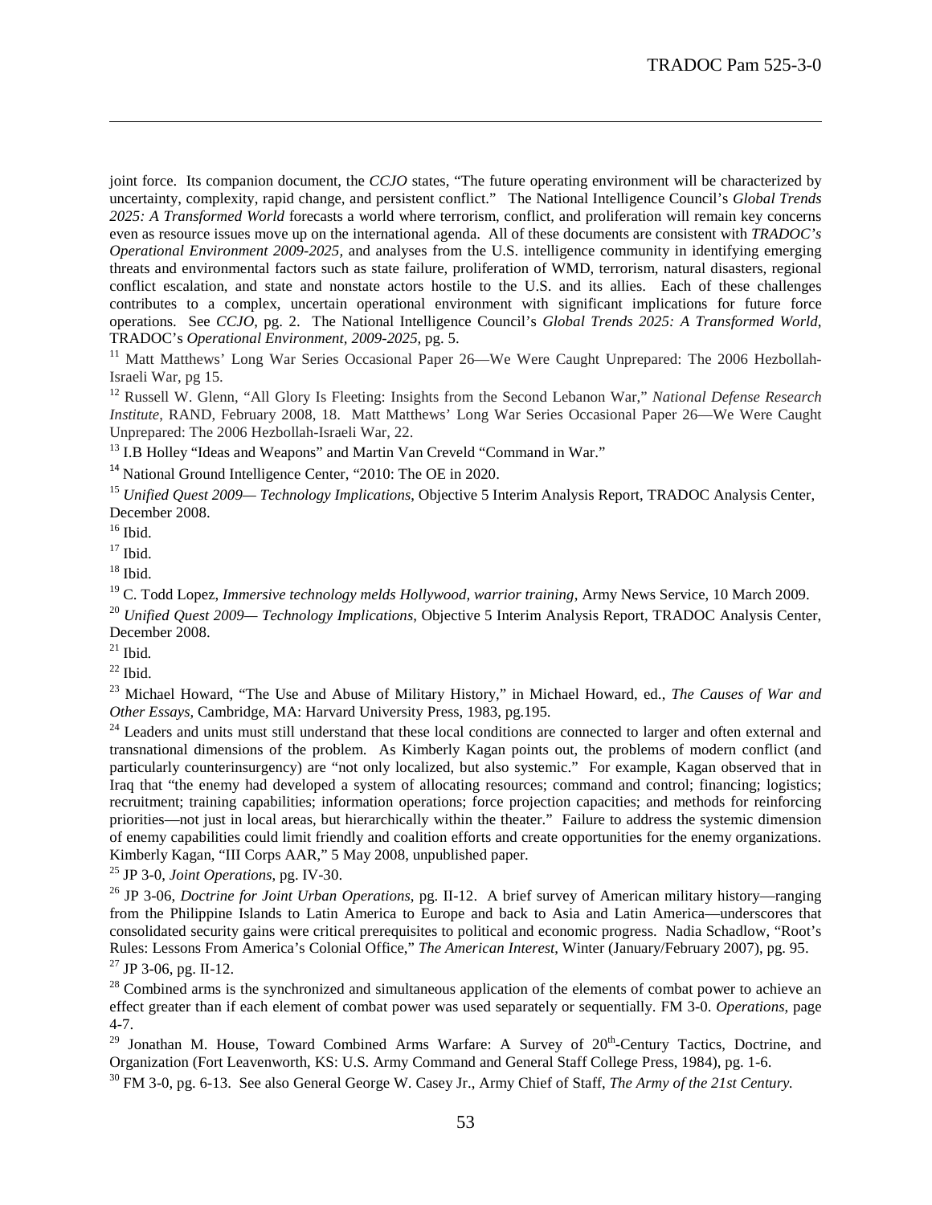joint force. Its companion document, the *CCJO* states, "The future operating environment will be characterized by uncertainty, complexity, rapid change, and persistent conflict." The National Intelligence Council's *Global Trends 2025: A Transformed World* forecasts a world where terrorism, conflict, and proliferation will remain key concerns even as resource issues move up on the international agenda. All of these documents are consistent with *TRADOC's Operational Environment 2009-2025,* and analyses from the U.S. intelligence community in identifying emerging threats and environmental factors such as state failure, proliferation of WMD, terrorism, natural disasters, regional conflict escalation, and state and nonstate actors hostile to the U.S. and its allies. Each of these challenges contributes to a complex, uncertain operational environment with significant implications for future force operations. See *CCJO*, pg. 2. The National Intelligence Council's *Global Trends 2025: A Transformed World*, TRADOC's *Operational Environment, 2009-2025*, pg. 5.

[11] Matt Matthews' Long War Series Occasional Paper 26—We Were Caught Unprepared: The 2006 Hezbollah-Israeli War, pg 15.

[12] Russell W. Glenn, "All Glory Is Fleeting: Insights from the Second Lebanon War," *National Defense Research Institute*, RAND, February 2008, 18. Matt Matthews' Long War Series Occasional Paper 26—We Were Caught Unprepared: The 2006 Hezbollah-Israeli War, 22.

[13] I.B Holley "Ideas and Weapons" and Martin Van Creveld "Command in War."

[14] National Ground Intelligence Center, "2010: The OE in 2020.

[15] *Unified Quest 2009— Technology Implications*, Objective 5 Interim Analysis Report, TRADOC Analysis Center, December 2008.

[16] Ibid.

[17] Ibid.

[18] Ibid.

[19] C. Todd Lopez, *Immersive technology melds Hollywood, warrior training*, Army News Service, 10 March 2009.

[20] *Unified Quest 2009— Technology Implications*, Objective 5 Interim Analysis Report, TRADOC Analysis Center, December 2008.

[21] Ibid.

[22] Ibid.

[23] Michael Howard, "The Use and Abuse of Military History," in Michael Howard, ed., *The Causes of War and Other Essays*, Cambridge, MA: Harvard University Press, 1983, pg.195.

[24] Leaders and units must still understand that these local conditions are connected to larger and often external and transnational dimensions of the problem. As Kimberly Kagan points out, the problems of modern conflict (and particularly counterinsurgency) are "not only localized, but also systemic." For example, Kagan observed that in Iraq that "the enemy had developed a system of allocating resources; command and control; financing; logistics; recruitment; training capabilities; information operations; force projection capacities; and methods for reinforcing priorities—not just in local areas, but hierarchically within the theater." Failure to address the systemic dimension of enemy capabilities could limit friendly and coalition efforts and create opportunities for the enemy organizations. Kimberly Kagan, "III Corps AAR," 5 May 2008, unpublished paper.

[25] JP 3-0, *Joint Operations*, pg. IV-30.

[26] JP 3-06, *Doctrine for Joint Urban Operations*, pg. II-12. A brief survey of American military history—ranging from the Philippine Islands to Latin America to Europe and back to Asia and Latin America—underscores that consolidated security gains were critical prerequisites to political and economic progress. Nadia Schadlow, "Root's Rules: Lessons From America's Colonial Office," *The American Interest*, Winter (January/February 2007), pg. 95.

[27] JP 3-06, pg. II-12.

[28] Combined arms is the synchronized and simultaneous application of the elements of combat power to achieve an effect greater than if each element of combat power was used separately or sequentially. FM 3-0. *Operations*, page 4-7.

[29] Jonathan M. House, Toward Combined Arms Warfare: A Survey of 20th-Century Tactics, Doctrine, and Organization (Fort Leavenworth, KS: U.S. Army Command and General Staff College Press, 1984), pg. 1-6.

[30] FM 3-0, pg. 6-13. See also General George W. Casey Jr., Army Chief of Staff, *The Army of the 21st Century.*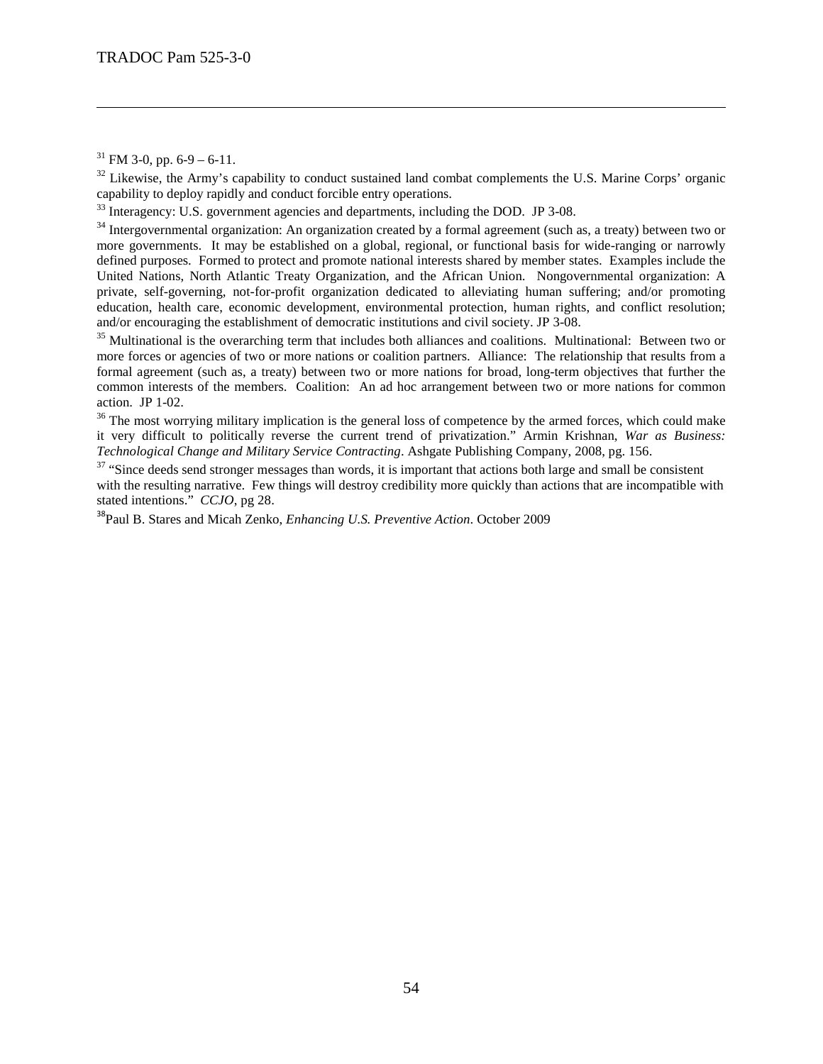[31] FM 3-0, pp. 6-9 – 6-11.

[32] Likewise, the Army's capability to conduct sustained land combat complements the U.S. Marine Corps' organic capability to deploy rapidly and conduct forcible entry operations.

[33] Interagency: U.S. government agencies and departments, including the DOD. JP 3-08.

[34] Intergovernmental organization: An organization created by a formal agreement (such as, a treaty) between two or more governments. It may be established on a global, regional, or functional basis for wide-ranging or narrowly defined purposes. Formed to protect and promote national interests shared by member states. Examples include the United Nations, North Atlantic Treaty Organization, and the African Union. Nongovernmental organization: A private, self-governing, not-for-profit organization dedicated to alleviating human suffering; and/or promoting education, health care, economic development, environmental protection, human rights, and conflict resolution; and/or encouraging the establishment of democratic institutions and civil society. JP 3-08.

[35] Multinational is the overarching term that includes both alliances and coalitions. Multinational: Between two or more forces or agencies of two or more nations or coalition partners. Alliance: The relationship that results from a formal agreement (such as, a treaty) between two or more nations for broad, long-term objectives that further the common interests of the members. Coalition: An ad hoc arrangement between two or more nations for common action. JP 1-02.

[36] The most worrying military implication is the general loss of competence by the armed forces, which could make it very difficult to politically reverse the current trend of privatization." Armin Krishnan, *War as Business: Technological Change and Military Service Contracting*. Ashgate Publishing Company, 2008, pg. 156.

[37] "Since deeds send stronger messages than words, it is important that actions both large and small be consistent with the resulting narrative. Few things will destroy credibility more quickly than actions that are incompatible with stated intentions." *CCJO*, pg 28.

[38] Paul B. Stares and Micah Zenko, *Enhancing U.S. Preventive Action*. October 2009